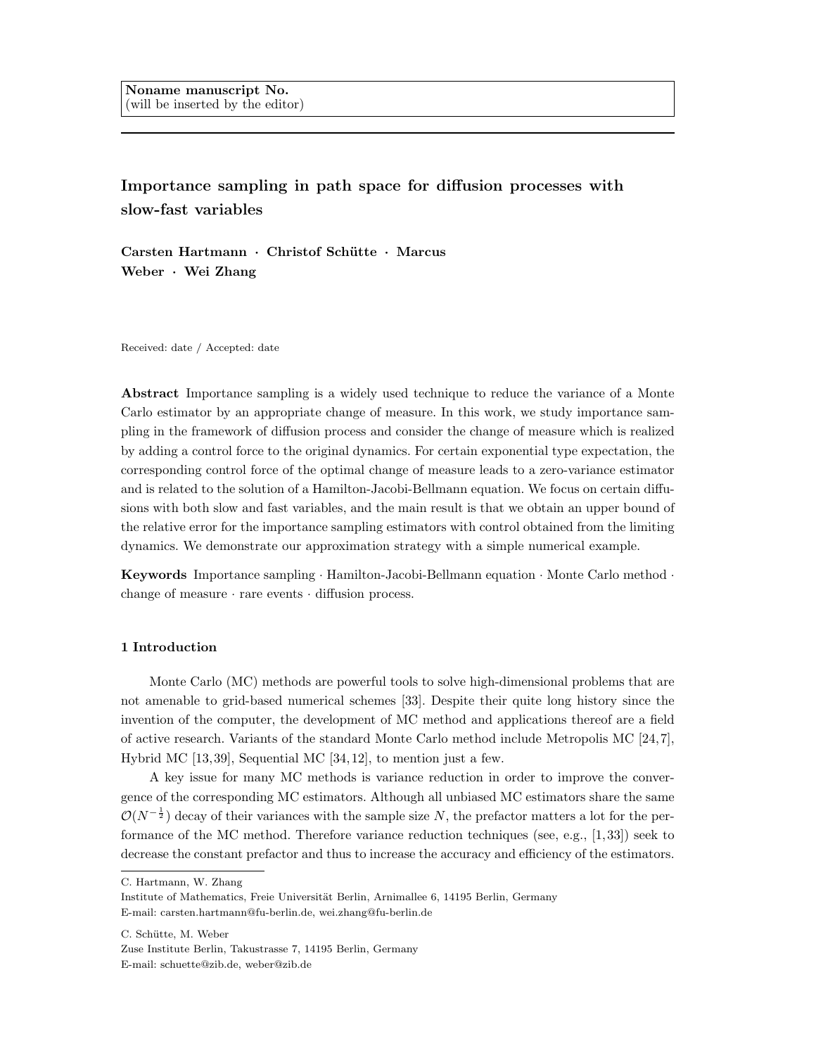Noname manuscript No.
(will be inserted by the editor)

# Importance sampling in path space for diffusion processes with slow-fast variables

**Carsten Hartmann · Christof Schütte · Marcus Weber · Wei Zhang**

Received: date / Accepted: date

**Abstract** Importance sampling is a widely used technique to reduce the variance of a Monte Carlo estimator by an appropriate change of measure. In this work, we study importance sampling in the framework of diffusion process and consider the change of measure which is realized by adding a control force to the original dynamics. For certain exponential type expectation, the corresponding control force of the optimal change of measure leads to a zero-variance estimator and is related to the solution of a Hamilton-Jacobi-Bellmann equation. We focus on certain diffusions with both slow and fast variables, and the main result is that we obtain an upper bound of the relative error for the importance sampling estimators with control obtained from the limiting dynamics. We demonstrate our approximation strategy with a simple numerical example.

**Keywords** Importance sampling · Hamilton-Jacobi-Bellmann equation · Monte Carlo method · change of measure · rare events · diffusion process.

## 1 Introduction

Monte Carlo (MC) methods are powerful tools to solve high-dimensional problems that are not amenable to grid-based numerical schemes [33]. Despite their quite long history since the invention of the computer, the development of MC method and applications thereof are a field of active research. Variants of the standard Monte Carlo method include Metropolis MC [24,7], Hybrid MC [13,39], Sequential MC [34,12], to mention just a few.

A key issue for many MC methods is variance reduction in order to improve the convergence of the corresponding MC estimators. Although all unbiased MC estimators share the same $\mathcal{O}(N^{-\frac{1}{2}})$ decay of their variances with the sample size $N$, the prefactor matters a lot for the performance of the MC method. Therefore variance reduction techniques (see, e.g., [1,33]) seek to decrease the constant prefactor and thus to increase the accuracy and efficiency of the estimators.

---

C. Hartmann, W. Zhang
Institute of Mathematics, Freie Universität Berlin, Arnimallee 6, 14195 Berlin, Germany
E-mail: carsten.hartmann@fu-berlin.de, wei.zhang@fu-berlin.de

C. Schütte, M. Weber
Zuse Institute Berlin, Takustrasse 7, 14195 Berlin, Germany
E-mail: schuette@zib.de, weber@zib.de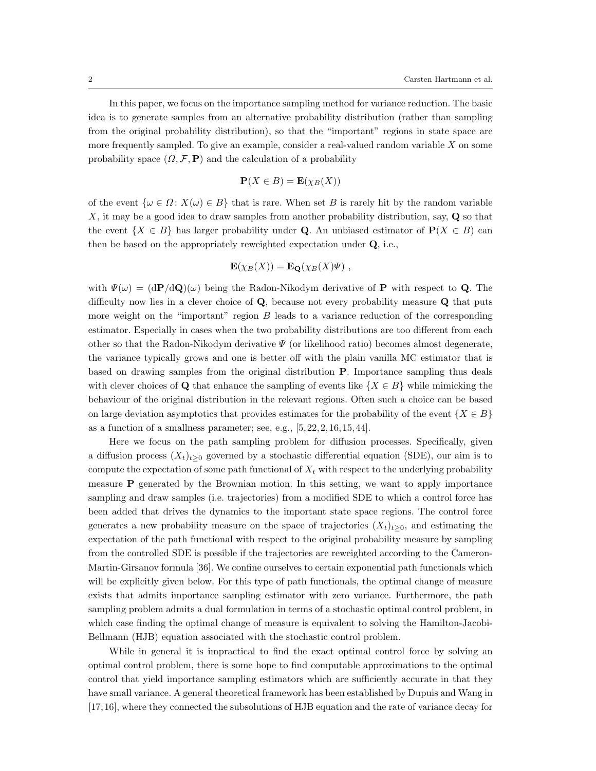In this paper, we focus on the importance sampling method for variance reduction. The basic idea is to generate samples from an alternative probability distribution (rather than sampling from the original probability distribution), so that the "important" regions in state space are more frequently sampled. To give an example, consider a real-valued random variable $X$ on some probability space $(\Omega, \mathcal{F}, \mathbf{P})$ and the calculation of a probability

$$\mathbf{P}(X \in B) = \mathbf{E}(\chi_B(X))$$

of the event $\{\omega \in \Omega \colon X(\omega) \in B\}$ that is rare. When set $B$ is rarely hit by the random variable $X$, it may be a good idea to draw samples from another probability distribution, say, $\mathbf{Q}$ so that the event $\{X \in B\}$ has larger probability under $\mathbf{Q}$. An unbiased estimator of $\mathbf{P}(X \in B)$ can then be based on the appropriately reweighted expectation under $\mathbf{Q}$, i.e.,

$$\mathbf{E}(\chi_B(X)) = \mathbf{E}_{\mathbf{Q}}(\chi_B(X)\Psi) \ ,$$

with $\Psi(\omega) = (d\mathbf{P}/d\mathbf{Q})(\omega)$ being the Radon-Nikodym derivative of $\mathbf{P}$ with respect to $\mathbf{Q}$. The difficulty now lies in a clever choice of $\mathbf{Q}$, because not every probability measure $\mathbf{Q}$ that puts more weight on the "important" region $B$ leads to a variance reduction of the corresponding estimator. Especially in cases when the two probability distributions are too different from each other so that the Radon-Nikodym derivative $\Psi$ (or likelihood ratio) becomes almost degenerate, the variance typically grows and one is better off with the plain vanilla MC estimator that is based on drawing samples from the original distribution $\mathbf{P}$. Importance sampling thus deals with clever choices of $\mathbf{Q}$ that enhance the sampling of events like $\{X \in B\}$ while mimicking the behaviour of the original distribution in the relevant regions. Often such a choice can be based on large deviation asymptotics that provides estimates for the probability of the event $\{X \in B\}$ as a function of a smallness parameter; see, e.g., [5, 22, 2, 16, 15, 44].

Here we focus on the path sampling problem for diffusion processes. Specifically, given a diffusion process $(X_t)_{t\geq 0}$ governed by a stochastic differential equation (SDE), our aim is to compute the expectation of some path functional of $X_t$ with respect to the underlying probability measure $\mathbf{P}$ generated by the Brownian motion. In this setting, we want to apply importance sampling and draw samples (i.e. trajectories) from a modified SDE to which a control force has been added that drives the dynamics to the important state space regions. The control force generates a new probability measure on the space of trajectories $(X_t)_{t\geq 0}$, and estimating the expectation of the path functional with respect to the original probability measure by sampling from the controlled SDE is possible if the trajectories are reweighted according to the Cameron-Martin-Girsanov formula [36]. We confine ourselves to certain exponential path functionals which will be explicitly given below. For this type of path functionals, the optimal change of measure exists that admits importance sampling estimator with zero variance. Furthermore, the path sampling problem admits a dual formulation in terms of a stochastic optimal control problem, in which case finding the optimal change of measure is equivalent to solving the Hamilton-Jacobi-Bellmann (HJB) equation associated with the stochastic control problem.

While in general it is impractical to find the exact optimal control force by solving an optimal control problem, there is some hope to find computable approximations to the optimal control that yield importance sampling estimators which are sufficiently accurate in that they have small variance. A general theoretical framework has been established by Dupuis and Wang in [17, 16], where they connected the subsolutions of HJB equation and the rate of variance decay for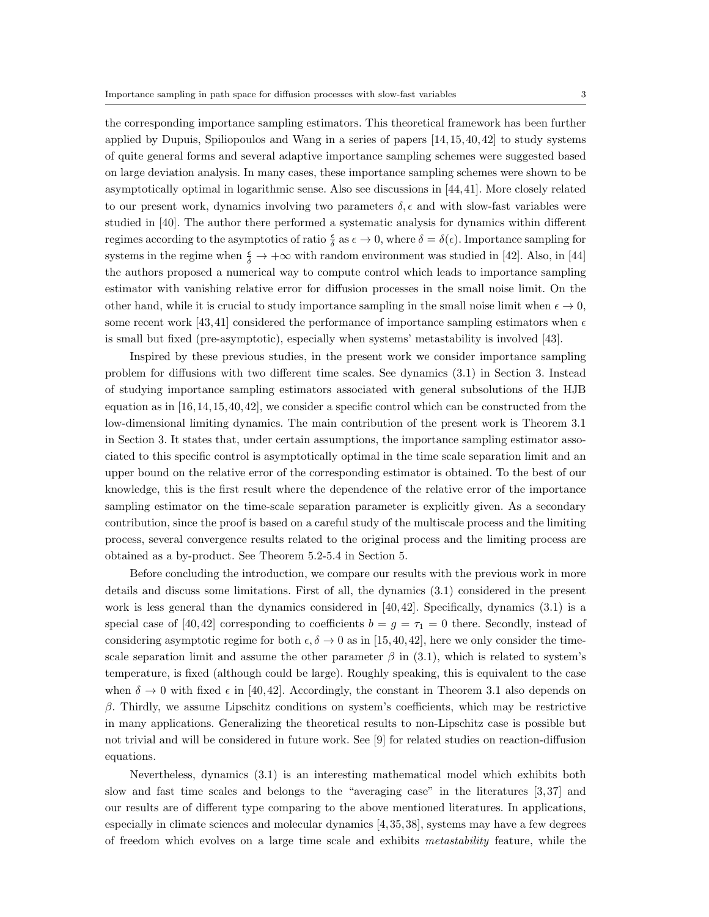the corresponding importance sampling estimators. This theoretical framework has been further applied by Dupuis, Spiliopoulos and Wang in a series of papers [14, 15, 40, 42] to study systems of quite general forms and several adaptive importance sampling schemes were suggested based on large deviation analysis. In many cases, these importance sampling schemes were shown to be asymptotically optimal in logarithmic sense. Also see discussions in [44, 41]. More closely related to our present work, dynamics involving two parameters $\delta, \epsilon$ and with slow-fast variables were studied in [40]. The author there performed a systematic analysis for dynamics within different regimes according to the asymptotics of ratio $\frac{\epsilon}{\delta}$ as $\epsilon \to 0$, where $\delta = \delta(\epsilon)$. Importance sampling for systems in the regime when $\frac{\epsilon}{\delta} \to +\infty$ with random environment was studied in [42]. Also, in [44] the authors proposed a numerical way to compute control which leads to importance sampling estimator with vanishing relative error for diffusion processes in the small noise limit. On the other hand, while it is crucial to study importance sampling in the small noise limit when $\epsilon \to 0$, some recent work [43, 41] considered the performance of importance sampling estimators when $\epsilon$ is small but fixed (pre-asymptotic), especially when systems' metastability is involved [43].

Inspired by these previous studies, in the present work we consider importance sampling problem for diffusions with two different time scales. See dynamics (3.1) in Section 3. Instead of studying importance sampling estimators associated with general subsolutions of the HJB equation as in [16, 14, 15, 40, 42], we consider a specific control which can be constructed from the low-dimensional limiting dynamics. The main contribution of the present work is Theorem 3.1 in Section 3. It states that, under certain assumptions, the importance sampling estimator associated to this specific control is asymptotically optimal in the time scale separation limit and an upper bound on the relative error of the corresponding estimator is obtained. To the best of our knowledge, this is the first result where the dependence of the relative error of the importance sampling estimator on the time-scale separation parameter is explicitly given. As a secondary contribution, since the proof is based on a careful study of the multiscale process and the limiting process, several convergence results related to the original process and the limiting process are obtained as a by-product. See Theorem 5.2-5.4 in Section 5.

Before concluding the introduction, we compare our results with the previous work in more details and discuss some limitations. First of all, the dynamics (3.1) considered in the present work is less general than the dynamics considered in [40, 42]. Specifically, dynamics (3.1) is a special case of [40, 42] corresponding to coefficients $b = g = \tau_1 = 0$ there. Secondly, instead of considering asymptotic regime for both $\epsilon, \delta \to 0$ as in [15, 40, 42], here we only consider the time-scale separation limit and assume the other parameter $\beta$ in (3.1), which is related to system's temperature, is fixed (although could be large). Roughly speaking, this is equivalent to the case when $\delta \to 0$ with fixed $\epsilon$ in [40, 42]. Accordingly, the constant in Theorem 3.1 also depends on $\beta$. Thirdly, we assume Lipschitz conditions on system's coefficients, which may be restrictive in many applications. Generalizing the theoretical results to non-Lipschitz case is possible but not trivial and will be considered in future work. See [9] for related studies on reaction-diffusion equations.

Nevertheless, dynamics (3.1) is an interesting mathematical model which exhibits both slow and fast time scales and belongs to the "averaging case" in the literatures [3, 37] and our results are of different type comparing to the above mentioned literatures. In applications, especially in climate sciences and molecular dynamics [4, 35, 38], systems may have a few degrees of freedom which evolves on a large time scale and exhibits *metastability* feature, while the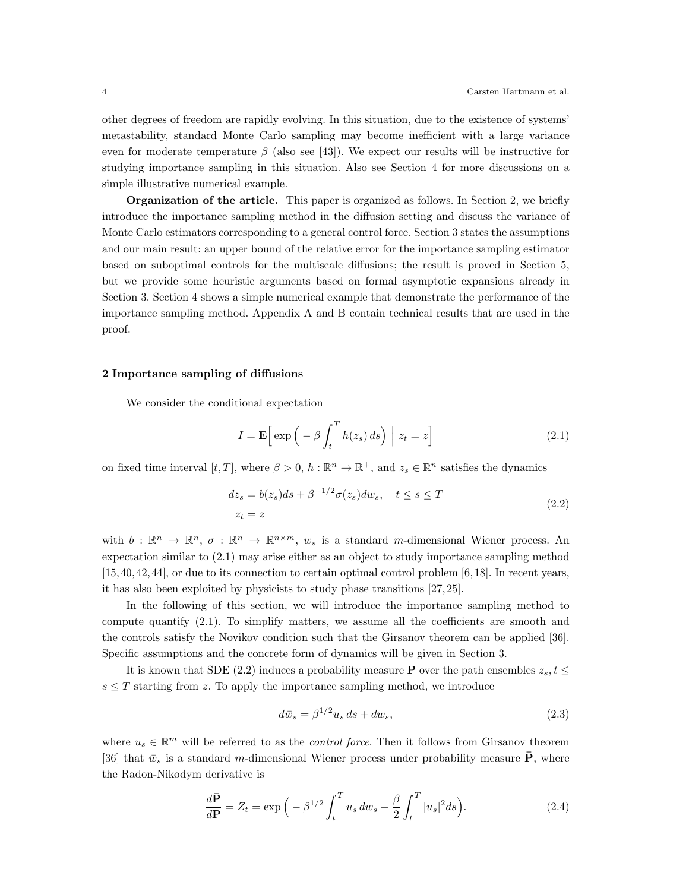other degrees of freedom are rapidly evolving. In this situation, due to the existence of systems' metastability, standard Monte Carlo sampling may become inefficient with a large variance even for moderate temperature $\beta$ (also see [43]). We expect our results will be instructive for studying importance sampling in this situation. Also see Section 4 for more discussions on a simple illustrative numerical example.

**Organization of the article.** This paper is organized as follows. In Section 2, we briefly introduce the importance sampling method in the diffusion setting and discuss the variance of Monte Carlo estimators corresponding to a general control force. Section 3 states the assumptions and our main result: an upper bound of the relative error for the importance sampling estimator based on suboptimal controls for the multiscale diffusions; the result is proved in Section 5, but we provide some heuristic arguments based on formal asymptotic expansions already in Section 3. Section 4 shows a simple numerical example that demonstrate the performance of the importance sampling method. Appendix A and B contain technical results that are used in the proof.

## 2 Importance sampling of diffusions

We consider the conditional expectation

$$I = \mathbf{E}\Big[\exp\Big(-\beta\int_t^T h(z_s)\,ds\Big)\;\Big|\; z_t = z\Big] \tag{2.1}$$

on fixed time interval $[t,T]$, where $\beta > 0$, $h : \mathbb{R}^n \to \mathbb{R}^+$, and $z_s \in \mathbb{R}^n$ satisfies the dynamics

$$\begin{aligned} dz_s &= b(z_s)ds + \beta^{-1/2}\sigma(z_s)dw_s, \quad t \le s \le T \\ z_t &= z \end{aligned} \tag{2.2}$$

with $b : \mathbb{R}^n \to \mathbb{R}^n$, $\sigma : \mathbb{R}^n \to \mathbb{R}^{n\times m}$, $w_s$ is a standard $m$-dimensional Wiener process. An expectation similar to (2.1) may arise either as an object to study importance sampling method [15,40,42,44], or due to its connection to certain optimal control problem [6,18]. In recent years, it has also been exploited by physicists to study phase transitions [27,25].

In the following of this section, we will introduce the importance sampling method to compute quantify (2.1). To simplify matters, we assume all the coefficients are smooth and the controls satisfy the Novikov condition such that the Girsanov theorem can be applied [36]. Specific assumptions and the concrete form of dynamics will be given in Section 3.

It is known that SDE (2.2) induces a probability measure $\mathbf{P}$ over the path ensembles $z_s, t \le s \le T$ starting from $z$. To apply the importance sampling method, we introduce

$$d\bar{w}_s = \beta^{1/2}u_s\,ds + dw_s, \tag{2.3}$$

where $u_s \in \mathbb{R}^m$ will be referred to as the *control force*. Then it follows from Girsanov theorem [36] that $\bar{w}_s$ is a standard $m$-dimensional Wiener process under probability measure $\bar{\mathbf{P}}$, where the Radon-Nikodym derivative is

$$\frac{d\bar{\mathbf{P}}}{d\mathbf{P}} = Z_t = \exp\Big(-\beta^{1/2}\int_t^T u_s\,dw_s - \frac{\beta}{2}\int_t^T |u_s|^2 ds\Big). \tag{2.4}$$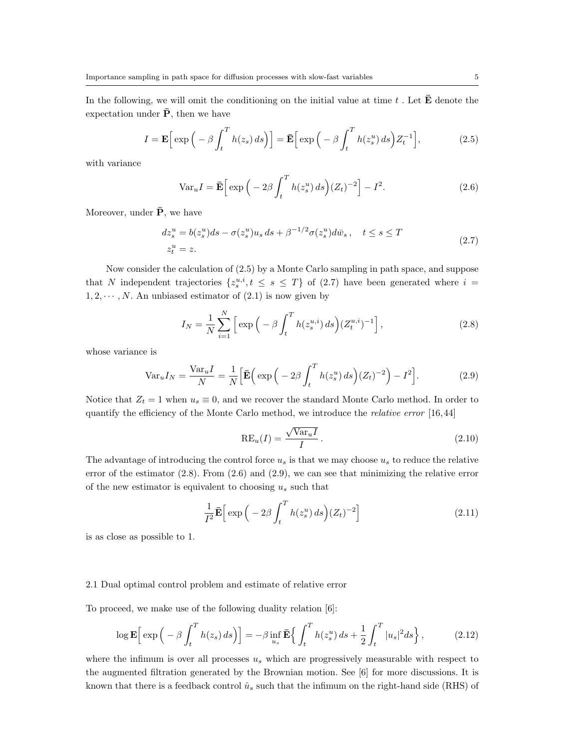In the following, we will omit the conditioning on the initial value at time $t$ . Let $\bar{\mathbf{E}}$ denote the expectation under $\bar{\mathbf{P}}$, then we have

$$I = \mathbf{E}\Big[\exp\Big(-\beta\int_t^T h(z_s)\,ds\Big)\Big] = \bar{\mathbf{E}}\Big[\exp\Big(-\beta\int_t^T h(z_s^u)\,ds\Big)Z_t^{-1}\Big], \tag{2.5}$$

with variance

$$\mathrm{Var}_u I = \bar{\mathbf{E}}\Big[\exp\Big(-2\beta\int_t^T h(z_s^u)\,ds\Big)(Z_t)^{-2}\Big] - I^2. \tag{2.6}$$

Moreover, under $\bar{\mathbf{P}}$, we have

$$\begin{aligned} dz_s^u &= b(z_s^u)ds - \sigma(z_s^u)u_s\,ds + \beta^{-1/2}\sigma(z_s^u)d\bar{w}_s\,, \quad t \le s \le T \\ z_t^u &= z. \end{aligned} \tag{2.7}$$

Now consider the calculation of (2.5) by a Monte Carlo sampling in path space, and suppose that $N$ independent trajectories $\{z_s^{u,i}, t \le s \le T\}$ of (2.7) have been generated where $i = 1, 2, \cdots, N$. An unbiased estimator of (2.1) is now given by

$$I_N = \frac{1}{N}\sum_{i=1}^{N}\Big[\exp\Big(-\beta\int_t^T h(z_s^{u,i})\,ds\Big)(Z_t^{u,i})^{-1}\Big], \tag{2.8}$$

whose variance is

$$\mathrm{Var}_u I_N = \frac{\mathrm{Var}_u I}{N} = \frac{1}{N}\Big[\bar{\mathbf{E}}\Big(\exp\Big(-2\beta\int_t^T h(z_s^u)\,ds\Big)(Z_t)^{-2}\Big) - I^2\Big]. \tag{2.9}$$

Notice that $Z_t = 1$ when $u_s \equiv 0$, and we recover the standard Monte Carlo method. In order to quantify the efficiency of the Monte Carlo method, we introduce the *relative error* [16,44]

$$\mathrm{RE}_u(I) = \frac{\sqrt{\mathrm{Var}_u I}}{I}\,. \tag{2.10}$$

The advantage of introducing the control force $u_s$ is that we may choose $u_s$ to reduce the relative error of the estimator (2.8). From (2.6) and (2.9), we can see that minimizing the relative error of the new estimator is equivalent to choosing $u_s$ such that

$$\frac{1}{I^2}\bar{\mathbf{E}}\Big[\exp\Big(-2\beta\int_t^T h(z_s^u)\,ds\Big)(Z_t)^{-2}\Big] \tag{2.11}$$

is as close as possible to 1.

## 2.1 Dual optimal control problem and estimate of relative error

To proceed, we make use of the following duality relation [6]:

$$\log\mathbf{E}\Big[\exp\Big(-\beta\int_t^T h(z_s)\,ds\Big)\Big] = -\beta\inf_{u_s}\bar{\mathbf{E}}\Big\{\int_t^T h(z_s^u)\,ds + \frac{1}{2}\int_t^T |u_s|^2 ds\Big\}\,, \tag{2.12}$$

where the infimum is over all processes $u_s$ which are progressively measurable with respect to the augmented filtration generated by the Brownian motion. See [6] for more discussions. It is known that there is a feedback control $\hat{u}_s$ such that the infimum on the right-hand side (RHS) of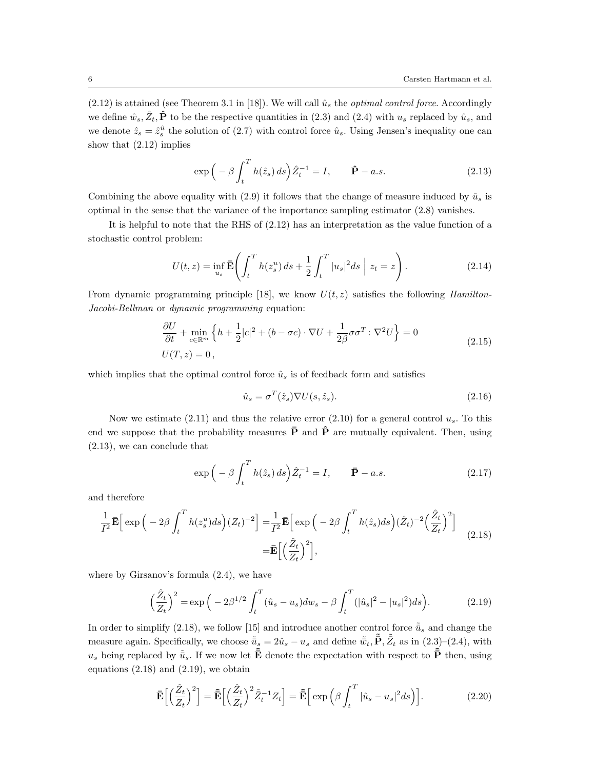(2.12) is attained (see Theorem 3.1 in [18]). We will call $\hat{u}_s$ the *optimal control force*. Accordingly we define $\hat{w}_s, \hat{Z}_t, \hat{\mathbf{P}}$ to be the respective quantities in (2.3) and (2.4) with $u_s$ replaced by $\hat{u}_s$, and we denote $\hat{z}_s = \hat{z}^{\hat{u}}_s$ the solution of (2.7) with control force $\hat{u}_s$. Using Jensen's inequality one can show that (2.12) implies

$$\exp\Big(-\beta\int_t^T h(\hat{z}_s)\,ds\Big)\hat{Z}_t^{-1} = I, \qquad \hat{\mathbf{P}} - a.s. \tag{2.13}$$

Combining the above equality with (2.9) it follows that the change of measure induced by $\hat{u}_s$ is optimal in the sense that the variance of the importance sampling estimator (2.8) vanishes.

It is helpful to note that the RHS of (2.12) has an interpretation as the value function of a stochastic control problem:

$$U(t,z) = \inf_{u_s} \bar{\mathbf{E}}\left(\int_t^T h(z^u_s)\,ds + \frac{1}{2}\int_t^T |u_s|^2 ds \;\Big|\; z_t = z\right). \tag{2.14}$$

From dynamic programming principle [18], we know $U(t,z)$ satisfies the following *Hamilton-Jacobi-Bellman* or *dynamic programming* equation:

$$\begin{aligned}
&\frac{\partial U}{\partial t} + \min_{c\in\mathbb{R}^m}\Big\{h + \frac{1}{2}|c|^2 + (b - \sigma c)\cdot\nabla U + \frac{1}{2\beta}\sigma\sigma^T : \nabla^2 U\Big\} = 0\\
&U(T,z) = 0\,,
\end{aligned} \tag{2.15}$$

which implies that the optimal control force $\hat{u}_s$ is of feedback form and satisfies

$$\hat{u}_s = \sigma^T(\hat{z}_s)\nabla U(s,\hat{z}_s). \tag{2.16}$$

Now we estimate (2.11) and thus the relative error (2.10) for a general control $u_s$. To this end we suppose that the probability measures $\bar{\mathbf{P}}$ and $\hat{\mathbf{P}}$ are mutually equivalent. Then, using (2.13), we can conclude that

$$\exp\Big(-\beta\int_t^T h(\hat{z}_s)\,ds\Big)\hat{Z}_t^{-1} = I, \qquad \bar{\mathbf{P}} - a.s. \tag{2.17}$$

and therefore

$$\begin{aligned}
\frac{1}{I^2}\bar{\mathbf{E}}\Big[\exp\Big(-2\beta\int_t^T h(z^u_s)ds\Big)(Z_t)^{-2}\Big] &= \frac{1}{I^2}\bar{\mathbf{E}}\Big[\exp\Big(-2\beta\int_t^T h(\hat{z}_s)ds\Big)(\hat{Z}_t)^{-2}\Big(\frac{\hat{Z}_t}{Z_t}\Big)^2\Big]\\
&= \bar{\mathbf{E}}\Big[\Big(\frac{\hat{Z}_t}{Z_t}\Big)^2\Big],
\end{aligned} \tag{2.18}$$

where by Girsanov's formula (2.4), we have

$$\Big(\frac{\hat{Z}_t}{Z_t}\Big)^2 = \exp\Big(-2\beta^{1/2}\int_t^T(\hat{u}_s - u_s)dw_s - \beta\int_t^T(|\hat{u}_s|^2 - |u_s|^2)ds\Big). \tag{2.19}$$

In order to simplify (2.18), we follow [15] and introduce another control force $\tilde{\bar{u}}_s$ and change the measure again. Specifically, we choose $\tilde{\bar{u}}_s = 2\hat{u}_s - u_s$ and define $\tilde{\bar{w}}_t, \tilde{\bar{\mathbf{P}}}, \tilde{\bar{Z}}_t$ as in (2.3)–(2.4), with $u_s$ being replaced by $\tilde{\bar{u}}_s$. If we now let $\tilde{\bar{\mathbf{E}}}$ denote the expectation with respect to $\tilde{\bar{\mathbf{P}}}$ then, using equations (2.18) and (2.19), we obtain

$$\bar{\mathbf{E}}\Big[\Big(\frac{\hat{Z}_t}{Z_t}\Big)^2\Big] = \tilde{\bar{\mathbf{E}}}\Big[\Big(\frac{\hat{Z}_t}{Z_t}\Big)^2\tilde{\bar{Z}}_t^{-1}Z_t\Big] = \tilde{\bar{\mathbf{E}}}\Big[\exp\Big(\beta\int_t^T|\hat{u}_s - u_s|^2 ds\Big)\Big]. \tag{2.20}$$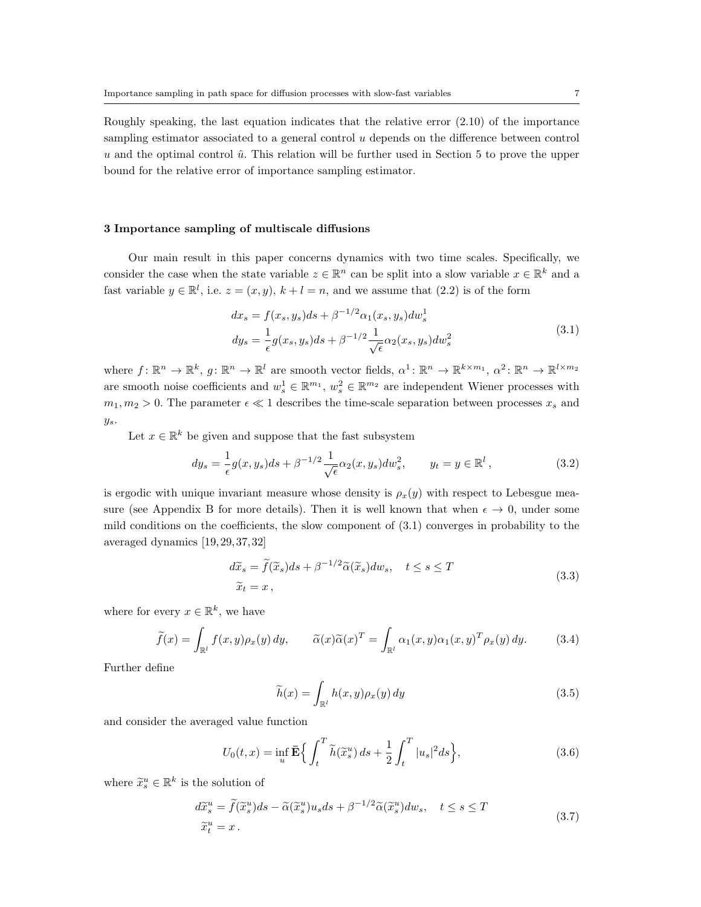Roughly speaking, the last equation indicates that the relative error (2.10) of the importance sampling estimator associated to a general control $u$ depends on the difference between control $u$ and the optimal control $\hat{u}$. This relation will be further used in Section 5 to prove the upper bound for the relative error of importance sampling estimator.

### 3 Importance sampling of multiscale diffusions

Our main result in this paper concerns dynamics with two time scales. Specifically, we consider the case when the state variable $z \in \mathbb{R}^n$ can be split into a slow variable $x \in \mathbb{R}^k$ and a fast variable $y \in \mathbb{R}^l$, i.e. $z = (x, y)$, $k + l = n$, and we assume that (2.2) is of the form

$$
\begin{aligned}
dx_s &= f(x_s, y_s)ds + \beta^{-1/2}\alpha_1(x_s, y_s)dw_s^1 \\
dy_s &= \frac{1}{\epsilon}g(x_s, y_s)ds + \beta^{-1/2}\frac{1}{\sqrt{\epsilon}}\alpha_2(x_s, y_s)dw_s^2
\end{aligned}
\tag{3.1}
$$

where $f\colon \mathbb{R}^n \to \mathbb{R}^k$, $g\colon \mathbb{R}^n \to \mathbb{R}^l$ are smooth vector fields, $\alpha^1\colon \mathbb{R}^n \to \mathbb{R}^{k\times m_1}$, $\alpha^2\colon \mathbb{R}^n \to \mathbb{R}^{l\times m_2}$ are smooth noise coefficients and $w_s^1 \in \mathbb{R}^{m_1}$, $w_s^2 \in \mathbb{R}^{m_2}$ are independent Wiener processes with $m_1, m_2 > 0$. The parameter $\epsilon \ll 1$ describes the time-scale separation between processes $x_s$ and $y_s$.

Let $x \in \mathbb{R}^k$ be given and suppose that the fast subsystem

$$
dy_s = \frac{1}{\epsilon}g(x, y_s)ds + \beta^{-1/2}\frac{1}{\sqrt{\epsilon}}\alpha_2(x, y_s)dw_s^2, \qquad y_t = y \in \mathbb{R}^l\,,
\tag{3.2}
$$

is ergodic with unique invariant measure whose density is $\rho_x(y)$ with respect to Lebesgue measure (see Appendix B for more details). Then it is well known that when $\epsilon \to 0$, under some mild conditions on the coefficients, the slow component of (3.1) converges in probability to the averaged dynamics [19, 29, 37, 32]

$$
\begin{aligned}
d\widetilde{x}_s &= \widetilde{f}(\widetilde{x}_s)ds + \beta^{-1/2}\widetilde{\alpha}(\widetilde{x}_s)dw_s, \quad t \le s \le T \\
\widetilde{x}_t &= x\,,
\end{aligned}
\tag{3.3}
$$

where for every $x \in \mathbb{R}^k$, we have

$$
\widetilde{f}(x) = \int_{\mathbb{R}^l} f(x, y)\rho_x(y)\,dy, \qquad \widetilde{\alpha}(x)\widetilde{\alpha}(x)^T = \int_{\mathbb{R}^l} \alpha_1(x, y)\alpha_1(x, y)^T\rho_x(y)\,dy.
\tag{3.4}
$$

Further define

$$
\widetilde{h}(x) = \int_{\mathbb{R}^l} h(x, y)\rho_x(y)\,dy
\tag{3.5}
$$

and consider the averaged value function

$$
U_0(t, x) = \inf_u \bar{\mathbf{E}}\Big\{\int_t^T \widetilde{h}(\widetilde{x}_s^u)\,ds + \frac{1}{2}\int_t^T |u_s|^2 ds\Big\},
\tag{3.6}
$$

where $\widetilde{x}_s^u \in \mathbb{R}^k$ is the solution of

$$
\begin{aligned}
d\widetilde{x}_s^u &= \widetilde{f}(\widetilde{x}_s^u)ds - \widetilde{\alpha}(\widetilde{x}_s^u)u_s ds + \beta^{-1/2}\widetilde{\alpha}(\widetilde{x}_s^u)dw_s, \quad t \le s \le T \\
\widetilde{x}_t^u &= x\,.
\end{aligned}
\tag{3.7}
$$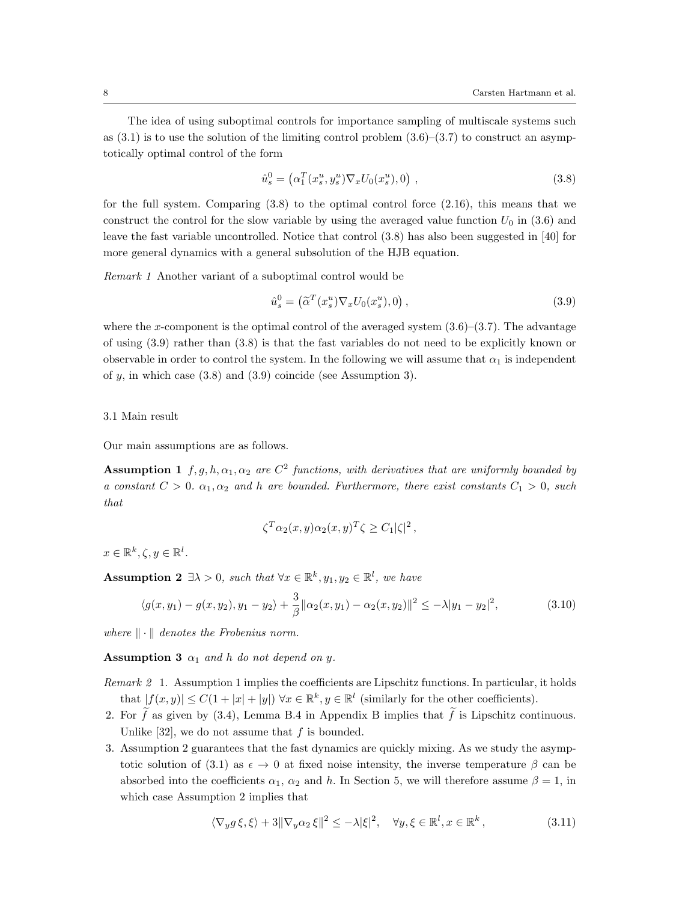The idea of using suboptimal controls for importance sampling of multiscale systems such as (3.1) is to use the solution of the limiting control problem (3.6)–(3.7) to construct an asymptotically optimal control of the form

$$\hat{u}^0_s = \left(\alpha_1^T(x^u_s, y^u_s)\nabla_x U_0(x^u_s), 0\right) , \tag{3.8}$$

for the full system. Comparing (3.8) to the optimal control force (2.16), this means that we construct the control for the slow variable by using the averaged value function $U_0$ in (3.6) and leave the fast variable uncontrolled. Notice that control (3.8) has also been suggested in [40] for more general dynamics with a general subsolution of the HJB equation.

*Remark 1* Another variant of a suboptimal control would be

$$\hat{u}^0_s = \left(\widetilde{\alpha}^T(x^u_s)\nabla_x U_0(x^u_s), 0\right), \tag{3.9}$$

where the $x$-component is the optimal control of the averaged system (3.6)–(3.7). The advantage of using (3.9) rather than (3.8) is that the fast variables do not need to be explicitly known or observable in order to control the system. In the following we will assume that $\alpha_1$ is independent of $y$, in which case (3.8) and (3.9) coincide (see Assumption 3).

### 3.1 Main result

Our main assumptions are as follows.

**Assumption 1** *$f, g, h, \alpha_1, \alpha_2$ are $C^2$ functions, with derivatives that are uniformly bounded by a constant $C > 0$. $\alpha_1, \alpha_2$ and $h$ are bounded. Furthermore, there exist constants $C_1 > 0$, such that*

$$\zeta^T \alpha_2(x, y)\alpha_2(x, y)^T \zeta \geq C_1 |\zeta|^2 ,$$

*$x \in \mathbb{R}^k, \zeta, y \in \mathbb{R}^l$.*

**Assumption 2** *$\exists \lambda > 0$, such that $\forall x \in \mathbb{R}^k, y_1, y_2 \in \mathbb{R}^l$, we have*

$$\langle g(x, y_1) - g(x, y_2), y_1 - y_2\rangle + \frac{3}{\beta}\|\alpha_2(x, y_1) - \alpha_2(x, y_2)\|^2 \leq -\lambda|y_1 - y_2|^2, \tag{3.10}$$

*where $\|\cdot\|$ denotes the Frobenius norm.*

**Assumption 3** *$\alpha_1$ and $h$ do not depend on $y$.*

*Remark 2*

1. Assumption 1 implies the coefficients are Lipschitz functions. In particular, it holds that $|f(x, y)| \leq C(1 + |x| + |y|)$ $\forall x \in \mathbb{R}^k, y \in \mathbb{R}^l$ (similarly for the other coefficients).
2. For $\widetilde{f}$ as given by (3.4), Lemma B.4 in Appendix B implies that $\widetilde{f}$ is Lipschitz continuous. Unlike [32], we do not assume that $f$ is bounded.
3. Assumption 2 guarantees that the fast dynamics are quickly mixing. As we study the asymptotic solution of (3.1) as $\epsilon \to 0$ at fixed noise intensity, the inverse temperature $\beta$ can be absorbed into the coefficients $\alpha_1$, $\alpha_2$ and $h$. In Section 5, we will therefore assume $\beta = 1$, in which case Assumption 2 implies that

$$\langle \nabla_y g\, \xi, \xi\rangle + 3\|\nabla_y \alpha_2\, \xi\|^2 \leq -\lambda|\xi|^2, \quad \forall y, \xi \in \mathbb{R}^l, x \in \mathbb{R}^k , \tag{3.11}$$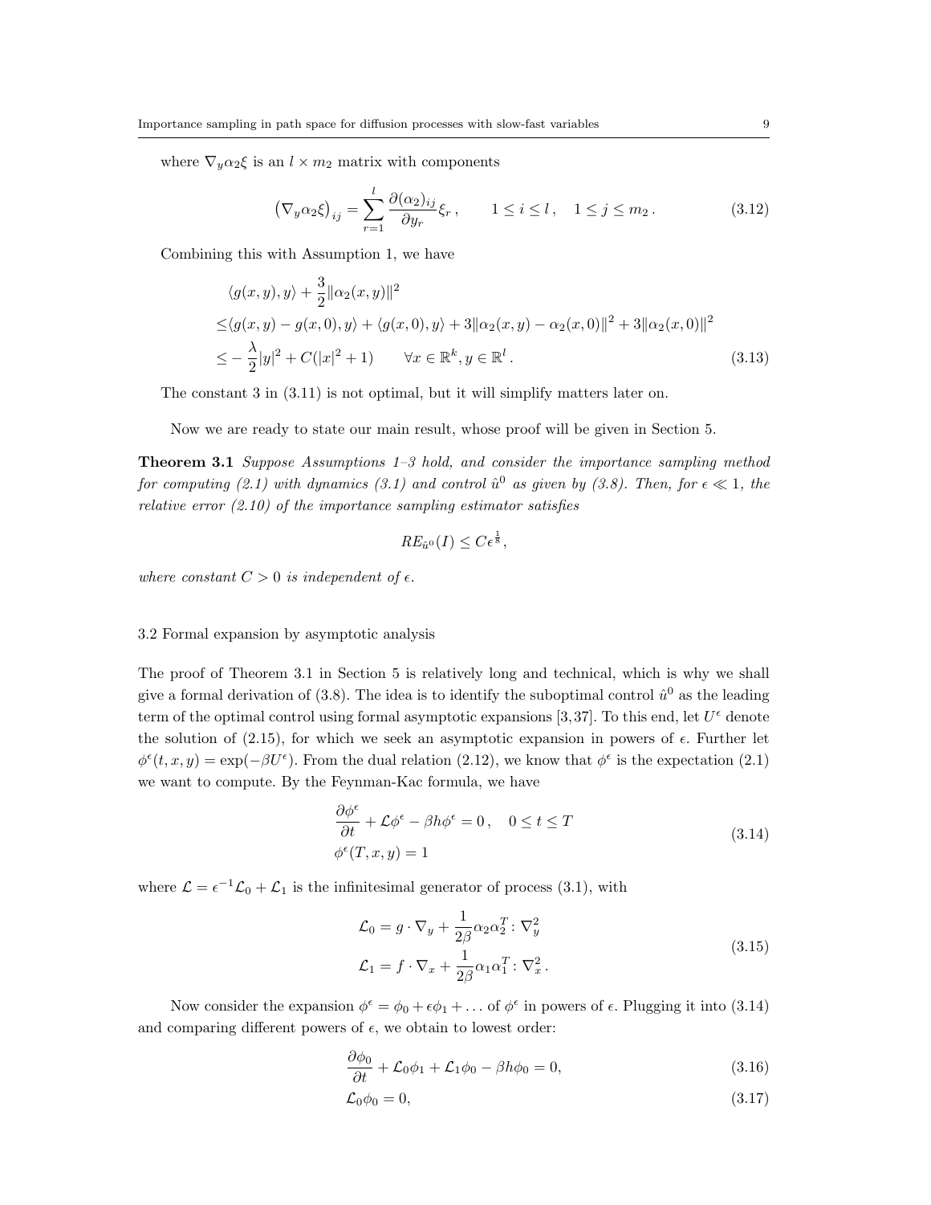where $\nabla_y \alpha_2 \xi$ is an $l \times m_2$ matrix with components

$$\left(\nabla_y \alpha_2 \xi\right)_{ij} = \sum_{r=1}^{l} \frac{\partial (\alpha_2)_{ij}}{\partial y_r} \xi_r \,, \qquad 1 \le i \le l \,, \quad 1 \le j \le m_2 \,. \tag{3.12}$$

Combining this with Assumption 1, we have

$$\begin{aligned}
&\langle g(x,y), y\rangle + \frac{3}{2}\|\alpha_2(x,y)\|^2 \\
\le&\langle g(x,y) - g(x,0), y\rangle + \langle g(x,0), y\rangle + 3\|\alpha_2(x,y) - \alpha_2(x,0)\|^2 + 3\|\alpha_2(x,0)\|^2 \\
\le& -\frac{\lambda}{2}|y|^2 + C(|x|^2 + 1) \qquad \forall x \in \mathbb{R}^k, y \in \mathbb{R}^l \,.
\end{aligned} \tag{3.13}$$

The constant 3 in (3.11) is not optimal, but it will simplify matters later on.

Now we are ready to state our main result, whose proof will be given in Section 5.

**Theorem 3.1** *Suppose Assumptions 1–3 hold, and consider the importance sampling method for computing (2.1) with dynamics (3.1) and control $\hat{u}^0$ as given by (3.8). Then, for $\epsilon \ll 1$, the relative error (2.10) of the importance sampling estimator satisfies*

$$RE_{\hat{u}^0}(I) \le C\epsilon^{\frac{1}{8}},$$

*where constant $C > 0$ is independent of $\epsilon$.*

### 3.2 Formal expansion by asymptotic analysis

The proof of Theorem 3.1 in Section 5 is relatively long and technical, which is why we shall give a formal derivation of (3.8). The idea is to identify the suboptimal control $\hat{u}^0$ as the leading term of the optimal control using formal asymptotic expansions [3,37]. To this end, let $U^\epsilon$ denote the solution of (2.15), for which we seek an asymptotic expansion in powers of $\epsilon$. Further let $\phi^\epsilon(t,x,y) = \exp(-\beta U^\epsilon)$. From the dual relation (2.12), we know that $\phi^\epsilon$ is the expectation (2.1) we want to compute. By the Feynman-Kac formula, we have

$$\begin{aligned}
&\frac{\partial \phi^\epsilon}{\partial t} + \mathcal{L}\phi^\epsilon - \beta h \phi^\epsilon = 0 \,, \quad 0 \le t \le T \\
&\phi^\epsilon(T,x,y) = 1
\end{aligned} \tag{3.14}$$

where $\mathcal{L} = \epsilon^{-1}\mathcal{L}_0 + \mathcal{L}_1$ is the infinitesimal generator of process (3.1), with

$$\begin{aligned}
\mathcal{L}_0 &= g \cdot \nabla_y + \frac{1}{2\beta}\alpha_2\alpha_2^T : \nabla_y^2 \\
\mathcal{L}_1 &= f \cdot \nabla_x + \frac{1}{2\beta}\alpha_1\alpha_1^T : \nabla_x^2 \,.
\end{aligned} \tag{3.15}$$

Now consider the expansion $\phi^\epsilon = \phi_0 + \epsilon\phi_1 + \dots$ of $\phi^\epsilon$ in powers of $\epsilon$. Plugging it into (3.14) and comparing different powers of $\epsilon$, we obtain to lowest order:

$$\frac{\partial \phi_0}{\partial t} + \mathcal{L}_0\phi_1 + \mathcal{L}_1\phi_0 - \beta h \phi_0 = 0, \tag{3.16}$$

$$\mathcal{L}_0\phi_0 = 0, \tag{3.17}$$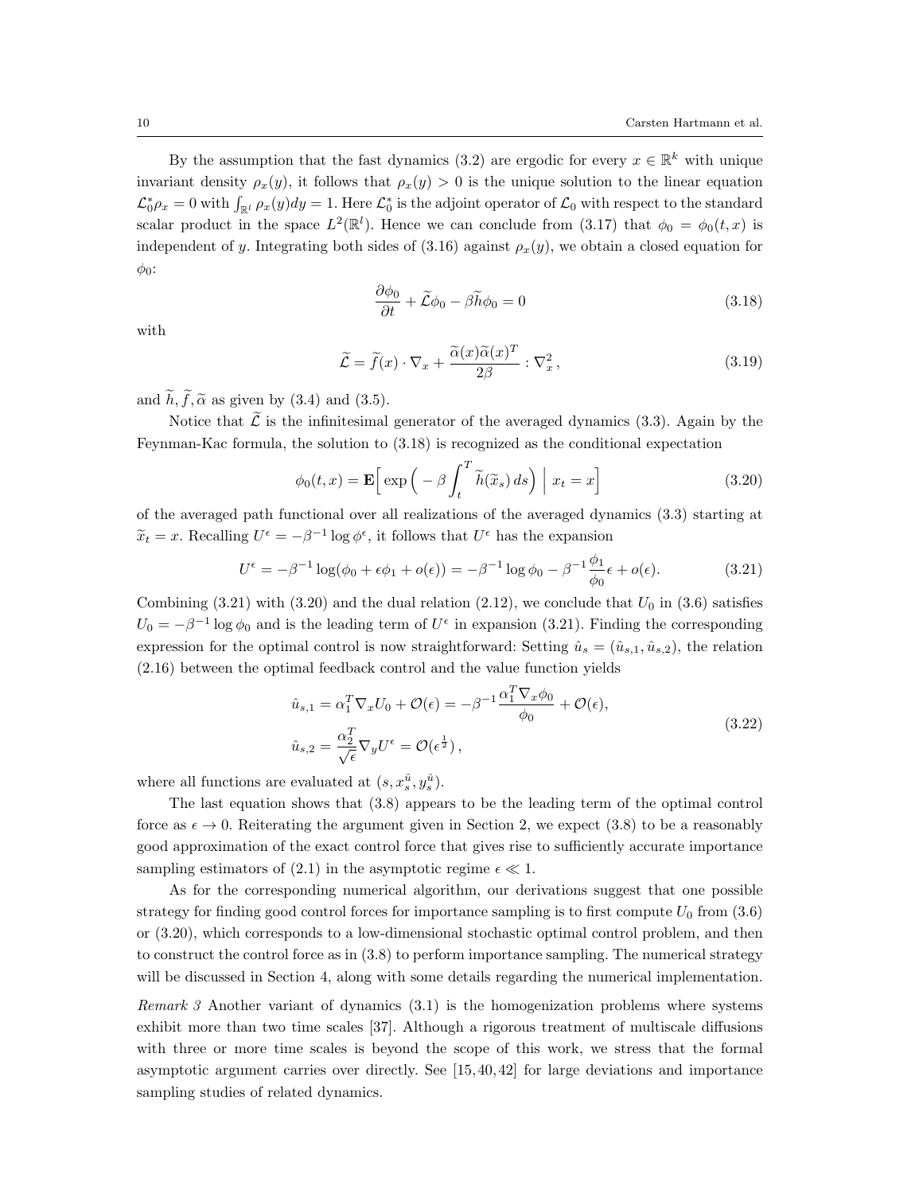By the assumption that the fast dynamics (3.2) are ergodic for every $x \in \mathbb{R}^k$ with unique invariant density $\rho_x(y)$, it follows that $\rho_x(y) > 0$ is the unique solution to the linear equation $\mathcal{L}_0^* \rho_x = 0$ with $\int_{\mathbb{R}^l} \rho_x(y) dy = 1$. Here $\mathcal{L}_0^*$ is the adjoint operator of $\mathcal{L}_0$ with respect to the standard scalar product in the space $L^2(\mathbb{R}^l)$. Hence we can conclude from (3.17) that $\phi_0 = \phi_0(t,x)$ is independent of $y$. Integrating both sides of (3.16) against $\rho_x(y)$, we obtain a closed equation for $\phi_0$:

$$\frac{\partial \phi_0}{\partial t} + \widetilde{\mathcal{L}}\phi_0 - \beta \widetilde{h} \phi_0 = 0 \tag{3.18}$$

with

$$\widetilde{\mathcal{L}} = \widetilde{f}(x) \cdot \nabla_x + \frac{\widetilde{\alpha}(x)\widetilde{\alpha}(x)^T}{2\beta} : \nabla_x^2 \,, \tag{3.19}$$

and $\widetilde{h}, \widetilde{f}, \widetilde{\alpha}$ as given by (3.4) and (3.5).

Notice that $\widetilde{\mathcal{L}}$ is the infinitesimal generator of the averaged dynamics (3.3). Again by the Feynman-Kac formula, the solution to (3.18) is recognized as the conditional expectation

$$\phi_0(t,x) = \mathbf{E}\Big[ \exp\Big( -\beta \int_t^T \widetilde{h}(\widetilde{x}_s)\, ds \Big) \;\Big|\; x_t = x \Big] \tag{3.20}$$

of the averaged path functional over all realizations of the averaged dynamics (3.3) starting at $\widetilde{x}_t = x$. Recalling $U^\epsilon = -\beta^{-1} \log \phi^\epsilon$, it follows that $U^\epsilon$ has the expansion

$$U^\epsilon = -\beta^{-1} \log(\phi_0 + \epsilon \phi_1 + o(\epsilon)) = -\beta^{-1} \log \phi_0 - \beta^{-1} \frac{\phi_1}{\phi_0} \epsilon + o(\epsilon). \tag{3.21}$$

Combining (3.21) with (3.20) and the dual relation (2.12), we conclude that $U_0$ in (3.6) satisfies $U_0 = -\beta^{-1} \log \phi_0$ and is the leading term of $U^\epsilon$ in expansion (3.21). Finding the corresponding expression for the optimal control is now straightforward: Setting $\hat{u}_s = (\hat{u}_{s,1}, \hat{u}_{s,2})$, the relation (2.16) between the optimal feedback control and the value function yields

$$\begin{aligned} \hat{u}_{s,1} &= \alpha_1^T \nabla_x U_0 + \mathcal{O}(\epsilon) = -\beta^{-1} \frac{\alpha_1^T \nabla_x \phi_0}{\phi_0} + \mathcal{O}(\epsilon), \\ \hat{u}_{s,2} &= \frac{\alpha_2^T}{\sqrt{\epsilon}} \nabla_y U^\epsilon = \mathcal{O}(\epsilon^{\frac{1}{2}})\,, \end{aligned} \tag{3.22}$$

where all functions are evaluated at $(s, x_s^{\hat{u}}, y_s^{\hat{u}})$.

The last equation shows that (3.8) appears to be the leading term of the optimal control force as $\epsilon \to 0$. Reiterating the argument given in Section 2, we expect (3.8) to be a reasonably good approximation of the exact control force that gives rise to sufficiently accurate importance sampling estimators of (2.1) in the asymptotic regime $\epsilon \ll 1$.

As for the corresponding numerical algorithm, our derivations suggest that one possible strategy for finding good control forces for importance sampling is to first compute $U_0$ from (3.6) or (3.20), which corresponds to a low-dimensional stochastic optimal control problem, and then to construct the control force as in (3.8) to perform importance sampling. The numerical strategy will be discussed in Section 4, along with some details regarding the numerical implementation.

*Remark 3* Another variant of dynamics (3.1) is the homogenization problems where systems exhibit more than two time scales [37]. Although a rigorous treatment of multiscale diffusions with three or more time scales is beyond the scope of this work, we stress that the formal asymptotic argument carries over directly. See [15, 40, 42] for large deviations and importance sampling studies of related dynamics.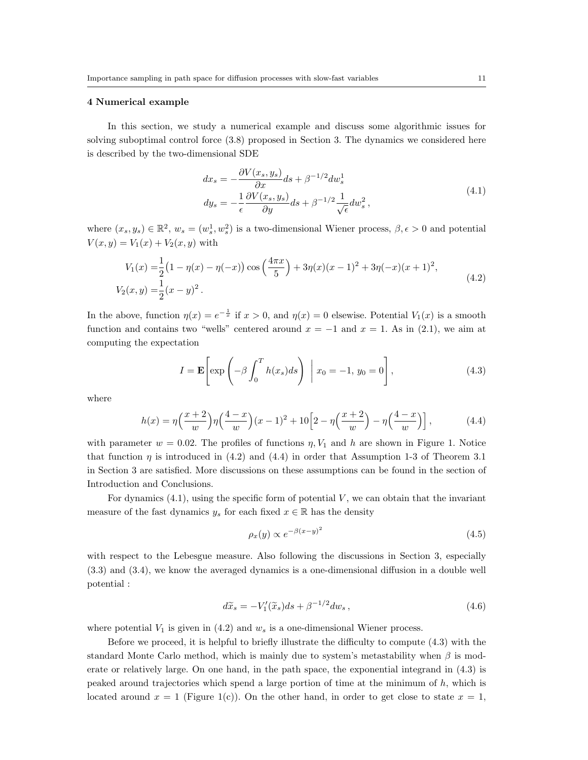## 4 Numerical example

In this section, we study a numerical example and discuss some algorithmic issues for solving suboptimal control force (3.8) proposed in Section 3. The dynamics we considered here is described by the two-dimensional SDE

$$
\begin{aligned}
dx_s &= -\frac{\partial V(x_s, y_s)}{\partial x} ds + \beta^{-1/2} dw_s^1 \\
dy_s &= -\frac{1}{\epsilon}\frac{\partial V(x_s, y_s)}{\partial y} ds + \beta^{-1/2}\frac{1}{\sqrt{\epsilon}} dw_s^2 \,,
\end{aligned}
\tag{4.1}
$$

where $(x_s, y_s) \in \mathbb{R}^2$, $w_s = (w_s^1, w_s^2)$ is a two-dimensional Wiener process, $\beta, \epsilon > 0$ and potential $V(x, y) = V_1(x) + V_2(x, y)$ with

$$
\begin{aligned}
V_1(x) =& \frac{1}{2}\big(1 - \eta(x) - \eta(-x)\big)\cos\Big(\frac{4\pi x}{5}\Big) + 3\eta(x)(x-1)^2 + 3\eta(-x)(x+1)^2, \\
V_2(x, y) =& \frac{1}{2}(x-y)^2 \,.
\end{aligned}
\tag{4.2}
$$

In the above, function $\eta(x) = e^{-\frac{1}{x}}$ if $x > 0$, and $\eta(x) = 0$ elsewise. Potential $V_1(x)$ is a smooth function and contains two "wells" centered around $x = -1$ and $x = 1$. As in (2.1), we aim at computing the expectation

$$
I = \mathbf{E}\left[\exp\left(-\beta\int_0^T h(x_s)ds\right) \;\middle|\; x_0 = -1,\, y_0 = 0\right],
\tag{4.3}
$$

where

$$
h(x) = \eta\Big(\frac{x+2}{w}\Big)\eta\Big(\frac{4-x}{w}\Big)(x-1)^2 + 10\Big[2 - \eta\Big(\frac{x+2}{w}\Big) - \eta\Big(\frac{4-x}{w}\Big)\Big]\,,
\tag{4.4}
$$

with parameter $w = 0.02$. The profiles of functions $\eta, V_1$ and $h$ are shown in Figure 1. Notice that function $\eta$ is introduced in (4.2) and (4.4) in order that Assumption 1-3 of Theorem 3.1 in Section 3 are satisfied. More discussions on these assumptions can be found in the section of Introduction and Conclusions.

For dynamics (4.1), using the specific form of potential $V$, we can obtain that the invariant measure of the fast dynamics $y_s$ for each fixed $x \in \mathbb{R}$ has the density

$$
\rho_x(y) \propto e^{-\beta(x-y)^2}
\tag{4.5}
$$

with respect to the Lebesgue measure. Also following the discussions in Section 3, especially (3.3) and (3.4), we know the averaged dynamics is a one-dimensional diffusion in a double well potential :

$$
d\widetilde{x}_s = -V_1'(\widetilde{x}_s)ds + \beta^{-1/2}dw_s\,,
\tag{4.6}
$$

where potential $V_1$ is given in (4.2) and $w_s$ is a one-dimensional Wiener process.

Before we proceed, it is helpful to briefly illustrate the difficulty to compute (4.3) with the standard Monte Carlo method, which is mainly due to system's metastability when $\beta$ is moderate or relatively large. On one hand, in the path space, the exponential integrand in (4.3) is peaked around trajectories which spend a large portion of time at the minimum of $h$, which is located around $x = 1$ (Figure 1(c)). On the other hand, in order to get close to state $x = 1$,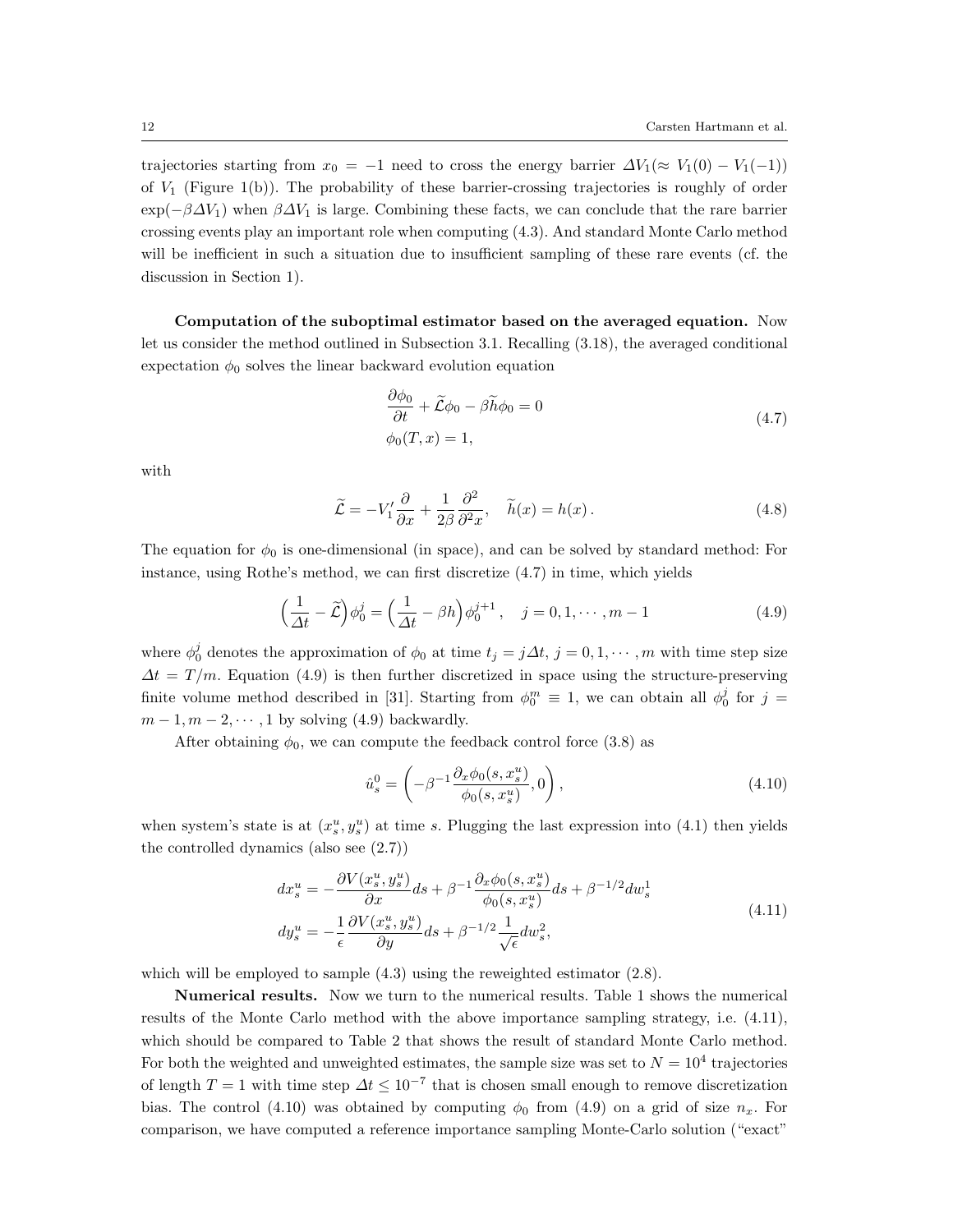trajectories starting from $x_0 = -1$ need to cross the energy barrier $\varDelta V_1 (\approx V_1(0) - V_1(-1))$ of $V_1$ (Figure 1(b)). The probability of these barrier-crossing trajectories is roughly of order $\exp(-\beta \varDelta V_1)$ when $\beta \varDelta V_1$ is large. Combining these facts, we can conclude that the rare barrier crossing events play an important role when computing (4.3). And standard Monte Carlo method will be inefficient in such a situation due to insufficient sampling of these rare events (cf. the discussion in Section 1).

**Computation of the suboptimal estimator based on the averaged equation.** Now let us consider the method outlined in Subsection 3.1. Recalling (3.18), the averaged conditional expectation $\phi_0$ solves the linear backward evolution equation

$$
\begin{aligned}
&\frac{\partial \phi_0}{\partial t} + \widetilde{\mathcal{L}}\phi_0 - \beta \widetilde{h}\phi_0 = 0 \\
&\phi_0(T, x) = 1,
\end{aligned}
\tag{4.7}
$$

with

$$
\widetilde{\mathcal{L}} = -V_1' \frac{\partial}{\partial x} + \frac{1}{2\beta}\frac{\partial^2}{\partial^2 x}, \quad \widetilde{h}(x) = h(x)\,. \tag{4.8}
$$

The equation for $\phi_0$ is one-dimensional (in space), and can be solved by standard method: For instance, using Rothe's method, we can first discretize (4.7) in time, which yields

$$
\Big(\frac{1}{\varDelta t} - \widetilde{\mathcal{L}}\Big)\phi_0^j = \Big(\frac{1}{\varDelta t} - \beta h\Big)\phi_0^{j+1}\,, \quad j = 0, 1, \cdots, m-1 \tag{4.9}
$$

where $\phi_0^j$ denotes the approximation of $\phi_0$ at time $t_j = j\varDelta t$, $j = 0, 1, \cdots, m$ with time step size $\varDelta t = T/m$. Equation (4.9) is then further discretized in space using the structure-preserving finite volume method described in [31]. Starting from $\phi_0^m \equiv 1$, we can obtain all $\phi_0^j$ for $j = m-1, m-2, \cdots, 1$ by solving (4.9) backwardly.

After obtaining $\phi_0$, we can compute the feedback control force (3.8) as

$$
\hat{u}_s^0 = \left(-\beta^{-1}\frac{\partial_x \phi_0(s, x_s^u)}{\phi_0(s, x_s^u)}, 0\right), \tag{4.10}
$$

when system's state is at $(x_s^u, y_s^u)$ at time $s$. Plugging the last expression into (4.1) then yields the controlled dynamics (also see (2.7))

$$
\begin{aligned}
dx_s^u &= -\frac{\partial V(x_s^u, y_s^u)}{\partial x}ds + \beta^{-1}\frac{\partial_x \phi_0(s, x_s^u)}{\phi_0(s, x_s^u)}ds + \beta^{-1/2}dw_s^1 \\
dy_s^u &= -\frac{1}{\epsilon}\frac{\partial V(x_s^u, y_s^u)}{\partial y}ds + \beta^{-1/2}\frac{1}{\sqrt{\epsilon}}dw_s^2,
\end{aligned}
\tag{4.11}
$$

which will be employed to sample (4.3) using the reweighted estimator (2.8).

**Numerical results.** Now we turn to the numerical results. Table 1 shows the numerical results of the Monte Carlo method with the above importance sampling strategy, i.e. (4.11), which should be compared to Table 2 that shows the result of standard Monte Carlo method. For both the weighted and unweighted estimates, the sample size was set to $N = 10^4$ trajectories of length $T = 1$ with time step $\varDelta t \leq 10^{-7}$ that is chosen small enough to remove discretization bias. The control (4.10) was obtained by computing $\phi_0$ from (4.9) on a grid of size $n_x$. For comparison, we have computed a reference importance sampling Monte-Carlo solution ("exact"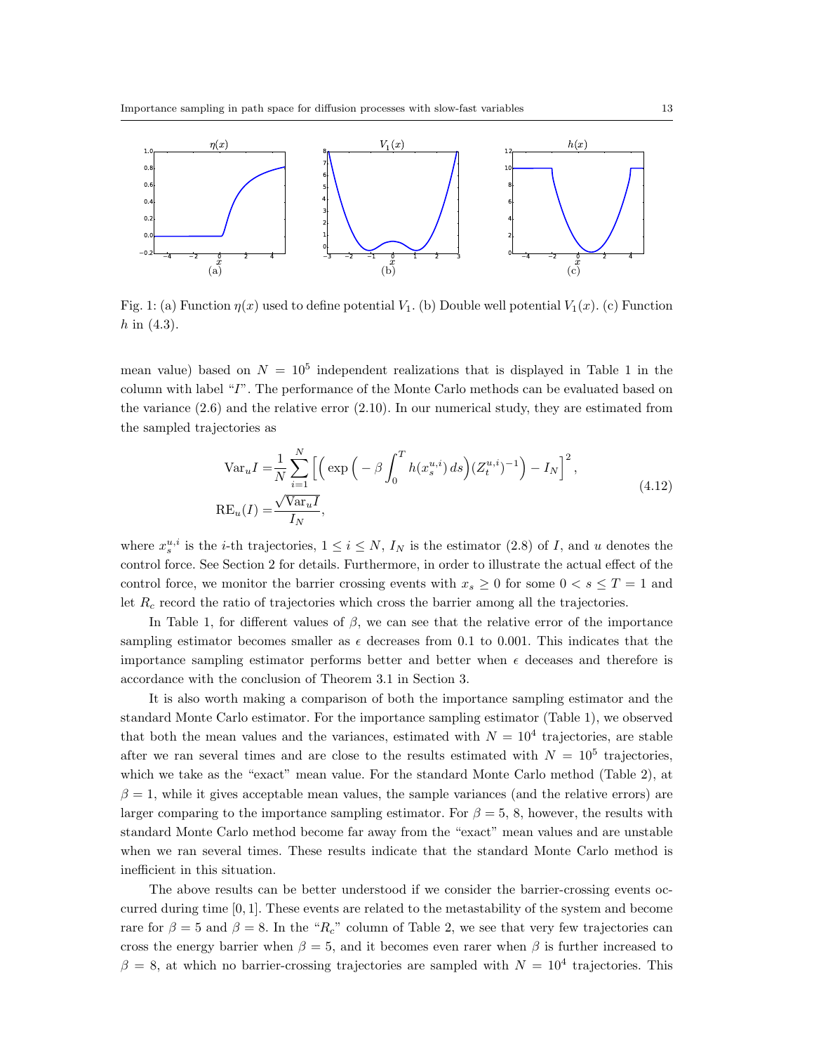Fig. 1: (a) Function $\eta(x)$ used to define potential $V_1$. (b) Double well potential $V_1(x)$. (c) Function $h$ in (4.3).

mean value) based on $N = 10^5$ independent realizations that is displayed in Table 1 in the column with label "$I$". The performance of the Monte Carlo methods can be evaluated based on the variance (2.6) and the relative error (2.10). In our numerical study, they are estimated from the sampled trajectories as

$$
\begin{aligned}
\mathrm{Var}_u I =& \frac{1}{N}\sum_{i=1}^{N}\Big[\Big(\exp\Big(-\beta\int_0^T h(x_s^{u,i})\,ds\Big)(Z_t^{u,i})^{-1}\Big) - I_N\Big]^2,\\
\mathrm{RE}_u(I) =& \frac{\sqrt{\mathrm{Var}_u I}}{I_N},
\end{aligned}
\tag{4.12}
$$

where $x_s^{u,i}$ is the $i$-th trajectories, $1 \le i \le N$, $I_N$ is the estimator (2.8) of $I$, and $u$ denotes the control force. See Section 2 for details. Furthermore, in order to illustrate the actual effect of the control force, we monitor the barrier crossing events with $x_s \ge 0$ for some $0 < s \le T = 1$ and let $R_c$ record the ratio of trajectories which cross the barrier among all the trajectories.

In Table 1, for different values of $\beta$, we can see that the relative error of the importance sampling estimator becomes smaller as $\epsilon$ decreases from 0.1 to 0.001. This indicates that the importance sampling estimator performs better and better when $\epsilon$ deceases and therefore is accordance with the conclusion of Theorem 3.1 in Section 3.

It is also worth making a comparison of both the importance sampling estimator and the standard Monte Carlo estimator. For the importance sampling estimator (Table 1), we observed that both the mean values and the variances, estimated with $N = 10^4$ trajectories, are stable after we ran several times and are close to the results estimated with $N = 10^5$ trajectories, which we take as the "exact" mean value. For the standard Monte Carlo method (Table 2), at $\beta = 1$, while it gives acceptable mean values, the sample variances (and the relative errors) are larger comparing to the importance sampling estimator. For $\beta = 5$, 8, however, the results with standard Monte Carlo method become far away from the "exact" mean values and are unstable when we ran several times. These results indicate that the standard Monte Carlo method is inefficient in this situation.

The above results can be better understood if we consider the barrier-crossing events occurred during time $[0, 1]$. These events are related to the metastability of the system and become rare for $\beta = 5$ and $\beta = 8$. In the "$R_c$" column of Table 2, we see that very few trajectories can cross the energy barrier when $\beta = 5$, and it becomes even rarer when $\beta$ is further increased to $\beta = 8$, at which no barrier-crossing trajectories are sampled with $N = 10^4$ trajectories. This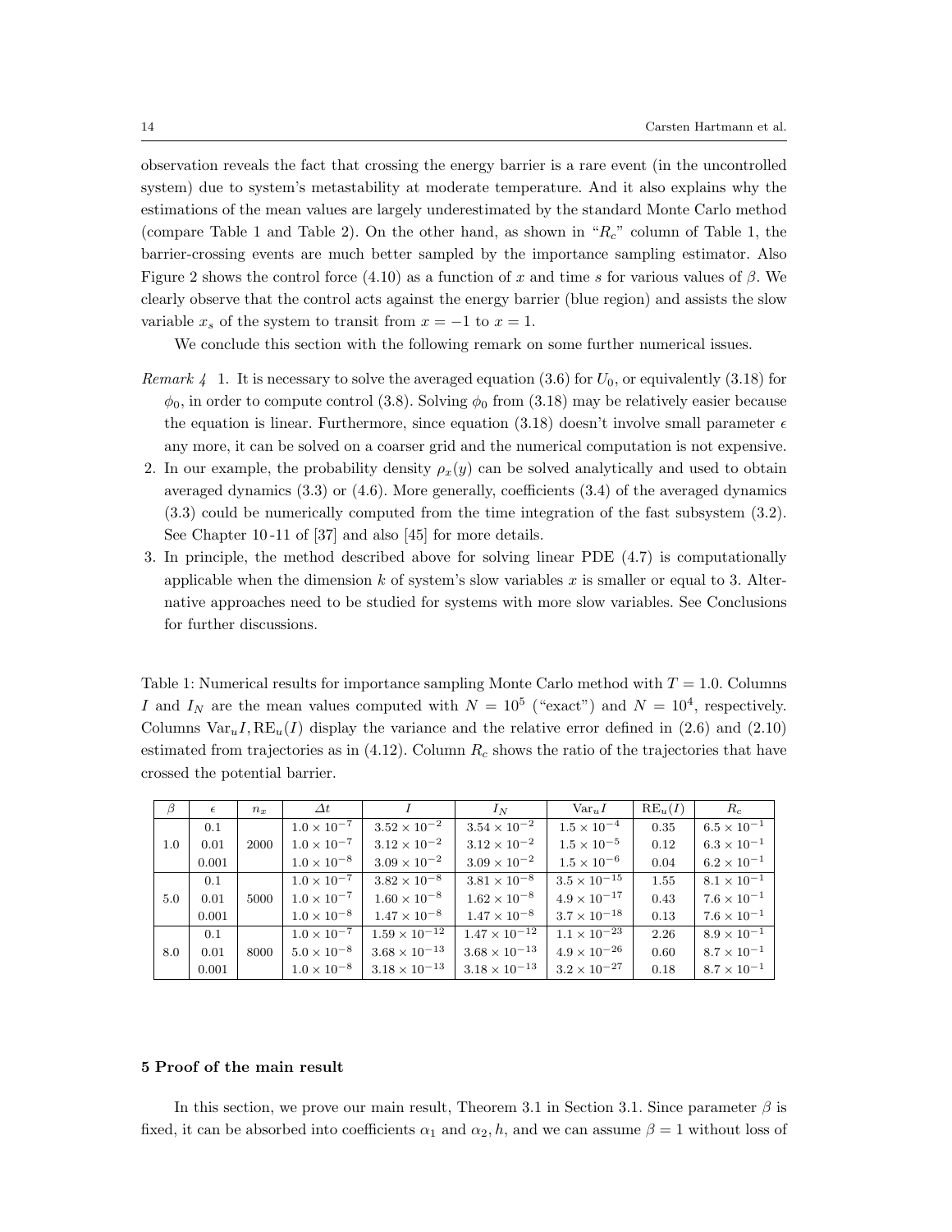observation reveals the fact that crossing the energy barrier is a rare event (in the uncontrolled system) due to system's metastability at moderate temperature. And it also explains why the estimations of the mean values are largely underestimated by the standard Monte Carlo method (compare Table 1 and Table 2). On the other hand, as shown in "$R_c$" column of Table 1, the barrier-crossing events are much better sampled by the importance sampling estimator. Also Figure 2 shows the control force (4.10) as a function of $x$ and time $s$ for various values of $\beta$. We clearly observe that the control acts against the energy barrier (blue region) and assists the slow variable $x_s$ of the system to transit from $x = -1$ to $x = 1$.

We conclude this section with the following remark on some further numerical issues.

*Remark 4* 1. It is necessary to solve the averaged equation (3.6) for $U_0$, or equivalently (3.18) for $\phi_0$, in order to compute control (3.8). Solving $\phi_0$ from (3.18) may be relatively easier because the equation is linear. Furthermore, since equation (3.18) doesn't involve small parameter $\epsilon$ any more, it can be solved on a coarser grid and the numerical computation is not expensive.

2. In our example, the probability density $\rho_x(y)$ can be solved analytically and used to obtain averaged dynamics (3.3) or (4.6). More generally, coefficients (3.4) of the averaged dynamics (3.3) could be numerically computed from the time integration of the fast subsystem (3.2). See Chapter 10-11 of [37] and also [45] for more details.
3. In principle, the method described above for solving linear PDE (4.7) is computationally applicable when the dimension $k$ of system's slow variables $x$ is smaller or equal to 3. Alternative approaches need to be studied for systems with more slow variables. See Conclusions for further discussions.

Table 1: Numerical results for importance sampling Monte Carlo method with $T = 1.0$. Columns $I$ and $I_N$ are the mean values computed with $N = 10^5$ ("exact") and $N = 10^4$, respectively. Columns $\mathrm{Var}_u I, \mathrm{RE}_u(I)$ display the variance and the relative error defined in (2.6) and (2.10) estimated from trajectories as in (4.12). Column $R_c$ shows the ratio of the trajectories that have crossed the potential barrier.

| $\beta$ | $\epsilon$ | $n_x$ | $\Delta t$ | $I$ | $I_N$ | $\mathrm{Var}_u I$ | $\mathrm{RE}_u(I)$ | $R_c$ |
|---|---|---|---|---|---|---|---|---|
| 1.0 | 0.1 | 2000 | $1.0 \times 10^{-7}$ | $3.52 \times 10^{-2}$ | $3.54 \times 10^{-2}$ | $1.5 \times 10^{-4}$ | 0.35 | $6.5 \times 10^{-1}$ |
| | 0.01 | | $1.0 \times 10^{-7}$ | $3.12 \times 10^{-2}$ | $3.12 \times 10^{-2}$ | $1.5 \times 10^{-5}$ | 0.12 | $6.3 \times 10^{-1}$ |
| | 0.001 | | $1.0 \times 10^{-8}$ | $3.09 \times 10^{-2}$ | $3.09 \times 10^{-2}$ | $1.5 \times 10^{-6}$ | 0.04 | $6.2 \times 10^{-1}$ |
| 5.0 | 0.1 | 5000 | $1.0 \times 10^{-7}$ | $3.82 \times 10^{-8}$ | $3.81 \times 10^{-8}$ | $3.5 \times 10^{-15}$ | 1.55 | $8.1 \times 10^{-1}$ |
| | 0.01 | | $1.0 \times 10^{-7}$ | $1.60 \times 10^{-8}$ | $1.62 \times 10^{-8}$ | $4.9 \times 10^{-17}$ | 0.43 | $7.6 \times 10^{-1}$ |
| | 0.001 | | $1.0 \times 10^{-8}$ | $1.47 \times 10^{-8}$ | $1.47 \times 10^{-8}$ | $3.7 \times 10^{-18}$ | 0.13 | $7.6 \times 10^{-1}$ |
| 8.0 | 0.1 | 8000 | $1.0 \times 10^{-7}$ | $1.59 \times 10^{-12}$ | $1.47 \times 10^{-12}$ | $1.1 \times 10^{-23}$ | 2.26 | $8.9 \times 10^{-1}$ |
| | 0.01 | | $5.0 \times 10^{-8}$ | $3.68 \times 10^{-13}$ | $3.68 \times 10^{-13}$ | $4.9 \times 10^{-26}$ | 0.60 | $8.7 \times 10^{-1}$ |
| | 0.001 | | $1.0 \times 10^{-8}$ | $3.18 \times 10^{-13}$ | $3.18 \times 10^{-13}$ | $3.2 \times 10^{-27}$ | 0.18 | $8.7 \times 10^{-1}$ |

## 5 Proof of the main result

In this section, we prove our main result, Theorem 3.1 in Section 3.1. Since parameter $\beta$ is fixed, it can be absorbed into coefficients $\alpha_1$ and $\alpha_2, h$, and we can assume $\beta = 1$ without loss of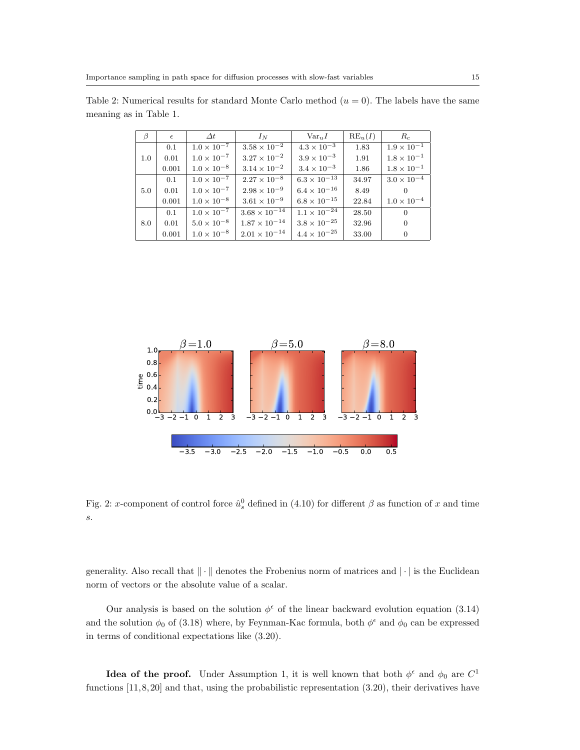Table 2: Numerical results for standard Monte Carlo method ($u = 0$). The labels have the same meaning as in Table 1.

| $\beta$ | $\epsilon$ | $\Delta t$ | $I_N$ | $\mathrm{Var}_u I$ | $\mathrm{RE}_u(I)$ | $R_c$ |
|---|---|---|---|---|---|---|
| 1.0 | 0.1 | $1.0 \times 10^{-7}$ | $3.58 \times 10^{-2}$ | $4.3 \times 10^{-3}$ | 1.83 | $1.9 \times 10^{-1}$ |
| | 0.01 | $1.0 \times 10^{-7}$ | $3.27 \times 10^{-2}$ | $3.9 \times 10^{-3}$ | 1.91 | $1.8 \times 10^{-1}$ |
| | 0.001 | $1.0 \times 10^{-8}$ | $3.14 \times 10^{-2}$ | $3.4 \times 10^{-3}$ | 1.86 | $1.8 \times 10^{-1}$ |
| 5.0 | 0.1 | $1.0 \times 10^{-7}$ | $2.27 \times 10^{-8}$ | $6.3 \times 10^{-13}$ | 34.97 | $3.0 \times 10^{-4}$ |
| | 0.01 | $1.0 \times 10^{-7}$ | $2.98 \times 10^{-9}$ | $6.4 \times 10^{-16}$ | 8.49 | 0 |
| | 0.001 | $1.0 \times 10^{-8}$ | $3.61 \times 10^{-9}$ | $6.8 \times 10^{-15}$ | 22.84 | $1.0 \times 10^{-4}$ |
| 8.0 | 0.1 | $1.0 \times 10^{-7}$ | $3.68 \times 10^{-14}$ | $1.1 \times 10^{-24}$ | 28.50 | 0 |
| | 0.01 | $5.0 \times 10^{-8}$ | $1.87 \times 10^{-14}$ | $3.8 \times 10^{-25}$ | 32.96 | 0 |
| | 0.001 | $1.0 \times 10^{-8}$ | $2.01 \times 10^{-14}$ | $4.4 \times 10^{-25}$ | 33.00 | 0 |

Fig. 2: $x$-component of control force $\hat{u}^0_s$ defined in (4.10) for different $\beta$ as function of $x$ and time $s$.

generality. Also recall that $\|\cdot\|$ denotes the Frobenius norm of matrices and $|\cdot|$ is the Euclidean norm of vectors or the absolute value of a scalar.

Our analysis is based on the solution $\phi^\epsilon$ of the linear backward evolution equation (3.14) and the solution $\phi_0$ of (3.18) where, by Feynman-Kac formula, both $\phi^\epsilon$ and $\phi_0$ can be expressed in terms of conditional expectations like (3.20).

**Idea of the proof.** Under Assumption 1, it is well known that both $\phi^\epsilon$ and $\phi_0$ are $C^1$ functions [11,8,20] and that, using the probabilistic representation (3.20), their derivatives have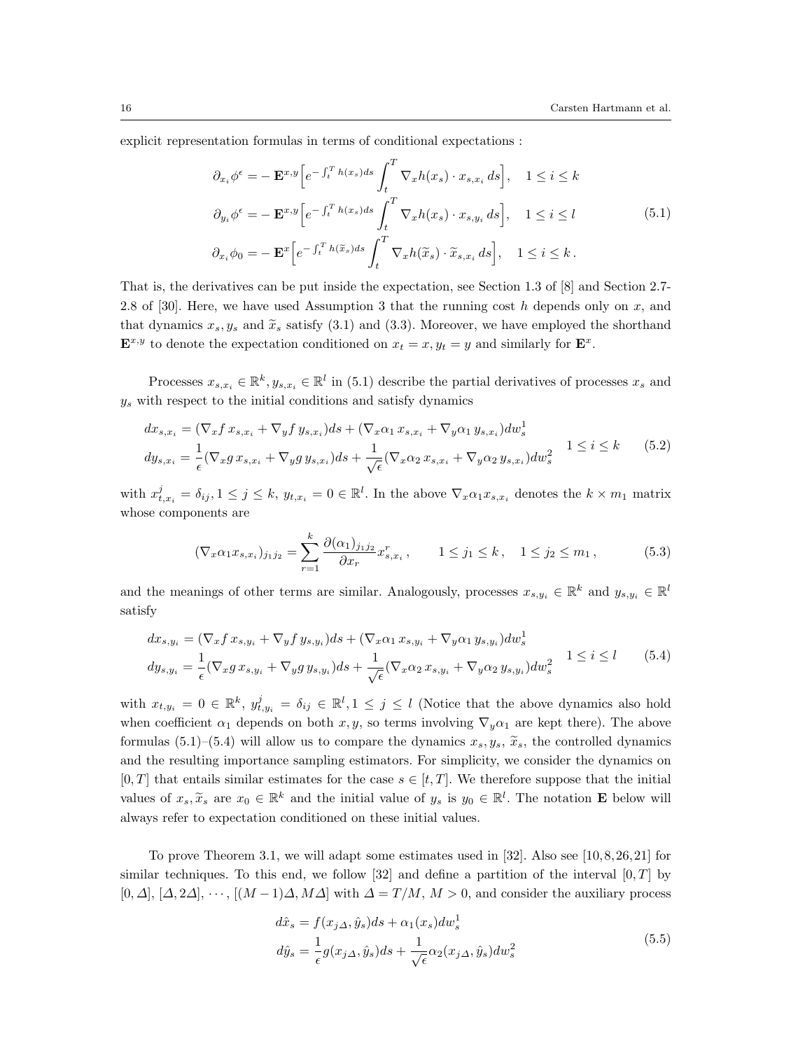explicit representation formulas in terms of conditional expectations :

$$
\begin{aligned}
\partial_{x_i}\phi^{\epsilon} &= -\,\mathbf{E}^{x,y}\Big[e^{-\int_t^T h(x_s)ds}\int_t^T \nabla_x h(x_s)\cdot x_{s,x_i}\,ds\Big], \quad 1\le i\le k\\
\partial_{y_i}\phi^{\epsilon} &= -\,\mathbf{E}^{x,y}\Big[e^{-\int_t^T h(x_s)ds}\int_t^T \nabla_x h(x_s)\cdot x_{s,y_i}\,ds\Big], \quad 1\le i\le l\\
\partial_{x_i}\phi_0 &= -\,\mathbf{E}^{x}\Big[e^{-\int_t^T h(\widetilde{x}_s)ds}\int_t^T \nabla_x h(\widetilde{x}_s)\cdot \widetilde{x}_{s,x_i}\,ds\Big], \quad 1\le i\le k\,.
\end{aligned}
\tag{5.1}
$$

That is, the derivatives can be put inside the expectation, see Section 1.3 of [8] and Section 2.7-2.8 of [30]. Here, we have used Assumption 3 that the running cost $h$ depends only on $x$, and that dynamics $x_s, y_s$ and $\widetilde{x}_s$ satisfy (3.1) and (3.3). Moreover, we have employed the shorthand $\mathbf{E}^{x,y}$ to denote the expectation conditioned on $x_t = x, y_t = y$ and similarly for $\mathbf{E}^x$.

Processes $x_{s,x_i}\in\mathbb{R}^k, y_{s,x_i}\in\mathbb{R}^l$ in (5.1) describe the partial derivatives of processes $x_s$ and $y_s$ with respect to the initial conditions and satisfy dynamics

$$
\begin{aligned}
dx_{s,x_i} &= (\nabla_x f\,x_{s,x_i} + \nabla_y f\,y_{s,x_i})ds + (\nabla_x\alpha_1\,x_{s,x_i} + \nabla_y\alpha_1\,y_{s,x_i})dw_s^1\\
dy_{s,x_i} &= \frac{1}{\epsilon}(\nabla_x g\,x_{s,x_i} + \nabla_y g\,y_{s,x_i})ds + \frac{1}{\sqrt{\epsilon}}(\nabla_x\alpha_2\,x_{s,x_i} + \nabla_y\alpha_2\,y_{s,x_i})dw_s^2
\end{aligned}
\quad 1\le i\le k
\tag{5.2}
$$

with $x_{t,x_i}^j = \delta_{ij}, 1\le j\le k,\ y_{t,x_i} = 0\in\mathbb{R}^l$. In the above $\nabla_x\alpha_1 x_{s,x_i}$ denotes the $k\times m_1$ matrix whose components are

$$
(\nabla_x\alpha_1 x_{s,x_i})_{j_1j_2} = \sum_{r=1}^k \frac{\partial(\alpha_1)_{j_1j_2}}{\partial x_r}x_{s,x_i}^r\,, \qquad 1\le j_1\le k\,,\quad 1\le j_2\le m_1\,,
\tag{5.3}
$$

and the meanings of other terms are similar. Analogously, processes $x_{s,y_i}\in\mathbb{R}^k$ and $y_{s,y_i}\in\mathbb{R}^l$ satisfy

$$
\begin{aligned}
dx_{s,y_i} &= (\nabla_x f\,x_{s,y_i} + \nabla_y f\,y_{s,y_i})ds + (\nabla_x\alpha_1\,x_{s,y_i} + \nabla_y\alpha_1\,y_{s,y_i})dw_s^1\\
dy_{s,y_i} &= \frac{1}{\epsilon}(\nabla_x g\,x_{s,y_i} + \nabla_y g\,y_{s,y_i})ds + \frac{1}{\sqrt{\epsilon}}(\nabla_x\alpha_2\,x_{s,y_i} + \nabla_y\alpha_2\,y_{s,y_i})dw_s^2
\end{aligned}
\quad 1\le i\le l
\tag{5.4}
$$

with $x_{t,y_i} = 0\in\mathbb{R}^k,\ y_{t,y_i}^j = \delta_{ij}\in\mathbb{R}^l, 1\le j\le l$ (Notice that the above dynamics also hold when coefficient $\alpha_1$ depends on both $x, y$, so terms involving $\nabla_y\alpha_1$ are kept there). The above formulas (5.1)–(5.4) will allow us to compare the dynamics $x_s, y_s, \widetilde{x}_s$, the controlled dynamics and the resulting importance sampling estimators. For simplicity, we consider the dynamics on $[0,T]$ that entails similar estimates for the case $s\in[t,T]$. We therefore suppose that the initial values of $x_s, \widetilde{x}_s$ are $x_0\in\mathbb{R}^k$ and the initial value of $y_s$ is $y_0\in\mathbb{R}^l$. The notation $\mathbf{E}$ below will always refer to expectation conditioned on these initial values.

To prove Theorem 3.1, we will adapt some estimates used in [32]. Also see [10,8,26,21] for similar techniques. To this end, we follow [32] and define a partition of the interval $[0,T]$ by $[0,\Delta]$, $[\Delta, 2\Delta]$, $\cdots$, $[(M-1)\Delta, M\Delta]$ with $\Delta = T/M$, $M>0$, and consider the auxiliary process

$$
\begin{aligned}
d\hat{x}_s &= f(x_{j\Delta},\hat{y}_s)ds + \alpha_1(x_s)dw_s^1\\
d\hat{y}_s &= \frac{1}{\epsilon}g(x_{j\Delta},\hat{y}_s)ds + \frac{1}{\sqrt{\epsilon}}\alpha_2(x_{j\Delta},\hat{y}_s)dw_s^2
\end{aligned}
\tag{5.5}
$$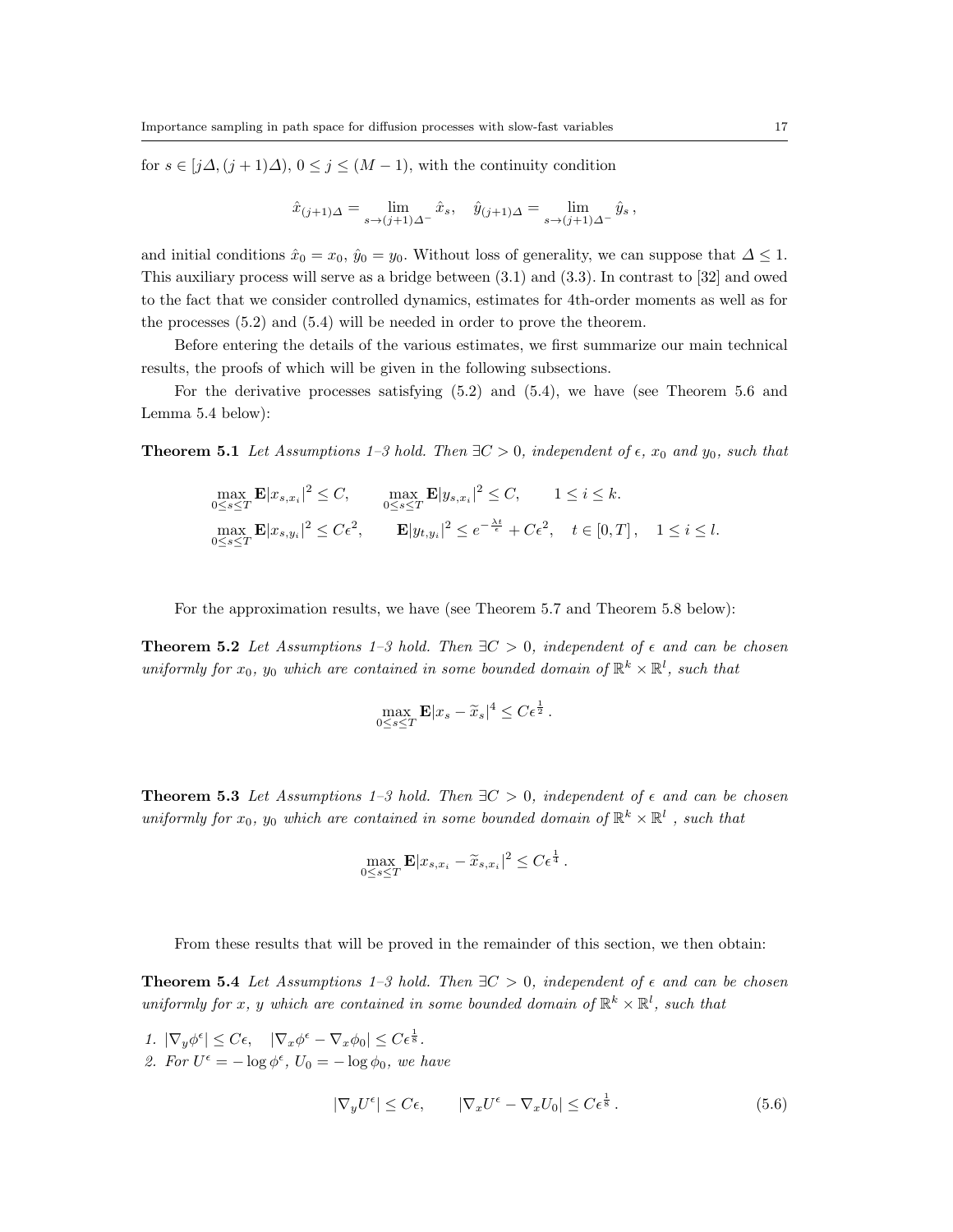for $s \in [j\Delta, (j+1)\Delta)$, $0 \le j \le (M-1)$, with the continuity condition

$$\hat{x}_{(j+1)\Delta} = \lim_{s \to (j+1)\Delta^-} \hat{x}_s, \quad \hat{y}_{(j+1)\Delta} = \lim_{s \to (j+1)\Delta^-} \hat{y}_s \,,$$

and initial conditions $\hat{x}_0 = x_0$, $\hat{y}_0 = y_0$. Without loss of generality, we can suppose that $\Delta \le 1$. This auxiliary process will serve as a bridge between (3.1) and (3.3). In contrast to [32] and owed to the fact that we consider controlled dynamics, estimates for 4th-order moments as well as for the processes (5.2) and (5.4) will be needed in order to prove the theorem.

Before entering the details of the various estimates, we first summarize our main technical results, the proofs of which will be given in the following subsections.

For the derivative processes satisfying (5.2) and (5.4), we have (see Theorem 5.6 and Lemma 5.4 below):

**Theorem 5.1** *Let Assumptions 1–3 hold. Then $\exists C > 0$, independent of $\epsilon$, $x_0$ and $y_0$, such that*

$$\max_{0 \le s \le T} \mathbf{E}|x_{s,x_i}|^2 \le C, \qquad \max_{0 \le s \le T} \mathbf{E}|y_{s,x_i}|^2 \le C, \qquad 1 \le i \le k.$$
$$\max_{0 \le s \le T} \mathbf{E}|x_{s,y_i}|^2 \le C\epsilon^2, \qquad \mathbf{E}|y_{t,y_i}|^2 \le e^{-\frac{\lambda t}{\epsilon}} + C\epsilon^2, \quad t \in [0,T]\,, \quad 1 \le i \le l.$$

For the approximation results, we have (see Theorem 5.7 and Theorem 5.8 below):

**Theorem 5.2** *Let Assumptions 1–3 hold. Then $\exists C > 0$, independent of $\epsilon$ and can be chosen uniformly for $x_0$, $y_0$ which are contained in some bounded domain of $\mathbb{R}^k \times \mathbb{R}^l$, such that*

$$\max_{0 \le s \le T} \mathbf{E}|x_s - \widetilde{x}_s|^4 \le C\epsilon^{\frac{1}{2}}\,.$$

**Theorem 5.3** *Let Assumptions 1–3 hold. Then $\exists C > 0$, independent of $\epsilon$ and can be chosen uniformly for $x_0$, $y_0$ which are contained in some bounded domain of $\mathbb{R}^k \times \mathbb{R}^l$ , such that*

$$\max_{0 \le s \le T} \mathbf{E}|x_{s,x_i} - \widetilde{x}_{s,x_i}|^2 \le C\epsilon^{\frac{1}{4}}\,.$$

From these results that will be proved in the remainder of this section, we then obtain:

**Theorem 5.4** *Let Assumptions 1–3 hold. Then $\exists C > 0$, independent of $\epsilon$ and can be chosen uniformly for $x$, $y$ which are contained in some bounded domain of $\mathbb{R}^k \times \mathbb{R}^l$, such that*

1. $|\nabla_y \phi^\epsilon| \le C\epsilon, \quad |\nabla_x \phi^\epsilon - \nabla_x \phi_0| \le C\epsilon^{\frac{1}{8}}$.
2. *For $U^\epsilon = -\log \phi^\epsilon$, $U_0 = -\log \phi_0$, we have*

$$|\nabla_y U^\epsilon| \le C\epsilon, \qquad |\nabla_x U^\epsilon - \nabla_x U_0| \le C\epsilon^{\frac{1}{8}}\,. \tag{5.6}$$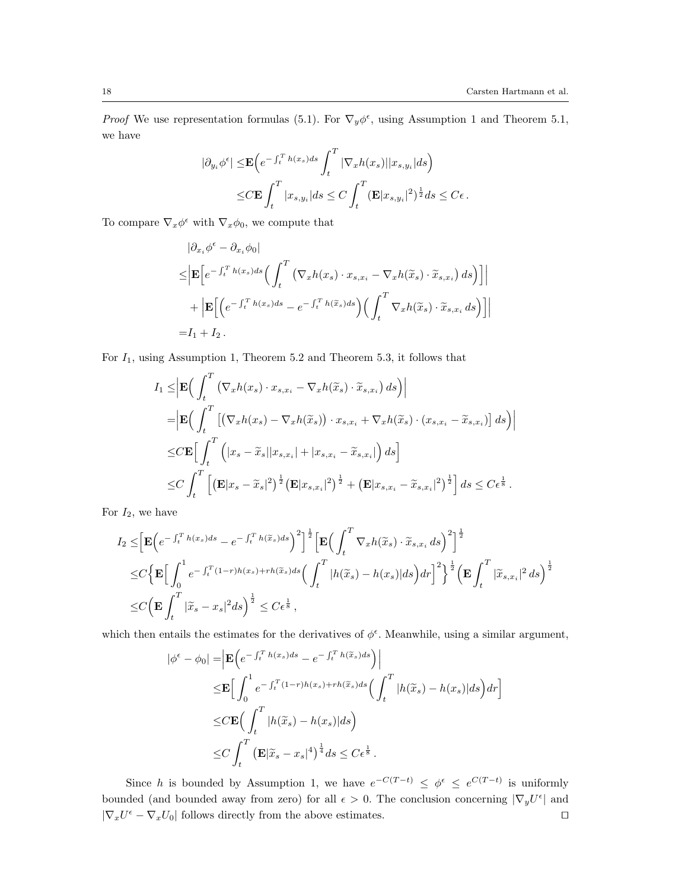*Proof* We use representation formulas (5.1). For $\nabla_y \phi^\epsilon$, using Assumption 1 and Theorem 5.1, we have

$$
\begin{aligned}
|\partial_{y_i}\phi^\epsilon| \le & \mathbf{E}\Big(e^{-\int_t^T h(x_s)ds}\int_t^T |\nabla_x h(x_s)||x_{s,y_i}|ds\Big)\\
\le & C\mathbf{E}\int_t^T |x_{s,y_i}|ds \le C\int_t^T (\mathbf{E}|x_{s,y_i}|^2)^{\frac{1}{2}}ds \le C\epsilon\,.
\end{aligned}
$$

To compare $\nabla_x\phi^\epsilon$ with $\nabla_x\phi_0$, we compute that

$$
\begin{aligned}
&|\partial_{x_i}\phi^\epsilon - \partial_{x_i}\phi_0|\\
\le & \Big|\mathbf{E}\Big[e^{-\int_t^T h(x_s)ds}\Big(\int_t^T \big(\nabla_x h(x_s)\cdot x_{s,x_i} - \nabla_x h(\widetilde{x}_s)\cdot \widetilde{x}_{s,x_i}\big)\,ds\Big)\Big]\Big|\\
& + \Big|\mathbf{E}\Big[\Big(e^{-\int_t^T h(x_s)ds} - e^{-\int_t^T h(\widetilde{x}_s)ds}\Big)\Big(\int_t^T \nabla_x h(\widetilde{x}_s)\cdot \widetilde{x}_{s,x_i}\,ds\Big)\Big]\Big|\\
= & I_1 + I_2\,.
\end{aligned}
$$

For $I_1$, using Assumption 1, Theorem 5.2 and Theorem 5.3, it follows that

$$
\begin{aligned}
I_1 \le & \Big|\mathbf{E}\Big(\int_t^T \big(\nabla_x h(x_s)\cdot x_{s,x_i} - \nabla_x h(\widetilde{x}_s)\cdot \widetilde{x}_{s,x_i}\big)\,ds\Big)\Big|\\
= & \Big|\mathbf{E}\Big(\int_t^T \big[\big(\nabla_x h(x_s) - \nabla_x h(\widetilde{x}_s)\big)\cdot x_{s,x_i} + \nabla_x h(\widetilde{x}_s)\cdot (x_{s,x_i} - \widetilde{x}_{s,x_i})\big]\,ds\Big)\Big|\\
\le & C\mathbf{E}\Big[\int_t^T \Big(|x_s - \widetilde{x}_s||x_{s,x_i}| + |x_{s,x_i} - \widetilde{x}_{s,x_i}|\Big)\,ds\Big]\\
\le & C\int_t^T \Big[\big(\mathbf{E}|x_s - \widetilde{x}_s|^2\big)^{\frac{1}{2}}\big(\mathbf{E}|x_{s,x_i}|^2\big)^{\frac{1}{2}} + \big(\mathbf{E}|x_{s,x_i} - \widetilde{x}_{s,x_i}|^2\big)^{\frac{1}{2}}\Big]\,ds \le C\epsilon^{\frac{1}{8}}\,.
\end{aligned}
$$

For $I_2$, we have

$$
\begin{aligned}
I_2 \le & \Big[\mathbf{E}\Big(e^{-\int_t^T h(x_s)ds} - e^{-\int_t^T h(\widetilde{x}_s)ds}\Big)^2\Big]^{\frac{1}{2}}\Big[\mathbf{E}\Big(\int_t^T \nabla_x h(\widetilde{x}_s)\cdot \widetilde{x}_{s,x_i}\,ds\Big)^2\Big]^{\frac{1}{2}}\\
\le & C\Big\{\mathbf{E}\Big[\int_0^1 e^{-\int_t^T (1-r)h(x_s)+rh(\widetilde{x}_s)ds}\Big(\int_t^T |h(\widetilde{x}_s) - h(x_s)|ds\Big)dr\Big]^2\Big\}^{\frac{1}{2}}\Big(\mathbf{E}\int_t^T |\widetilde{x}_{s,x_i}|^2\,ds\Big)^{\frac{1}{2}}\\
\le & C\Big(\mathbf{E}\int_t^T |\widetilde{x}_s - x_s|^2 ds\Big)^{\frac{1}{2}} \le C\epsilon^{\frac{1}{8}}\,,
\end{aligned}
$$

which then entails the estimates for the derivatives of $\phi^\epsilon$. Meanwhile, using a similar argument,

$$
\begin{aligned}
|\phi^\epsilon - \phi_0| = & \Big|\mathbf{E}\Big(e^{-\int_t^T h(x_s)ds} - e^{-\int_t^T h(\widetilde{x}_s)ds}\Big)\Big|\\
\le & \mathbf{E}\Big[\int_0^1 e^{-\int_t^T (1-r)h(x_s)+rh(\widetilde{x}_s)ds}\Big(\int_t^T |h(\widetilde{x}_s) - h(x_s)|ds\Big)dr\Big]\\
\le & C\mathbf{E}\Big(\int_t^T |h(\widetilde{x}_s) - h(x_s)|ds\Big)\\
\le & C\int_t^T \big(\mathbf{E}|\widetilde{x}_s - x_s|^4\big)^{\frac{1}{4}}ds \le C\epsilon^{\frac{1}{8}}\,.
\end{aligned}
$$

Since $h$ is bounded by Assumption 1, we have $e^{-C(T-t)} \le \phi^\epsilon \le e^{C(T-t)}$ is uniformly bounded (and bounded away from zero) for all $\epsilon > 0$. The conclusion concerning $|\nabla_y U^\epsilon|$ and $|\nabla_x U^\epsilon - \nabla_x U_0|$ follows directly from the above estimates. □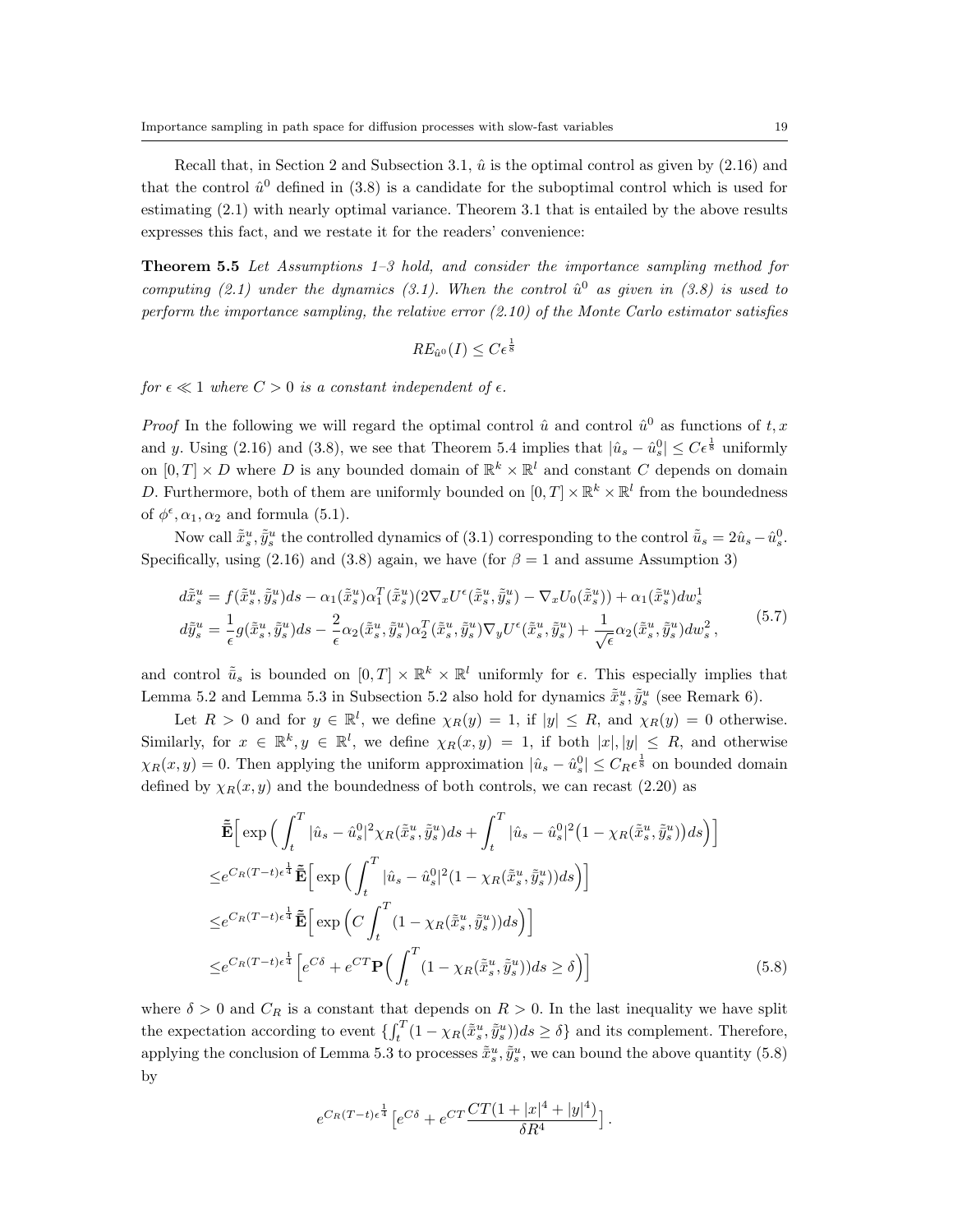Recall that, in Section 2 and Subsection 3.1, $\hat{u}$ is the optimal control as given by (2.16) and that the control $\hat{u}^0$ defined in (3.8) is a candidate for the suboptimal control which is used for estimating (2.1) with nearly optimal variance. Theorem 3.1 that is entailed by the above results expresses this fact, and we restate it for the readers' convenience:

**Theorem 5.5** *Let Assumptions 1–3 hold, and consider the importance sampling method for computing (2.1) under the dynamics (3.1). When the control $\hat{u}^0$ as given in (3.8) is used to perform the importance sampling, the relative error (2.10) of the Monte Carlo estimator satisfies*

$$RE_{\hat{u}^0}(I) \leq C\epsilon^{\frac{1}{8}}$$

*for $\epsilon \ll 1$ where $C > 0$ is a constant independent of $\epsilon$.*

*Proof* In the following we will regard the optimal control $\hat{u}$ and control $\hat{u}^0$ as functions of $t, x$ and $y$. Using (2.16) and (3.8), we see that Theorem 5.4 implies that $|\hat{u}_s - \hat{u}^0_s| \leq C\epsilon^{\frac{1}{8}}$ uniformly on $[0,T] \times D$ where $D$ is any bounded domain of $\mathbb{R}^k \times \mathbb{R}^l$ and constant $C$ depends on domain $D$. Furthermore, both of them are uniformly bounded on $[0,T] \times \mathbb{R}^k \times \mathbb{R}^l$ from the boundedness of $\phi^\epsilon, \alpha_1, \alpha_2$ and formula (5.1).

Now call $\tilde{\tilde{x}}^u_s, \tilde{\tilde{y}}^u_s$ the controlled dynamics of (3.1) corresponding to the control $\tilde{\tilde{u}}_s = 2\hat{u}_s - \hat{u}^0_s$. Specifically, using (2.16) and (3.8) again, we have (for $\beta = 1$ and assume Assumption 3)

$$\begin{aligned}
d\tilde{\tilde{x}}^u_s &= f(\tilde{\tilde{x}}^u_s, \tilde{\tilde{y}}^u_s)ds - \alpha_1(\tilde{\tilde{x}}^u_s)\alpha_1^T(\tilde{\tilde{x}}^u_s)(2\nabla_x U^\epsilon(\tilde{\tilde{x}}^u_s, \tilde{\tilde{y}}^u_s) - \nabla_x U_0(\tilde{\tilde{x}}^u_s)) + \alpha_1(\tilde{\tilde{x}}^u_s)dw^1_s \\
d\tilde{\tilde{y}}^u_s &= \frac{1}{\epsilon}g(\tilde{\tilde{x}}^u_s, \tilde{\tilde{y}}^u_s)ds - \frac{2}{\epsilon}\alpha_2(\tilde{\tilde{x}}^u_s, \tilde{\tilde{y}}^u_s)\alpha_2^T(\tilde{\tilde{x}}^u_s, \tilde{\tilde{y}}^u_s)\nabla_y U^\epsilon(\tilde{\tilde{x}}^u_s, \tilde{\tilde{y}}^u_s) + \frac{1}{\sqrt{\epsilon}}\alpha_2(\tilde{\tilde{x}}^u_s, \tilde{\tilde{y}}^u_s)dw^2_s\,,
\end{aligned} \tag{5.7}$$

and control $\tilde{\tilde{u}}_s$ is bounded on $[0,T] \times \mathbb{R}^k \times \mathbb{R}^l$ uniformly for $\epsilon$. This especially implies that Lemma 5.2 and Lemma 5.3 in Subsection 5.2 also hold for dynamics $\tilde{\tilde{x}}^u_s, \tilde{\tilde{y}}^u_s$ (see Remark 6).

Let $R > 0$ and for $y \in \mathbb{R}^l$, we define $\chi_R(y) = 1$, if $|y| \leq R$, and $\chi_R(y) = 0$ otherwise. Similarly, for $x \in \mathbb{R}^k, y \in \mathbb{R}^l$, we define $\chi_R(x,y) = 1$, if both $|x|, |y| \leq R$, and otherwise $\chi_R(x,y) = 0$. Then applying the uniform approximation $|\hat{u}_s - \hat{u}^0_s| \leq C_R\epsilon^{\frac{1}{8}}$ on bounded domain defined by $\chi_R(x,y)$ and the boundedness of both controls, we can recast (2.20) as

$$\begin{aligned}
&\tilde{\tilde{\mathbf{E}}}\Big[\exp\Big(\int_t^T |\hat{u}_s - \hat{u}^0_s|^2 \chi_R(\tilde{\tilde{x}}^u_s, \tilde{\tilde{y}}^u_s)ds + \int_t^T |\hat{u}_s - \hat{u}^0_s|^2\big(1 - \chi_R(\tilde{\tilde{x}}^u_s, \tilde{\tilde{y}}^u_s)\big)ds\Big)\Big] \\
\leq& e^{C_R(T-t)\epsilon^{\frac{1}{4}}}\tilde{\tilde{\mathbf{E}}}\Big[\exp\Big(\int_t^T |\hat{u}_s - \hat{u}^0_s|^2(1 - \chi_R(\tilde{\tilde{x}}^u_s, \tilde{\tilde{y}}^u_s))ds\Big)\Big] \\
\leq& e^{C_R(T-t)\epsilon^{\frac{1}{4}}}\tilde{\tilde{\mathbf{E}}}\Big[\exp\Big(C\int_t^T (1 - \chi_R(\tilde{\tilde{x}}^u_s, \tilde{\tilde{y}}^u_s))ds\Big)\Big] \\
\leq& e^{C_R(T-t)\epsilon^{\frac{1}{4}}}\Big[e^{C\delta} + e^{CT}\mathbf{P}\Big(\int_t^T (1 - \chi_R(\tilde{\tilde{x}}^u_s, \tilde{\tilde{y}}^u_s))ds \geq \delta\Big)\Big]
\end{aligned} \tag{5.8}$$

where $\delta > 0$ and $C_R$ is a constant that depends on $R > 0$. In the last inequality we have split the expectation according to event $\{\int_t^T (1 - \chi_R(\tilde{\tilde{x}}^u_s, \tilde{\tilde{y}}^u_s))ds \geq \delta\}$ and its complement. Therefore, applying the conclusion of Lemma 5.3 to processes $\tilde{\tilde{x}}^u_s, \tilde{\tilde{y}}^u_s$, we can bound the above quantity (5.8) by

$$e^{C_R(T-t)\epsilon^{\frac{1}{4}}}\big[e^{C\delta} + e^{CT}\frac{CT(1 + |x|^4 + |y|^4)}{\delta R^4}\big]\,.$$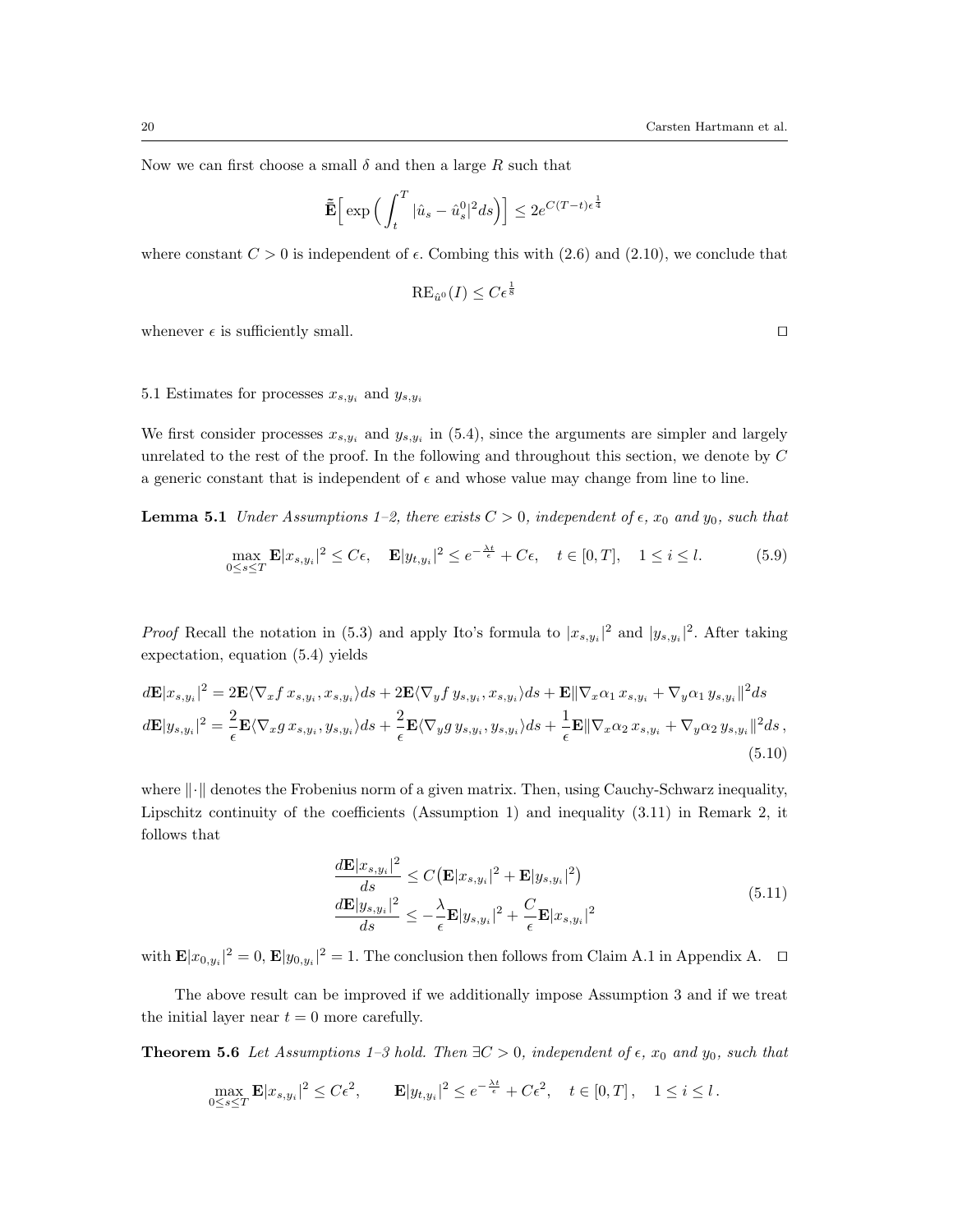Now we can first choose a small $\delta$ and then a large $R$ such that

$$\tilde{\tilde{\mathbf{E}}}\Big[\exp\Big(\int_t^T |\hat{u}_s - \hat{u}^0_s|^2 ds\Big)\Big] \le 2e^{C(T-t)\epsilon^{\frac{1}{4}}}$$

where constant $C > 0$ is independent of $\epsilon$. Combing this with (2.6) and (2.10), we conclude that

$$\mathrm{RE}_{\hat{u}^0}(I) \le C\epsilon^{\frac{1}{8}}$$

whenever $\epsilon$ is sufficiently small. □

### 5.1 Estimates for processes $x_{s,y_i}$ and $y_{s,y_i}$

We first consider processes $x_{s,y_i}$ and $y_{s,y_i}$ in (5.4), since the arguments are simpler and largely unrelated to the rest of the proof. In the following and throughout this section, we denote by $C$ a generic constant that is independent of $\epsilon$ and whose value may change from line to line.

**Lemma 5.1** *Under Assumptions 1–2, there exists $C > 0$, independent of $\epsilon$, $x_0$ and $y_0$, such that*

$$\max_{0\le s\le T} \mathbf{E}|x_{s,y_i}|^2 \le C\epsilon, \quad \mathbf{E}|y_{t,y_i}|^2 \le e^{-\frac{\lambda t}{\epsilon}} + C\epsilon, \quad t \in [0,T], \quad 1 \le i \le l. \tag{5.9}$$

*Proof* Recall the notation in (5.3) and apply Ito's formula to $|x_{s,y_i}|^2$ and $|y_{s,y_i}|^2$. After taking expectation, equation (5.4) yields

$$\begin{aligned}
d\mathbf{E}|x_{s,y_i}|^2 &= 2\mathbf{E}\langle \nabla_x f\, x_{s,y_i}, x_{s,y_i}\rangle ds + 2\mathbf{E}\langle \nabla_y f\, y_{s,y_i}, x_{s,y_i}\rangle ds + \mathbf{E}\|\nabla_x \alpha_1\, x_{s,y_i} + \nabla_y \alpha_1\, y_{s,y_i}\|^2 ds \\
d\mathbf{E}|y_{s,y_i}|^2 &= \frac{2}{\epsilon}\mathbf{E}\langle \nabla_x g\, x_{s,y_i}, y_{s,y_i}\rangle ds + \frac{2}{\epsilon}\mathbf{E}\langle \nabla_y g\, y_{s,y_i}, y_{s,y_i}\rangle ds + \frac{1}{\epsilon}\mathbf{E}\|\nabla_x \alpha_2\, x_{s,y_i} + \nabla_y \alpha_2\, y_{s,y_i}\|^2 ds\,,
\end{aligned} \tag{5.10}$$

where $\|\cdot\|$ denotes the Frobenius norm of a given matrix. Then, using Cauchy-Schwarz inequality, Lipschitz continuity of the coefficients (Assumption 1) and inequality (3.11) in Remark 2, it follows that

$$\begin{aligned}
\frac{d\mathbf{E}|x_{s,y_i}|^2}{ds} &\le C\big(\mathbf{E}|x_{s,y_i}|^2 + \mathbf{E}|y_{s,y_i}|^2\big) \\
\frac{d\mathbf{E}|y_{s,y_i}|^2}{ds} &\le -\frac{\lambda}{\epsilon}\mathbf{E}|y_{s,y_i}|^2 + \frac{C}{\epsilon}\mathbf{E}|x_{s,y_i}|^2
\end{aligned} \tag{5.11}$$

with $\mathbf{E}|x_{0,y_i}|^2 = 0$, $\mathbf{E}|y_{0,y_i}|^2 = 1$. The conclusion then follows from Claim A.1 in Appendix A. □

The above result can be improved if we additionally impose Assumption 3 and if we treat the initial layer near $t = 0$ more carefully.

**Theorem 5.6** *Let Assumptions 1–3 hold. Then $\exists C > 0$, independent of $\epsilon$, $x_0$ and $y_0$, such that*

$$\max_{0\le s\le T} \mathbf{E}|x_{s,y_i}|^2 \le C\epsilon^2, \qquad \mathbf{E}|y_{t,y_i}|^2 \le e^{-\frac{\lambda t}{\epsilon}} + C\epsilon^2, \quad t \in [0,T]\,, \quad 1 \le i \le l\,.$$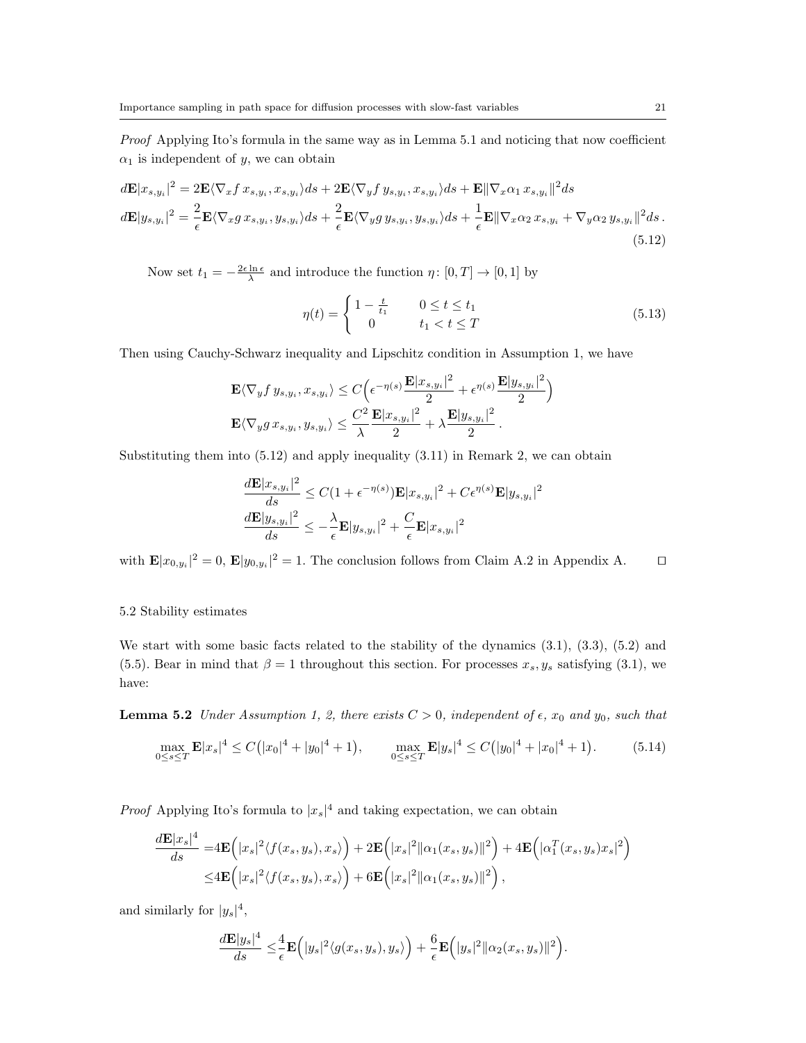*Proof* Applying Ito's formula in the same way as in Lemma 5.1 and noticing that now coefficient $\alpha_1$ is independent of $y$, we can obtain

$$
\begin{aligned}
d\mathbf{E}|x_{s,y_i}|^2 &= 2\mathbf{E}\langle \nabla_x f\, x_{s,y_i}, x_{s,y_i}\rangle ds + 2\mathbf{E}\langle \nabla_y f\, y_{s,y_i}, x_{s,y_i}\rangle ds + \mathbf{E}\|\nabla_x \alpha_1\, x_{s,y_i}\|^2 ds \\
d\mathbf{E}|y_{s,y_i}|^2 &= \frac{2}{\epsilon}\mathbf{E}\langle \nabla_x g\, x_{s,y_i}, y_{s,y_i}\rangle ds + \frac{2}{\epsilon}\mathbf{E}\langle \nabla_y g\, y_{s,y_i}, y_{s,y_i}\rangle ds + \frac{1}{\epsilon}\mathbf{E}\|\nabla_x \alpha_2\, x_{s,y_i} + \nabla_y \alpha_2\, y_{s,y_i}\|^2 ds\,.
\end{aligned}
\tag{5.12}
$$

Now set $t_1 = -\frac{2\epsilon \ln \epsilon}{\lambda}$ and introduce the function $\eta\colon [0,T] \to [0,1]$ by

$$
\eta(t) = \begin{cases} 1 - \frac{t}{t_1} & 0 \le t \le t_1 \\ 0 & t_1 < t \le T \end{cases}
\tag{5.13}
$$

Then using Cauchy-Schwarz inequality and Lipschitz condition in Assumption 1, we have

$$
\begin{aligned}
\mathbf{E}\langle \nabla_y f\, y_{s,y_i}, x_{s,y_i}\rangle &\le C\Big(\epsilon^{-\eta(s)}\frac{\mathbf{E}|x_{s,y_i}|^2}{2} + \epsilon^{\eta(s)}\frac{\mathbf{E}|y_{s,y_i}|^2}{2}\Big) \\
\mathbf{E}\langle \nabla_y g\, x_{s,y_i}, y_{s,y_i}\rangle &\le \frac{C^2}{\lambda}\frac{\mathbf{E}|x_{s,y_i}|^2}{2} + \lambda\frac{\mathbf{E}|y_{s,y_i}|^2}{2}\,.
\end{aligned}
$$

Substituting them into (5.12) and apply inequality (3.11) in Remark 2, we can obtain

$$
\begin{aligned}
\frac{d\mathbf{E}|x_{s,y_i}|^2}{ds} &\le C(1+\epsilon^{-\eta(s)})\mathbf{E}|x_{s,y_i}|^2 + C\epsilon^{\eta(s)}\mathbf{E}|y_{s,y_i}|^2 \\
\frac{d\mathbf{E}|y_{s,y_i}|^2}{ds} &\le -\frac{\lambda}{\epsilon}\mathbf{E}|y_{s,y_i}|^2 + \frac{C}{\epsilon}\mathbf{E}|x_{s,y_i}|^2
\end{aligned}
$$

with $\mathbf{E}|x_{0,y_i}|^2 = 0$, $\mathbf{E}|y_{0,y_i}|^2 = 1$. The conclusion follows from Claim A.2 in Appendix A. $\square$

### 5.2 Stability estimates

We start with some basic facts related to the stability of the dynamics (3.1), (3.3), (5.2) and (5.5). Bear in mind that $\beta = 1$ throughout this section. For processes $x_s, y_s$ satisfying (3.1), we have:

**Lemma 5.2** *Under Assumption 1, 2, there exists $C > 0$, independent of $\epsilon$, $x_0$ and $y_0$, such that*

$$
\max_{0\le s\le T}\mathbf{E}|x_s|^4 \le C\big(|x_0|^4 + |y_0|^4 + 1\big), \qquad \max_{0\le s\le T}\mathbf{E}|y_s|^4 \le C\big(|y_0|^4 + |x_0|^4 + 1\big).
\tag{5.14}
$$

*Proof* Applying Ito's formula to $|x_s|^4$ and taking expectation, we can obtain

$$
\begin{aligned}
\frac{d\mathbf{E}|x_s|^4}{ds} =& 4\mathbf{E}\Big(|x_s|^2\langle f(x_s,y_s), x_s\rangle\Big) + 2\mathbf{E}\Big(|x_s|^2\|\alpha_1(x_s,y_s)\|^2\Big) + 4\mathbf{E}\Big(|\alpha_1^T(x_s,y_s)x_s|^2\Big) \\
\le& 4\mathbf{E}\Big(|x_s|^2\langle f(x_s,y_s), x_s\rangle\Big) + 6\mathbf{E}\Big(|x_s|^2\|\alpha_1(x_s,y_s)\|^2\Big)\,,
\end{aligned}
$$

and similarly for $|y_s|^4$,

$$
\frac{d\mathbf{E}|y_s|^4}{ds} \le \frac{4}{\epsilon}\mathbf{E}\Big(|y_s|^2\langle g(x_s,y_s), y_s\rangle\Big) + \frac{6}{\epsilon}\mathbf{E}\Big(|y_s|^2\|\alpha_2(x_s,y_s)\|^2\Big).
$$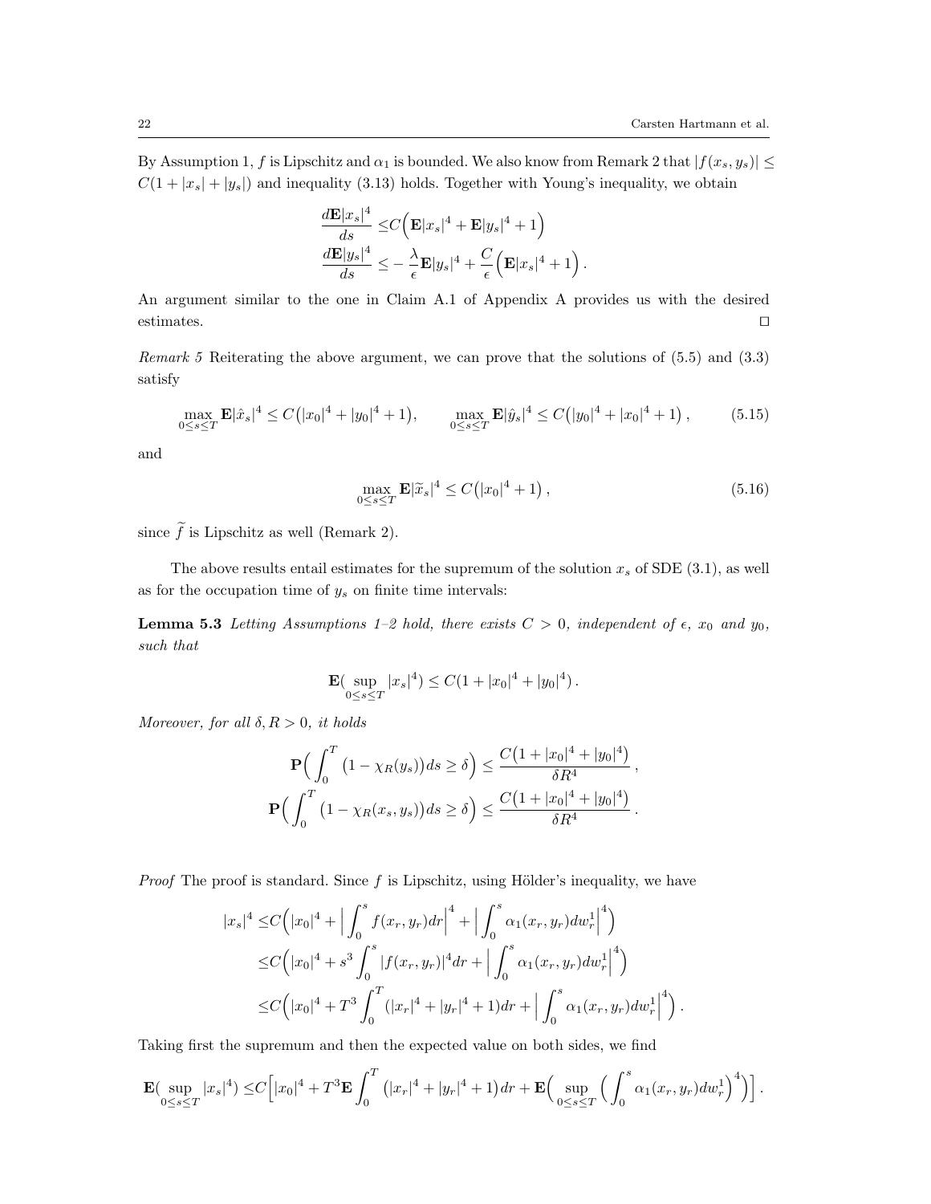By Assumption 1, $f$ is Lipschitz and $\alpha_1$ is bounded. We also know from Remark 2 that $|f(x_s, y_s)| \leq C(1 + |x_s| + |y_s|)$ and inequality (3.13) holds. Together with Young's inequality, we obtain

$$\begin{aligned}
\frac{d\mathbf{E}|x_s|^4}{ds} \leq & C\Big(\mathbf{E}|x_s|^4 + \mathbf{E}|y_s|^4 + 1\Big) \\
\frac{d\mathbf{E}|y_s|^4}{ds} \leq & -\frac{\lambda}{\epsilon}\mathbf{E}|y_s|^4 + \frac{C}{\epsilon}\Big(\mathbf{E}|x_s|^4 + 1\Big) .
\end{aligned}$$

An argument similar to the one in Claim A.1 of Appendix A provides us with the desired estimates. ◻

*Remark 5* Reiterating the above argument, we can prove that the solutions of (5.5) and (3.3) satisfy

$$\max_{0\leq s\leq T} \mathbf{E}|\hat{x}_s|^4 \leq C\big(|x_0|^4 + |y_0|^4 + 1\big), \qquad \max_{0\leq s\leq T} \mathbf{E}|\hat{y}_s|^4 \leq C\big(|y_0|^4 + |x_0|^4 + 1\big) , \tag{5.15}$$

and

$$\max_{0\leq s\leq T} \mathbf{E}|\widetilde{x}_s|^4 \leq C\big(|x_0|^4 + 1\big) , \tag{5.16}$$

since $\widetilde{f}$ is Lipschitz as well (Remark 2).

The above results entail estimates for the supremum of the solution $x_s$ of SDE (3.1), as well as for the occupation time of $y_s$ on finite time intervals:

**Lemma 5.3** *Letting Assumptions 1–2 hold, there exists $C > 0$, independent of $\epsilon$, $x_0$ and $y_0$, such that*

$$\mathbf{E}(\sup_{0\leq s\leq T} |x_s|^4) \leq C(1 + |x_0|^4 + |y_0|^4) .$$

*Moreover, for all $\delta, R > 0$, it holds*

$$\begin{aligned}
\mathbf{P}\Big(\int_0^T \big(1 - \chi_R(y_s)\big) ds \geq \delta\Big) \leq & \frac{C\big(1 + |x_0|^4 + |y_0|^4\big)}{\delta R^4} , \\
\mathbf{P}\Big(\int_0^T \big(1 - \chi_R(x_s, y_s)\big) ds \geq \delta\Big) \leq & \frac{C\big(1 + |x_0|^4 + |y_0|^4\big)}{\delta R^4} .
\end{aligned}$$

*Proof* The proof is standard. Since $f$ is Lipschitz, using Hölder's inequality, we have

$$\begin{aligned}
|x_s|^4 \leq & C\Big(|x_0|^4 + \Big|\int_0^s f(x_r, y_r)dr\Big|^4 + \Big|\int_0^s \alpha_1(x_r, y_r)dw_r^1\Big|^4\Big) \\
\leq & C\Big(|x_0|^4 + s^3\int_0^s |f(x_r, y_r)|^4 dr + \Big|\int_0^s \alpha_1(x_r, y_r)dw_r^1\Big|^4\Big) \\
\leq & C\Big(|x_0|^4 + T^3\int_0^T (|x_r|^4 + |y_r|^4 + 1)dr + \Big|\int_0^s \alpha_1(x_r, y_r)dw_r^1\Big|^4\Big) .
\end{aligned}$$

Taking first the supremum and then the expected value on both sides, we find

$$\mathbf{E}(\sup_{0\leq s\leq T} |x_s|^4) \leq C\Big[|x_0|^4 + T^3\mathbf{E}\int_0^T \big(|x_r|^4 + |y_r|^4 + 1\big)dr + \mathbf{E}\Big(\sup_{0\leq s\leq T}\Big(\int_0^s \alpha_1(x_r, y_r)dw_r^1\Big)^4\Big)\Big] .$$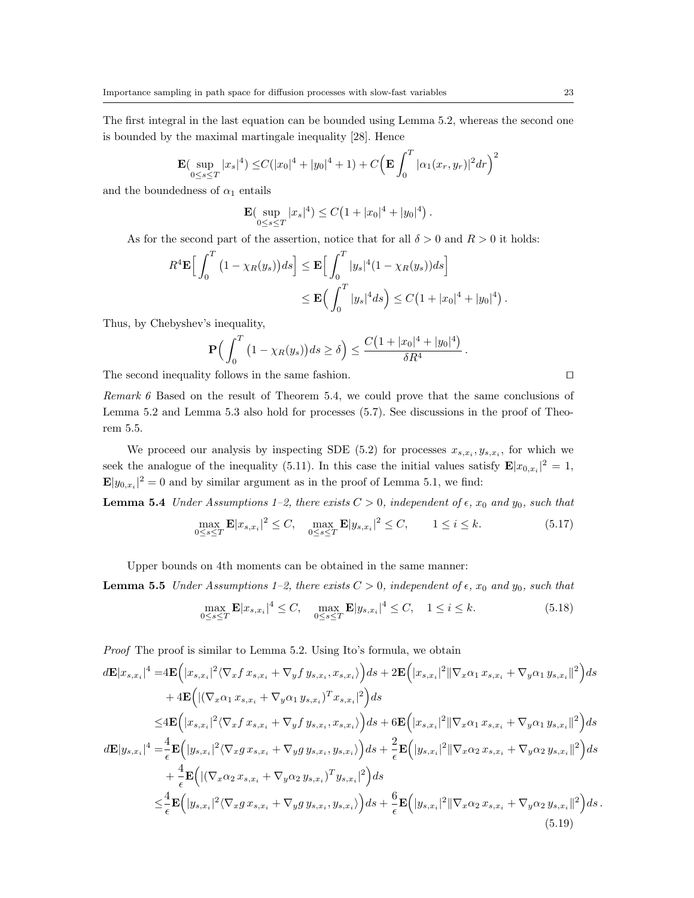The first integral in the last equation can be bounded using Lemma 5.2, whereas the second one is bounded by the maximal martingale inequality [28]. Hence

$$\mathbf{E}\big(\sup_{0\le s\le T}|x_s|^4\big) \le C(|x_0|^4+|y_0|^4+1) + C\Big(\mathbf{E}\int_0^T |\alpha_1(x_r,y_r)|^2 dr\Big)^2$$

and the boundedness of $\alpha_1$ entails

$$\mathbf{E}\big(\sup_{0\le s\le T}|x_s|^4\big) \le C\big(1+|x_0|^4+|y_0|^4\big)\,.$$

As for the second part of the assertion, notice that for all $\delta>0$ and $R>0$ it holds:

$$\begin{aligned}
R^4\mathbf{E}\Big[\int_0^T \big(1-\chi_R(y_s)\big)ds\Big] &\le \mathbf{E}\Big[\int_0^T |y_s|^4(1-\chi_R(y_s))ds\Big] \\
&\le \mathbf{E}\Big(\int_0^T |y_s|^4 ds\Big) \le C\big(1+|x_0|^4+|y_0|^4\big)\,.
\end{aligned}$$

Thus, by Chebyshev's inequality,

$$\mathbf{P}\Big(\int_0^T \big(1-\chi_R(y_s)\big)ds \ge \delta\Big) \le \frac{C\big(1+|x_0|^4+|y_0|^4\big)}{\delta R^4}\,.$$

The second inequality follows in the same fashion. ◻

*Remark 6* Based on the result of Theorem 5.4, we could prove that the same conclusions of Lemma 5.2 and Lemma 5.3 also hold for processes (5.7). See discussions in the proof of Theorem 5.5.

We proceed our analysis by inspecting SDE (5.2) for processes $x_{s,x_i}, y_{s,x_i}$, for which we seek the analogue of the inequality (5.11). In this case the initial values satisfy $\mathbf{E}|x_{0,x_i}|^2=1$, $\mathbf{E}|y_{0,x_i}|^2=0$ and by similar argument as in the proof of Lemma 5.1, we find:

**Lemma 5.4** *Under Assumptions 1–2, there exists $C>0$, independent of $\epsilon$, $x_0$ and $y_0$, such that*

$$\max_{0\le s\le T}\mathbf{E}|x_{s,x_i}|^2 \le C, \quad \max_{0\le s\le T}\mathbf{E}|y_{s,x_i}|^2 \le C, \qquad 1\le i\le k. \tag{5.17}$$

Upper bounds on 4th moments can be obtained in the same manner:

**Lemma 5.5** *Under Assumptions 1–2, there exists $C>0$, independent of $\epsilon$, $x_0$ and $y_0$, such that*

$$\max_{0\le s\le T}\mathbf{E}|x_{s,x_i}|^4 \le C, \quad \max_{0\le s\le T}\mathbf{E}|y_{s,x_i}|^4 \le C, \quad 1\le i\le k. \tag{5.18}$$

*Proof* The proof is similar to Lemma 5.2. Using Ito's formula, we obtain

$$\begin{aligned}
d\mathbf{E}|x_{s,x_i}|^4 =& 4\mathbf{E}\Big(|x_{s,x_i}|^2\langle\nabla_x f\, x_{s,x_i}+\nabla_y f\, y_{s,x_i}, x_{s,x_i}\rangle\Big)ds + 2\mathbf{E}\Big(|x_{s,x_i}|^2\|\nabla_x\alpha_1\, x_{s,x_i}+\nabla_y\alpha_1\, y_{s,x_i}\|^2\Big)ds \\
&+ 4\mathbf{E}\Big(|(\nabla_x\alpha_1\, x_{s,x_i}+\nabla_y\alpha_1\, y_{s,x_i})^T x_{s,x_i}|^2\Big)ds \\
\le& 4\mathbf{E}\Big(|x_{s,x_i}|^2\langle\nabla_x f\, x_{s,x_i}+\nabla_y f\, y_{s,x_i}, x_{s,x_i}\rangle\Big)ds + 6\mathbf{E}\Big(|x_{s,x_i}|^2\|\nabla_x\alpha_1\, x_{s,x_i}+\nabla_y\alpha_1\, y_{s,x_i}\|^2\Big)ds \\
d\mathbf{E}|y_{s,x_i}|^4 =& \frac{4}{\epsilon}\mathbf{E}\Big(|y_{s,x_i}|^2\langle\nabla_x g\, x_{s,x_i}+\nabla_y g\, y_{s,x_i}, y_{s,x_i}\rangle\Big)ds + \frac{2}{\epsilon}\mathbf{E}\Big(|y_{s,x_i}|^2\|\nabla_x\alpha_2\, x_{s,x_i}+\nabla_y\alpha_2\, y_{s,x_i}\|^2\Big)ds \\
&+ \frac{4}{\epsilon}\mathbf{E}\Big(|(\nabla_x\alpha_2\, x_{s,x_i}+\nabla_y\alpha_2\, y_{s,x_i})^T y_{s,x_i}|^2\Big)ds \\
\le& \frac{4}{\epsilon}\mathbf{E}\Big(|y_{s,x_i}|^2\langle\nabla_x g\, x_{s,x_i}+\nabla_y g\, y_{s,x_i}, y_{s,x_i}\rangle\Big)ds + \frac{6}{\epsilon}\mathbf{E}\Big(|y_{s,x_i}|^2\|\nabla_x\alpha_2\, x_{s,x_i}+\nabla_y\alpha_2\, y_{s,x_i}\|^2\Big)ds\,.
\end{aligned} \tag{5.19}$$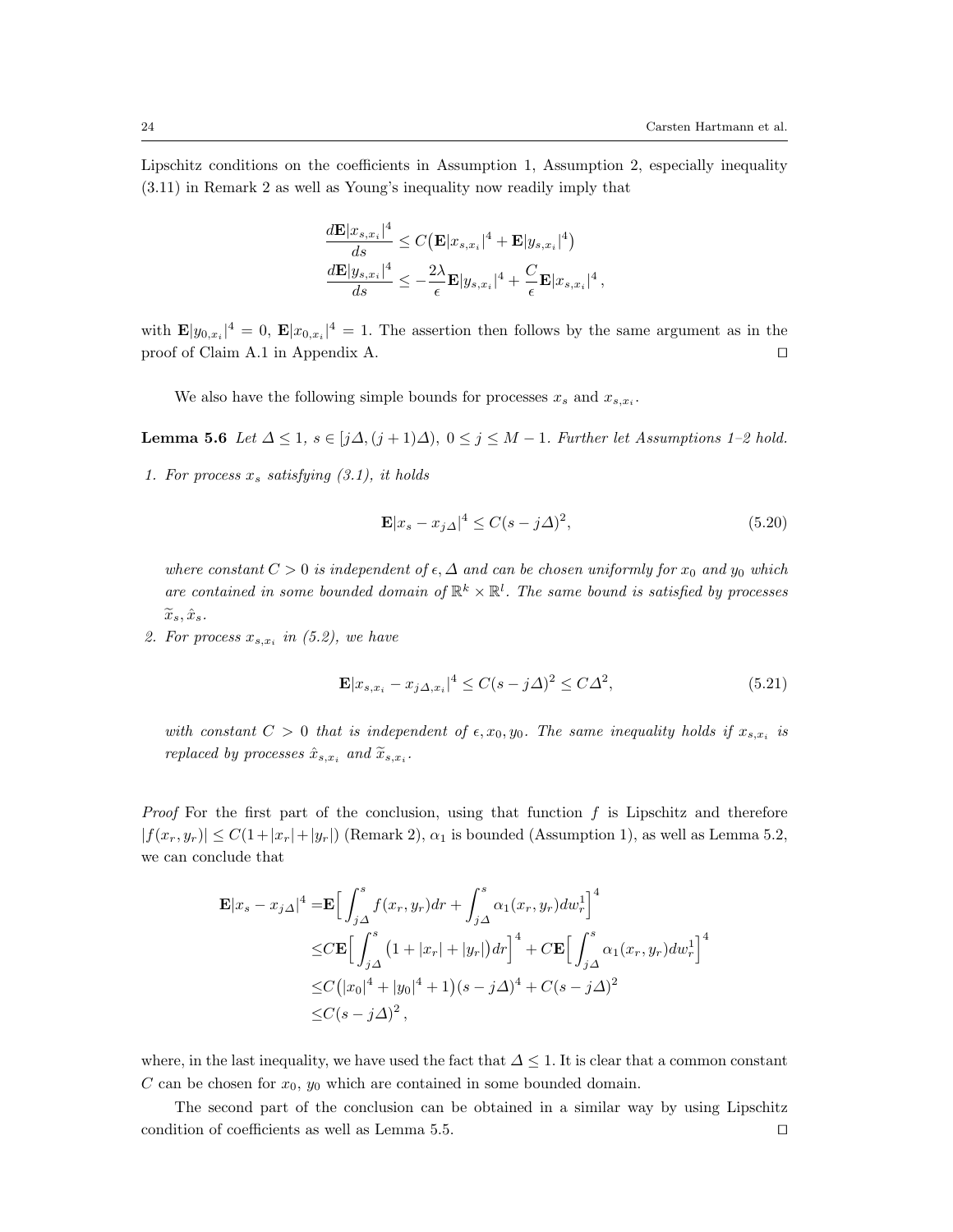Lipschitz conditions on the coefficients in Assumption 1, Assumption 2, especially inequality (3.11) in Remark 2 as well as Young's inequality now readily imply that

$$
\begin{aligned}
&\frac{d\mathbf{E}|x_{s,x_i}|^4}{ds} \le C\big(\mathbf{E}|x_{s,x_i}|^4 + \mathbf{E}|y_{s,x_i}|^4\big)\\
&\frac{d\mathbf{E}|y_{s,x_i}|^4}{ds} \le -\frac{2\lambda}{\epsilon}\mathbf{E}|y_{s,x_i}|^4 + \frac{C}{\epsilon}\mathbf{E}|x_{s,x_i}|^4\,,
\end{aligned}
$$

with $\mathbf{E}|y_{0,x_i}|^4 = 0$, $\mathbf{E}|x_{0,x_i}|^4 = 1$. The assertion then follows by the same argument as in the proof of Claim A.1 in Appendix A. □

We also have the following simple bounds for processes $x_s$ and $x_{s,x_i}$.

**Lemma 5.6** *Let $\Delta \le 1$, $s \in [j\Delta, (j+1)\Delta)$, $0 \le j \le M-1$. Further let Assumptions 1–2 hold.*

1. *For process $x_s$ satisfying (3.1), it holds*

$$
\mathbf{E}|x_s - x_{j\Delta}|^4 \le C(s - j\Delta)^2, \tag{5.20}
$$

*where constant $C > 0$ is independent of $\epsilon, \Delta$ and can be chosen uniformly for $x_0$ and $y_0$ which are contained in some bounded domain of $\mathbb{R}^k \times \mathbb{R}^l$. The same bound is satisfied by processes $\widetilde{x}_s, \hat{x}_s$.*

2. *For process $x_{s,x_i}$ in (5.2), we have*

$$
\mathbf{E}|x_{s,x_i} - x_{j\Delta,x_i}|^4 \le C(s - j\Delta)^2 \le C\Delta^2, \tag{5.21}
$$

*with constant $C > 0$ that is independent of $\epsilon, x_0, y_0$. The same inequality holds if $x_{s,x_i}$ is replaced by processes $\hat{x}_{s,x_i}$ and $\widetilde{x}_{s,x_i}$.*

*Proof* For the first part of the conclusion, using that function $f$ is Lipschitz and therefore $|f(x_r, y_r)| \le C(1+|x_r|+|y_r|)$ (Remark 2), $\alpha_1$ is bounded (Assumption 1), as well as Lemma 5.2, we can conclude that

$$
\begin{aligned}
\mathbf{E}|x_s - x_{j\Delta}|^4 =& \mathbf{E}\Big[\int_{j\Delta}^{s} f(x_r, y_r)dr + \int_{j\Delta}^{s} \alpha_1(x_r, y_r)dw_r^1\Big]^4\\
\le& C\mathbf{E}\Big[\int_{j\Delta}^{s}\big(1 + |x_r| + |y_r|\big)dr\Big]^4 + C\mathbf{E}\Big[\int_{j\Delta}^{s}\alpha_1(x_r, y_r)dw_r^1\Big]^4\\
\le& C\big(|x_0|^4 + |y_0|^4 + 1\big)(s - j\Delta)^4 + C(s - j\Delta)^2\\
\le& C(s - j\Delta)^2\,,
\end{aligned}
$$

where, in the last inequality, we have used the fact that $\Delta \le 1$. It is clear that a common constant $C$ can be chosen for $x_0$, $y_0$ which are contained in some bounded domain.

The second part of the conclusion can be obtained in a similar way by using Lipschitz condition of coefficients as well as Lemma 5.5. □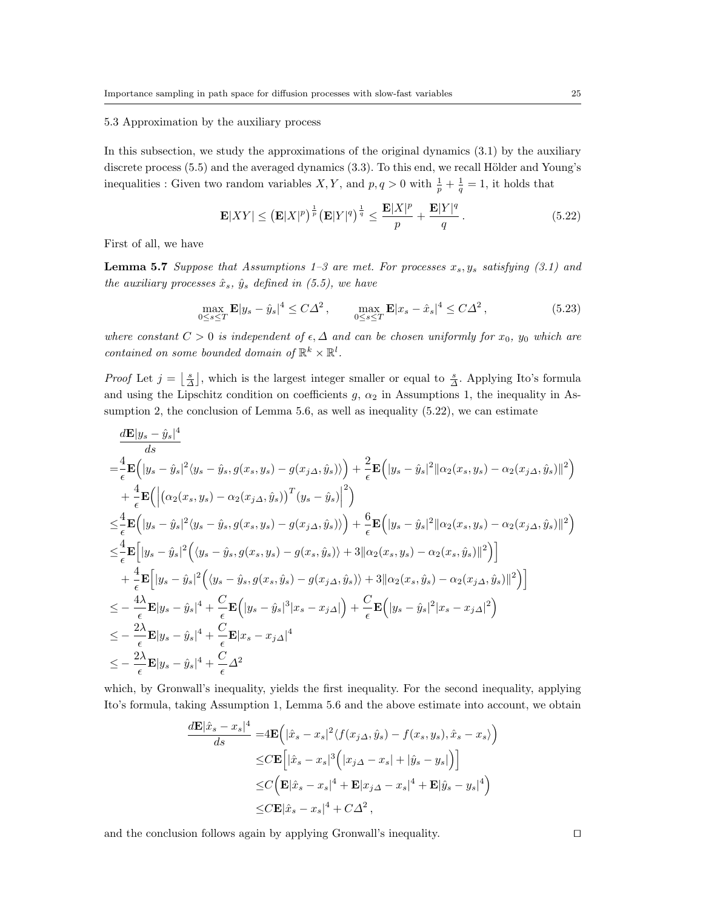### 5.3 Approximation by the auxiliary process

In this subsection, we study the approximations of the original dynamics (3.1) by the auxiliary discrete process (5.5) and the averaged dynamics (3.3). To this end, we recall Hölder and Young's inequalities : Given two random variables $X, Y$, and $p, q > 0$ with $\frac{1}{p} + \frac{1}{q} = 1$, it holds that

$$\mathbf{E}|XY| \leq \big(\mathbf{E}|X|^p\big)^{\frac{1}{p}} \big(\mathbf{E}|Y|^q\big)^{\frac{1}{q}} \leq \frac{\mathbf{E}|X|^p}{p} + \frac{\mathbf{E}|Y|^q}{q}\,. \tag{5.22}$$

First of all, we have

**Lemma 5.7** *Suppose that Assumptions 1–3 are met. For processes $x_s, y_s$ satisfying (3.1) and the auxiliary processes $\hat{x}_s$, $\hat{y}_s$ defined in (5.5), we have*

$$\max_{0\leq s\leq T} \mathbf{E}|y_s - \hat{y}_s|^4 \leq C\Delta^2\,, \qquad \max_{0\leq s\leq T} \mathbf{E}|x_s - \hat{x}_s|^4 \leq C\Delta^2\,, \tag{5.23}$$

*where constant $C > 0$ is independent of $\epsilon, \Delta$ and can be chosen uniformly for $x_0$, $y_0$ which are contained on some bounded domain of $\mathbb{R}^k \times \mathbb{R}^l$.*

*Proof* Let $j = \big\lfloor \frac{s}{\Delta} \big\rfloor$, which is the largest integer smaller or equal to $\frac{s}{\Delta}$. Applying Ito's formula and using the Lipschitz condition on coefficients $g$, $\alpha_2$ in Assumptions 1, the inequality in Assumption 2, the conclusion of Lemma 5.6, as well as inequality (5.22), we can estimate

$$\begin{aligned}
&\frac{d\mathbf{E}|y_s - \hat{y}_s|^4}{ds} \\
=&\frac{4}{\epsilon}\mathbf{E}\Big(|y_s - \hat{y}_s|^2 \langle y_s - \hat{y}_s, g(x_s, y_s) - g(x_{j\Delta}, \hat{y}_s)\rangle\Big) + \frac{2}{\epsilon}\mathbf{E}\Big(|y_s - \hat{y}_s|^2 \|\alpha_2(x_s, y_s) - \alpha_2(x_{j\Delta}, \hat{y}_s)\|^2\Big) \\
&+ \frac{4}{\epsilon}\mathbf{E}\Big(\Big|\big(\alpha_2(x_s, y_s) - \alpha_2(x_{j\Delta}, \hat{y}_s)\big)^T (y_s - \hat{y}_s)\Big|^2\Big) \\
\leq&\frac{4}{\epsilon}\mathbf{E}\Big(|y_s - \hat{y}_s|^2 \langle y_s - \hat{y}_s, g(x_s, y_s) - g(x_{j\Delta}, \hat{y}_s)\rangle\Big) + \frac{6}{\epsilon}\mathbf{E}\Big(|y_s - \hat{y}_s|^2 \|\alpha_2(x_s, y_s) - \alpha_2(x_{j\Delta}, \hat{y}_s)\|^2\Big) \\
\leq&\frac{4}{\epsilon}\mathbf{E}\Big[|y_s - \hat{y}_s|^2\Big(\langle y_s - \hat{y}_s, g(x_s, y_s) - g(x_s, \hat{y}_s)\rangle + 3\|\alpha_2(x_s, y_s) - \alpha_2(x_s, \hat{y}_s)\|^2\Big)\Big] \\
&+ \frac{4}{\epsilon}\mathbf{E}\Big[|y_s - \hat{y}_s|^2\Big(\langle y_s - \hat{y}_s, g(x_s, \hat{y}_s) - g(x_{j\Delta}, \hat{y}_s)\rangle + 3\|\alpha_2(x_s, \hat{y}_s) - \alpha_2(x_{j\Delta}, \hat{y}_s)\|^2\Big)\Big] \\
\leq& -\frac{4\lambda}{\epsilon}\mathbf{E}|y_s - \hat{y}_s|^4 + \frac{C}{\epsilon}\mathbf{E}\Big(|y_s - \hat{y}_s|^3 |x_s - x_{j\Delta}|\Big) + \frac{C}{\epsilon}\mathbf{E}\Big(|y_s - \hat{y}_s|^2 |x_s - x_{j\Delta}|^2\Big) \\
\leq& -\frac{2\lambda}{\epsilon}\mathbf{E}|y_s - \hat{y}_s|^4 + \frac{C}{\epsilon}\mathbf{E}|x_s - x_{j\Delta}|^4 \\
\leq& -\frac{2\lambda}{\epsilon}\mathbf{E}|y_s - \hat{y}_s|^4 + \frac{C}{\epsilon}\Delta^2
\end{aligned}$$

which, by Gronwall's inequality, yields the first inequality. For the second inequality, applying Ito's formula, taking Assumption 1, Lemma 5.6 and the above estimate into account, we obtain

$$\begin{aligned}
\frac{d\mathbf{E}|\hat{x}_s - x_s|^4}{ds} =& 4\mathbf{E}\Big(|\hat{x}_s - x_s|^2 \langle f(x_{j\Delta}, \hat{y}_s) - f(x_s, y_s), \hat{x}_s - x_s\rangle\Big) \\
\leq& C\mathbf{E}\Big[|\hat{x}_s - x_s|^3\Big(|x_{j\Delta} - x_s| + |\hat{y}_s - y_s|\Big)\Big] \\
\leq& C\Big(\mathbf{E}|\hat{x}_s - x_s|^4 + \mathbf{E}|x_{j\Delta} - x_s|^4 + \mathbf{E}|\hat{y}_s - y_s|^4\Big) \\
\leq& C\mathbf{E}|\hat{x}_s - x_s|^4 + C\Delta^2\,,
\end{aligned}$$

and the conclusion follows again by applying Gronwall's inequality. □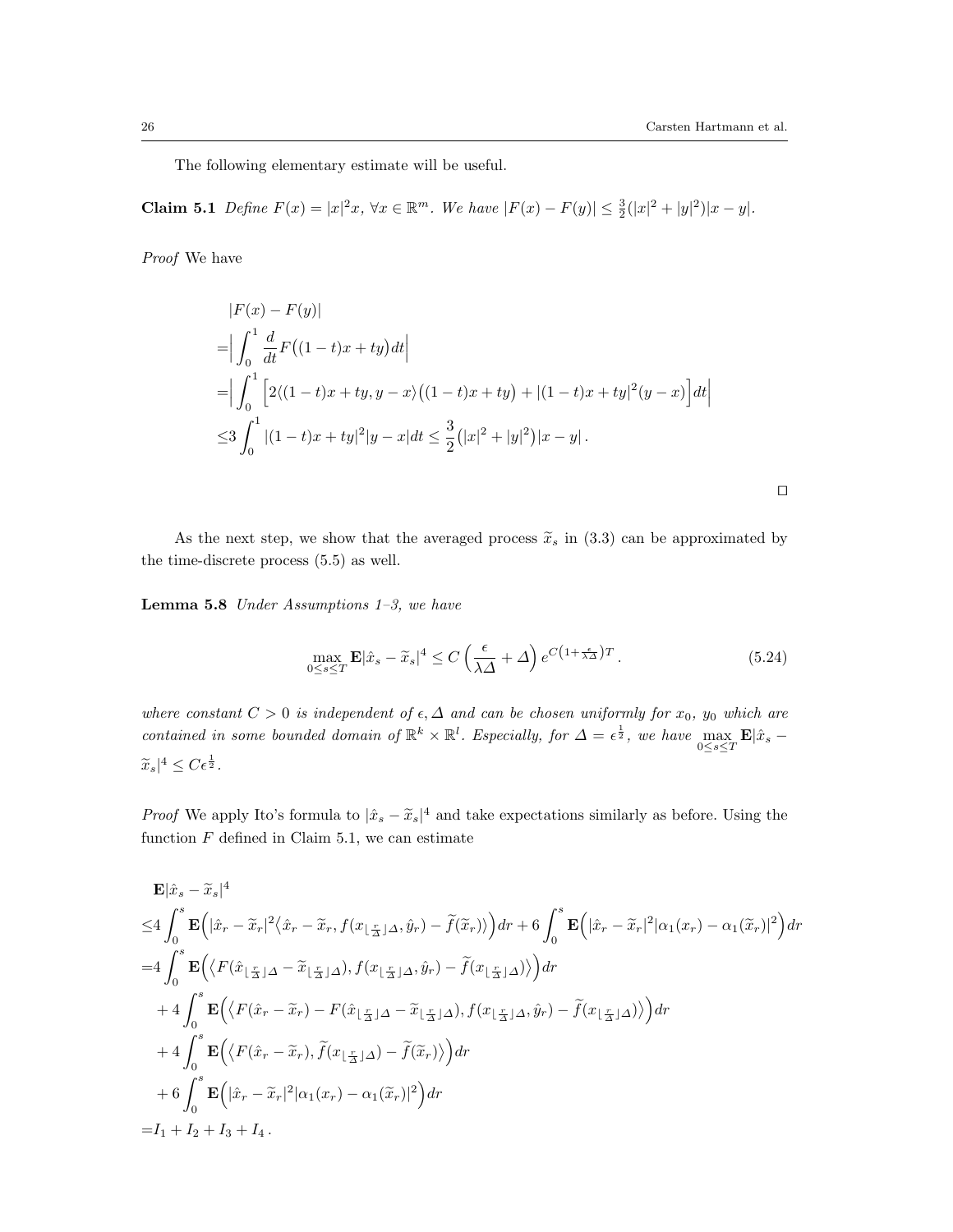The following elementary estimate will be useful.

**Claim 5.1** *Define $F(x) = |x|^2 x$, $\forall x \in \mathbb{R}^m$. We have $|F(x) - F(y)| \leq \frac{3}{2}(|x|^2 + |y|^2)|x - y|$.*

*Proof* We have

$$
\begin{aligned}
&|F(x) - F(y)| \\
=&\Big|\int_0^1 \frac{d}{dt} F\big((1-t)x + ty\big) dt\Big| \\
=&\Big|\int_0^1 \Big[2\langle (1-t)x + ty, y - x\rangle\big((1-t)x + ty\big) + |(1-t)x + ty|^2 (y - x)\Big] dt\Big| \\
\leq& 3\int_0^1 |(1-t)x + ty|^2 |y - x| dt \leq \frac{3}{2}\big(|x|^2 + |y|^2\big)|x - y|\,.
\end{aligned}
$$

□

As the next step, we show that the averaged process $\widetilde{x}_s$ in (3.3) can be approximated by the time-discrete process (5.5) as well.

**Lemma 5.8** *Under Assumptions 1–3, we have*

$$
\max_{0 \leq s \leq T} \mathbf{E}|\hat{x}_s - \widetilde{x}_s|^4 \leq C\left(\frac{\epsilon}{\lambda \Delta} + \Delta\right) e^{C\left(1 + \frac{\epsilon}{\lambda\Delta}\right)T}\,. \tag{5.24}
$$

*where constant $C > 0$ is independent of $\epsilon, \Delta$ and can be chosen uniformly for $x_0$, $y_0$ which are contained in some bounded domain of $\mathbb{R}^k \times \mathbb{R}^l$. Especially, for $\Delta = \epsilon^{\frac{1}{2}}$, we have $\max\limits_{0\leq s\leq T} \mathbf{E}|\hat{x}_s - \widetilde{x}_s|^4 \leq C\epsilon^{\frac{1}{2}}$.*

*Proof* We apply Ito's formula to $|\hat{x}_s - \widetilde{x}_s|^4$ and take expectations similarly as before. Using the function $F$ defined in Claim 5.1, we can estimate

$$
\begin{aligned}
&\mathbf{E}|\hat{x}_s - \widetilde{x}_s|^4 \\
\leq& 4\int_0^s \mathbf{E}\Big(|\hat{x}_r - \widetilde{x}_r|^2 \big\langle \hat{x}_r - \widetilde{x}_r, f(x_{\lfloor \frac{r}{\Delta}\rfloor\Delta}, \hat{y}_r) - \widetilde{f}(\widetilde{x}_r)\big\rangle\Big) dr + 6\int_0^s \mathbf{E}\Big(|\hat{x}_r - \widetilde{x}_r|^2 |\alpha_1(x_r) - \alpha_1(\widetilde{x}_r)|^2\Big) dr \\
=& 4\int_0^s \mathbf{E}\Big(\big\langle F(\hat{x}_{\lfloor \frac{r}{\Delta}\rfloor\Delta} - \widetilde{x}_{\lfloor \frac{r}{\Delta}\rfloor\Delta}), f(x_{\lfloor \frac{r}{\Delta}\rfloor\Delta}, \hat{y}_r) - \widetilde{f}(x_{\lfloor \frac{r}{\Delta}\rfloor\Delta})\big\rangle\Big) dr \\
&+ 4\int_0^s \mathbf{E}\Big(\big\langle F(\hat{x}_r - \widetilde{x}_r) - F(\hat{x}_{\lfloor \frac{r}{\Delta}\rfloor\Delta} - \widetilde{x}_{\lfloor \frac{r}{\Delta}\rfloor\Delta}), f(x_{\lfloor \frac{r}{\Delta}\rfloor\Delta}, \hat{y}_r) - \widetilde{f}(x_{\lfloor \frac{r}{\Delta}\rfloor\Delta})\big\rangle\Big) dr \\
&+ 4\int_0^s \mathbf{E}\Big(\big\langle F(\hat{x}_r - \widetilde{x}_r), \widetilde{f}(x_{\lfloor \frac{r}{\Delta}\rfloor\Delta}) - \widetilde{f}(\widetilde{x}_r)\big\rangle\Big) dr \\
&+ 6\int_0^s \mathbf{E}\Big(|\hat{x}_r - \widetilde{x}_r|^2 |\alpha_1(x_r) - \alpha_1(\widetilde{x}_r)|^2\Big) dr \\
=& I_1 + I_2 + I_3 + I_4\,.
\end{aligned}
$$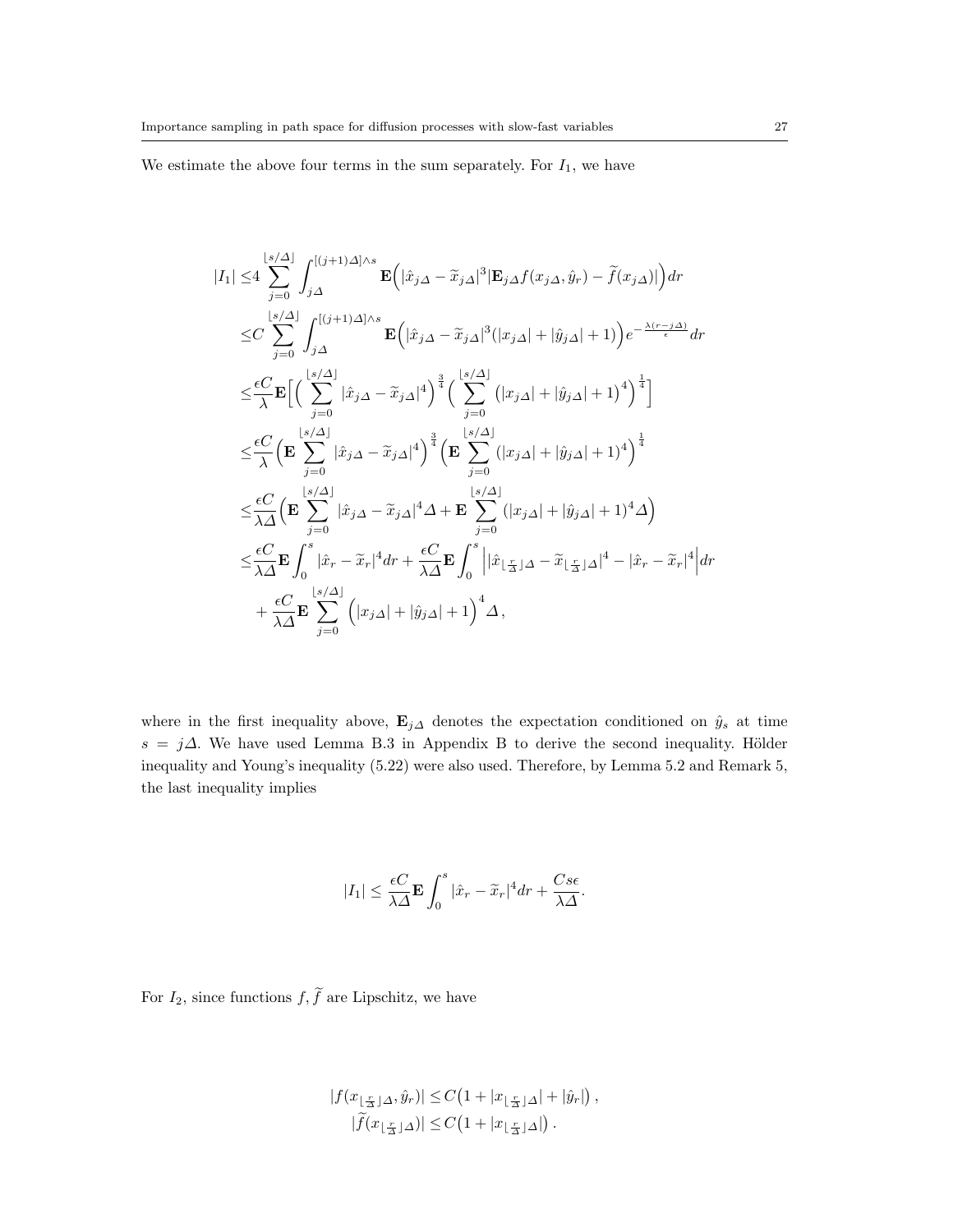We estimate the above four terms in the sum separately. For $I_1$, we have

$$
\begin{aligned}
|I_1| \leq & 4 \sum_{j=0}^{\lfloor s/\Delta \rfloor} \int_{j\Delta}^{[(j+1)\Delta]\wedge s} \mathbf{E}\Big(|\hat{x}_{j\Delta} - \widetilde{x}_{j\Delta}|^3 |\mathbf{E}_{j\Delta} f(x_{j\Delta}, \hat{y}_r) - \widetilde{f}(x_{j\Delta})|\Big) dr \\
\leq & C \sum_{j=0}^{\lfloor s/\Delta \rfloor} \int_{j\Delta}^{[(j+1)\Delta]\wedge s} \mathbf{E}\Big(|\hat{x}_{j\Delta} - \widetilde{x}_{j\Delta}|^3 (|x_{j\Delta}| + |\hat{y}_{j\Delta}| + 1)\Big) e^{-\frac{\lambda(r-j\Delta)}{\epsilon}} dr \\
\leq & \frac{\epsilon C}{\lambda} \mathbf{E}\Big[\Big(\sum_{j=0}^{\lfloor s/\Delta \rfloor} |\hat{x}_{j\Delta} - \widetilde{x}_{j\Delta}|^4\Big)^{\frac{3}{4}} \Big(\sum_{j=0}^{\lfloor s/\Delta \rfloor} \big(|x_{j\Delta}| + |\hat{y}_{j\Delta}| + 1\big)^4\Big)^{\frac{1}{4}}\Big] \\
\leq & \frac{\epsilon C}{\lambda} \Big(\mathbf{E} \sum_{j=0}^{\lfloor s/\Delta \rfloor} |\hat{x}_{j\Delta} - \widetilde{x}_{j\Delta}|^4\Big)^{\frac{3}{4}} \Big(\mathbf{E} \sum_{j=0}^{\lfloor s/\Delta \rfloor} (|x_{j\Delta}| + |\hat{y}_{j\Delta}| + 1)^4\Big)^{\frac{1}{4}} \\
\leq & \frac{\epsilon C}{\lambda \Delta} \Big(\mathbf{E} \sum_{j=0}^{\lfloor s/\Delta \rfloor} |\hat{x}_{j\Delta} - \widetilde{x}_{j\Delta}|^4 \Delta + \mathbf{E} \sum_{j=0}^{\lfloor s/\Delta \rfloor} (|x_{j\Delta}| + |\hat{y}_{j\Delta}| + 1)^4 \Delta\Big) \\
\leq & \frac{\epsilon C}{\lambda \Delta} \mathbf{E} \int_0^s |\hat{x}_r - \widetilde{x}_r|^4 dr + \frac{\epsilon C}{\lambda \Delta} \mathbf{E} \int_0^s \Big| |\hat{x}_{\lfloor \frac{r}{\Delta} \rfloor \Delta} - \widetilde{x}_{\lfloor \frac{r}{\Delta} \rfloor \Delta}|^4 - |\hat{x}_r - \widetilde{x}_r|^4 \Big| dr \\
& + \frac{\epsilon C}{\lambda \Delta} \mathbf{E} \sum_{j=0}^{\lfloor s/\Delta \rfloor} \Big(|x_{j\Delta}| + |\hat{y}_{j\Delta}| + 1\Big)^4 \Delta,
\end{aligned}
$$

where in the first inequality above, $\mathbf{E}_{j\Delta}$ denotes the expectation conditioned on $\hat{y}_s$ at time $s = j\Delta$. We have used Lemma B.3 in Appendix B to derive the second inequality. Hölder inequality and Young's inequality (5.22) were also used. Therefore, by Lemma 5.2 and Remark 5, the last inequality implies

$$
|I_1| \leq \frac{\epsilon C}{\lambda \Delta} \mathbf{E} \int_0^s |\hat{x}_r - \widetilde{x}_r|^4 dr + \frac{C s \epsilon}{\lambda \Delta}.
$$

For $I_2$, since functions $f, \widetilde{f}$ are Lipschitz, we have

$$
\begin{aligned}
|f(x_{\lfloor \frac{r}{\Delta} \rfloor \Delta}, \hat{y}_r)| \leq & C\big(1 + |x_{\lfloor \frac{r}{\Delta} \rfloor \Delta}| + |\hat{y}_r|\big), \\
|\widetilde{f}(x_{\lfloor \frac{r}{\Delta} \rfloor \Delta})| \leq & C\big(1 + |x_{\lfloor \frac{r}{\Delta} \rfloor \Delta}|\big).
\end{aligned}
$$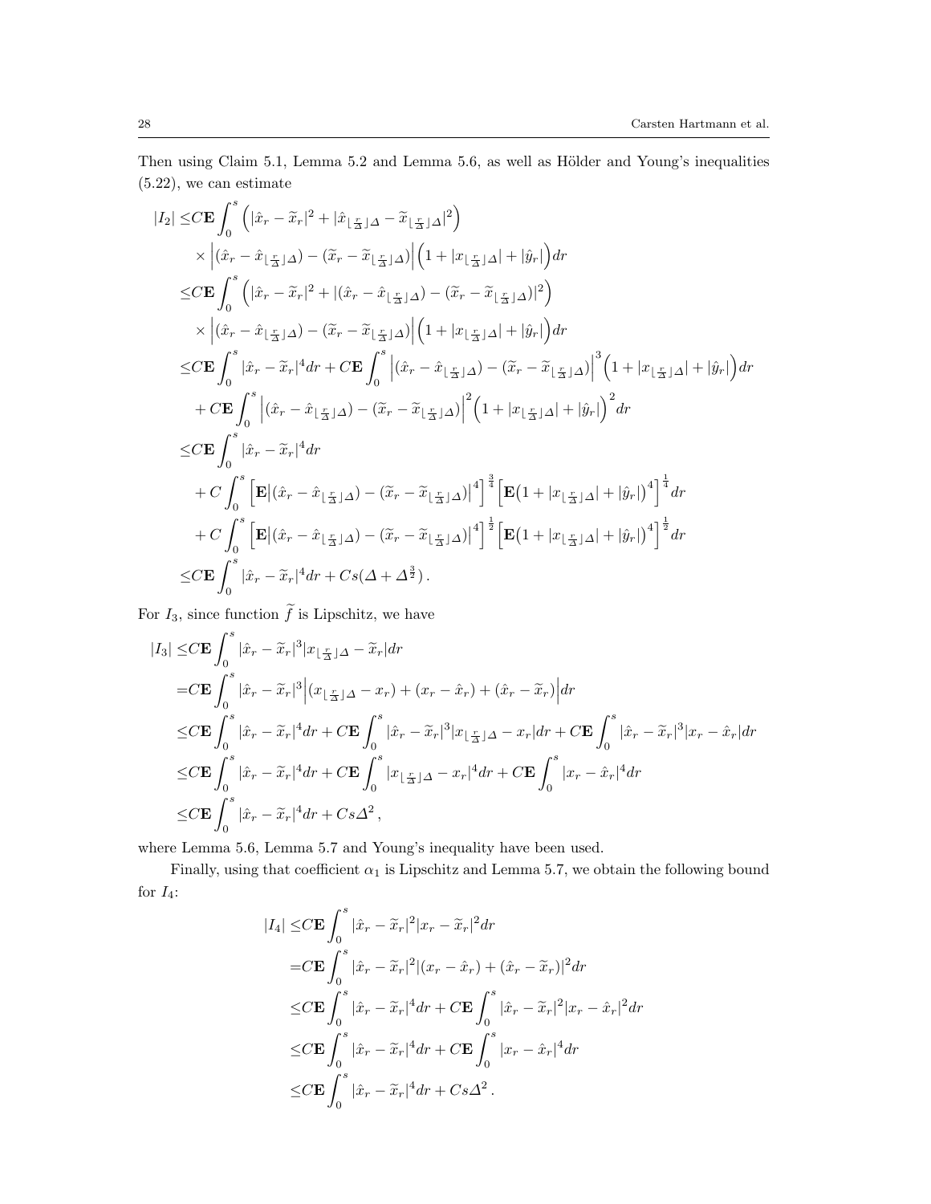Then using Claim 5.1, Lemma 5.2 and Lemma 5.6, as well as Hölder and Young's inequalities (5.22), we can estimate

$$
\begin{aligned}
|I_2| \leq & C\mathbf{E}\int_0^s \Big(|\hat{x}_r - \widetilde{x}_r|^2 + |\hat{x}_{\lfloor \frac{r}{\Delta}\rfloor \Delta} - \widetilde{x}_{\lfloor \frac{r}{\Delta}\rfloor \Delta}|^2\Big) \\
& \times \Big|(\hat{x}_r - \hat{x}_{\lfloor \frac{r}{\Delta}\rfloor \Delta}) - (\widetilde{x}_r - \widetilde{x}_{\lfloor \frac{r}{\Delta}\rfloor \Delta})\Big|\Big(1 + |x_{\lfloor \frac{r}{\Delta}\rfloor \Delta}| + |\hat{y}_r|\Big)dr \\
\leq & C\mathbf{E}\int_0^s \Big(|\hat{x}_r - \widetilde{x}_r|^2 + |(\hat{x}_r - \hat{x}_{\lfloor \frac{r}{\Delta}\rfloor \Delta}) - (\widetilde{x}_r - \widetilde{x}_{\lfloor \frac{r}{\Delta}\rfloor \Delta})|^2\Big) \\
& \times \Big|(\hat{x}_r - \hat{x}_{\lfloor \frac{r}{\Delta}\rfloor \Delta}) - (\widetilde{x}_r - \widetilde{x}_{\lfloor \frac{r}{\Delta}\rfloor \Delta})\Big|\Big(1 + |x_{\lfloor \frac{r}{\Delta}\rfloor \Delta}| + |\hat{y}_r|\Big)dr \\
\leq & C\mathbf{E}\int_0^s |\hat{x}_r - \widetilde{x}_r|^4 dr + C\mathbf{E}\int_0^s \Big|(\hat{x}_r - \hat{x}_{\lfloor \frac{r}{\Delta}\rfloor \Delta}) - (\widetilde{x}_r - \widetilde{x}_{\lfloor \frac{r}{\Delta}\rfloor \Delta})\Big|^3\Big(1 + |x_{\lfloor \frac{r}{\Delta}\rfloor \Delta}| + |\hat{y}_r|\Big)dr \\
& + C\mathbf{E}\int_0^s \Big|(\hat{x}_r - \hat{x}_{\lfloor \frac{r}{\Delta}\rfloor \Delta}) - (\widetilde{x}_r - \widetilde{x}_{\lfloor \frac{r}{\Delta}\rfloor \Delta})\Big|^2\Big(1 + |x_{\lfloor \frac{r}{\Delta}\rfloor \Delta}| + |\hat{y}_r|\Big)^2 dr \\
\leq & C\mathbf{E}\int_0^s |\hat{x}_r - \widetilde{x}_r|^4 dr \\
& + C\int_0^s \Big[\mathbf{E}\big|(\hat{x}_r - \hat{x}_{\lfloor \frac{r}{\Delta}\rfloor \Delta}) - (\widetilde{x}_r - \widetilde{x}_{\lfloor \frac{r}{\Delta}\rfloor \Delta})\big|^4\Big]^{\frac{3}{4}}\Big[\mathbf{E}\big(1 + |x_{\lfloor \frac{r}{\Delta}\rfloor \Delta}| + |\hat{y}_r|\big)^4\Big]^{\frac{1}{4}} dr \\
& + C\int_0^s \Big[\mathbf{E}\big|(\hat{x}_r - \hat{x}_{\lfloor \frac{r}{\Delta}\rfloor \Delta}) - (\widetilde{x}_r - \widetilde{x}_{\lfloor \frac{r}{\Delta}\rfloor \Delta})\big|^4\Big]^{\frac{1}{2}}\Big[\mathbf{E}\big(1 + |x_{\lfloor \frac{r}{\Delta}\rfloor \Delta}| + |\hat{y}_r|\big)^4\Big]^{\frac{1}{2}} dr \\
\leq & C\mathbf{E}\int_0^s |\hat{x}_r - \widetilde{x}_r|^4 dr + Cs(\Delta + \Delta^{\frac{3}{2}}) .
\end{aligned}
$$

For $I_3$, since function $\widetilde{f}$ is Lipschitz, we have

$$
\begin{aligned}
|I_3| \leq & C\mathbf{E}\int_0^s |\hat{x}_r - \widetilde{x}_r|^3 |x_{\lfloor \frac{r}{\Delta}\rfloor \Delta} - \widetilde{x}_r| dr \\
= & C\mathbf{E}\int_0^s |\hat{x}_r - \widetilde{x}_r|^3 \Big|(x_{\lfloor \frac{r}{\Delta}\rfloor \Delta} - x_r) + (x_r - \hat{x}_r) + (\hat{x}_r - \widetilde{x}_r)\Big| dr \\
\leq & C\mathbf{E}\int_0^s |\hat{x}_r - \widetilde{x}_r|^4 dr + C\mathbf{E}\int_0^s |\hat{x}_r - \widetilde{x}_r|^3 |x_{\lfloor \frac{r}{\Delta}\rfloor \Delta} - x_r| dr + C\mathbf{E}\int_0^s |\hat{x}_r - \widetilde{x}_r|^3 |x_r - \hat{x}_r| dr \\
\leq & C\mathbf{E}\int_0^s |\hat{x}_r - \widetilde{x}_r|^4 dr + C\mathbf{E}\int_0^s |x_{\lfloor \frac{r}{\Delta}\rfloor \Delta} - x_r|^4 dr + C\mathbf{E}\int_0^s |x_r - \hat{x}_r|^4 dr \\
\leq & C\mathbf{E}\int_0^s |\hat{x}_r - \widetilde{x}_r|^4 dr + Cs\Delta^2 ,
\end{aligned}
$$

where Lemma 5.6, Lemma 5.7 and Young's inequality have been used.

Finally, using that coefficient $\alpha_1$ is Lipschitz and Lemma 5.7, we obtain the following bound for $I_4$:

$$
\begin{aligned}
|I_4| \leq & C\mathbf{E}\int_0^s |\hat{x}_r - \widetilde{x}_r|^2 |x_r - \widetilde{x}_r|^2 dr \\
= & C\mathbf{E}\int_0^s |\hat{x}_r - \widetilde{x}_r|^2 |(x_r - \hat{x}_r) + (\hat{x}_r - \widetilde{x}_r)|^2 dr \\
\leq & C\mathbf{E}\int_0^s |\hat{x}_r - \widetilde{x}_r|^4 dr + C\mathbf{E}\int_0^s |\hat{x}_r - \widetilde{x}_r|^2 |x_r - \hat{x}_r|^2 dr \\
\leq & C\mathbf{E}\int_0^s |\hat{x}_r - \widetilde{x}_r|^4 dr + C\mathbf{E}\int_0^s |x_r - \hat{x}_r|^4 dr \\
\leq & C\mathbf{E}\int_0^s |\hat{x}_r - \widetilde{x}_r|^4 dr + Cs\Delta^2 .
\end{aligned}
$$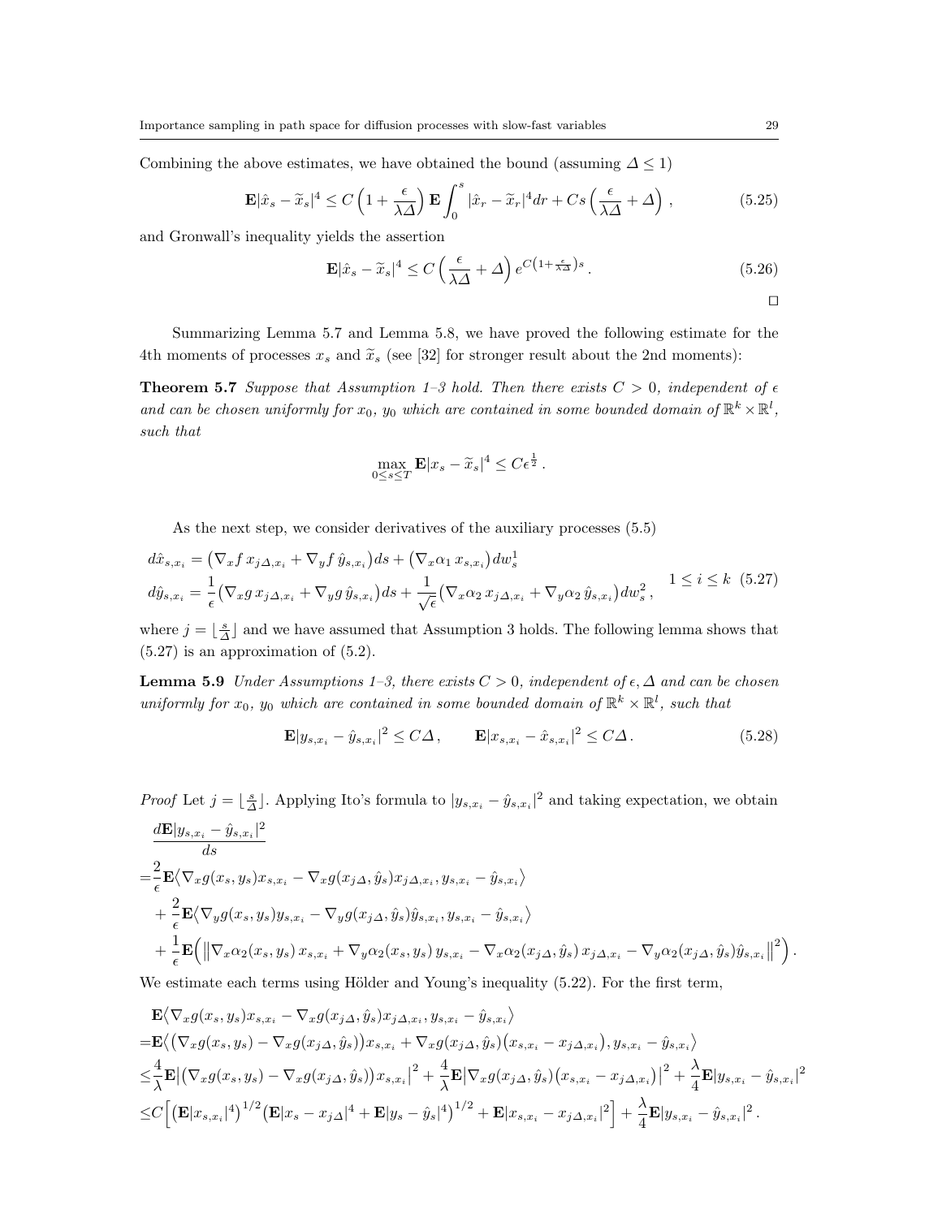Combining the above estimates, we have obtained the bound (assuming $\Delta \le 1$)

$$\mathbf{E}|\hat{x}_s - \widetilde{x}_s|^4 \le C\left(1+\frac{\epsilon}{\lambda\Delta}\right)\mathbf{E}\int_0^s |\hat{x}_r - \widetilde{x}_r|^4 dr + Cs\left(\frac{\epsilon}{\lambda\Delta}+\Delta\right), \tag{5.25}$$

and Gronwall's inequality yields the assertion

$$\mathbf{E}|\hat{x}_s - \widetilde{x}_s|^4 \le C\left(\frac{\epsilon}{\lambda\Delta}+\Delta\right)e^{C\left(1+\frac{\epsilon}{\lambda\Delta}\right)s}. \tag{5.26}$$

□

Summarizing Lemma 5.7 and Lemma 5.8, we have proved the following estimate for the 4th moments of processes $x_s$ and $\widetilde{x}_s$ (see [32] for stronger result about the 2nd moments):

**Theorem 5.7** *Suppose that Assumption 1–3 hold. Then there exists $C > 0$, independent of $\epsilon$ and can be chosen uniformly for $x_0$, $y_0$ which are contained in some bounded domain of $\mathbb{R}^k \times \mathbb{R}^l$, such that*

$$\max_{0\le s\le T}\mathbf{E}|x_s - \widetilde{x}_s|^4 \le C\epsilon^{\frac{1}{2}}.$$

As the next step, we consider derivatives of the auxiliary processes (5.5)

$$\begin{aligned}
d\hat{x}_{s,x_i} &= \left(\nabla_x f\, x_{j\Delta,x_i} + \nabla_y f\, \hat{y}_{s,x_i}\right)ds + \left(\nabla_x \alpha_1\, x_{s,x_i}\right)dw_s^1 \\
d\hat{y}_{s,x_i} &= \frac{1}{\epsilon}\left(\nabla_x g\, x_{j\Delta,x_i} + \nabla_y g\, \hat{y}_{s,x_i}\right)ds + \frac{1}{\sqrt{\epsilon}}\left(\nabla_x \alpha_2\, x_{j\Delta,x_i} + \nabla_y \alpha_2\, \hat{y}_{s,x_i}\right)dw_s^2,
\end{aligned} \quad 1 \le i \le k \tag{5.27}$$

where $j = \lfloor \frac{s}{\Delta} \rfloor$ and we have assumed that Assumption 3 holds. The following lemma shows that (5.27) is an approximation of (5.2).

**Lemma 5.9** *Under Assumptions 1–3, there exists $C > 0$, independent of $\epsilon, \Delta$ and can be chosen uniformly for $x_0$, $y_0$ which are contained in some bounded domain of $\mathbb{R}^k \times \mathbb{R}^l$, such that*

$$\mathbf{E}|y_{s,x_i} - \hat{y}_{s,x_i}|^2 \le C\Delta, \qquad \mathbf{E}|x_{s,x_i} - \hat{x}_{s,x_i}|^2 \le C\Delta. \tag{5.28}$$

*Proof* Let $j = \lfloor \frac{s}{\Delta} \rfloor$. Applying Ito's formula to $|y_{s,x_i} - \hat{y}_{s,x_i}|^2$ and taking expectation, we obtain

$$\begin{aligned}
&\frac{d\mathbf{E}|y_{s,x_i} - \hat{y}_{s,x_i}|^2}{ds} \\
=&\frac{2}{\epsilon}\mathbf{E}\left\langle \nabla_x g(x_s,y_s)x_{s,x_i} - \nabla_x g(x_{j\Delta},\hat{y}_s)x_{j\Delta,x_i}, y_{s,x_i} - \hat{y}_{s,x_i}\right\rangle \\
&+\frac{2}{\epsilon}\mathbf{E}\left\langle \nabla_y g(x_s,y_s)y_{s,x_i} - \nabla_y g(x_{j\Delta},\hat{y}_s)\hat{y}_{s,x_i}, y_{s,x_i} - \hat{y}_{s,x_i}\right\rangle \\
&+\frac{1}{\epsilon}\mathbf{E}\Big(\big\|\nabla_x \alpha_2(x_s,y_s)\,x_{s,x_i} + \nabla_y \alpha_2(x_s,y_s)\,y_{s,x_i} - \nabla_x \alpha_2(x_{j\Delta},\hat{y}_s)\,x_{j\Delta,x_i} - \nabla_y \alpha_2(x_{j\Delta},\hat{y}_s)\hat{y}_{s,x_i}\big\|^2\Big).
\end{aligned}$$

We estimate each terms using Hölder and Young's inequality (5.22). For the first term,

$$\begin{aligned}
&\mathbf{E}\left\langle \nabla_x g(x_s,y_s)x_{s,x_i} - \nabla_x g(x_{j\Delta},\hat{y}_s)x_{j\Delta,x_i}, y_{s,x_i} - \hat{y}_{s,x_i}\right\rangle \\
=&\mathbf{E}\left\langle \left(\nabla_x g(x_s,y_s) - \nabla_x g(x_{j\Delta},\hat{y}_s)\right)x_{s,x_i} + \nabla_x g(x_{j\Delta},\hat{y}_s)\left(x_{s,x_i} - x_{j\Delta,x_i}\right), y_{s,x_i} - \hat{y}_{s,x_i}\right\rangle \\
\le&\frac{4}{\lambda}\mathbf{E}\left|\left(\nabla_x g(x_s,y_s) - \nabla_x g(x_{j\Delta},\hat{y}_s)\right)x_{s,x_i}\right|^2 + \frac{4}{\lambda}\mathbf{E}\left|\nabla_x g(x_{j\Delta},\hat{y}_s)\left(x_{s,x_i} - x_{j\Delta,x_i}\right)\right|^2 + \frac{\lambda}{4}\mathbf{E}|y_{s,x_i} - \hat{y}_{s,x_i}|^2 \\
\le& C\Big[\left(\mathbf{E}|x_{s,x_i}|^4\right)^{1/2}\left(\mathbf{E}|x_s - x_{j\Delta}|^4 + \mathbf{E}|y_s - \hat{y}_s|^4\right)^{1/2} + \mathbf{E}|x_{s,x_i} - x_{j\Delta,x_i}|^2\Big] + \frac{\lambda}{4}\mathbf{E}|y_{s,x_i} - \hat{y}_{s,x_i}|^2.
\end{aligned}$$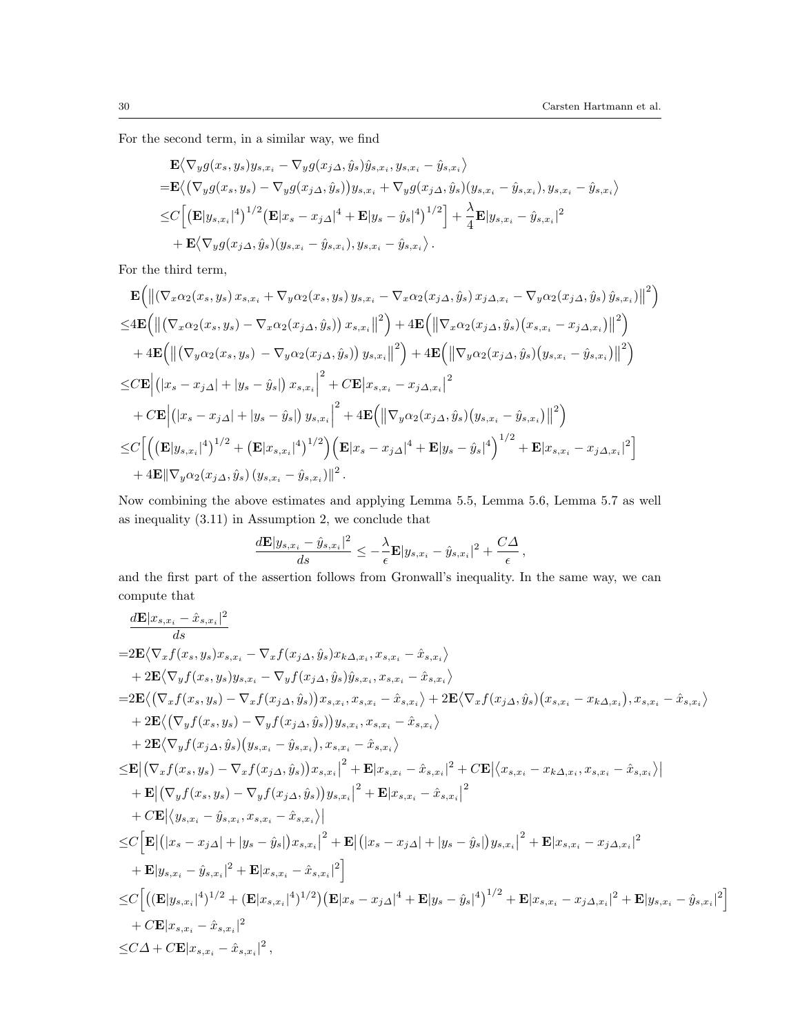For the second term, in a similar way, we find

$$
\begin{aligned}
&\mathbf{E}\big\langle \nabla_y g(x_s,y_s)y_{s,x_i} - \nabla_y g(x_{j\Delta},\hat{y}_s)\hat{y}_{s,x_i}, y_{s,x_i}-\hat{y}_{s,x_i}\big\rangle \\
=&\mathbf{E}\big\langle \big(\nabla_y g(x_s,y_s) - \nabla_y g(x_{j\Delta},\hat{y}_s)\big)y_{s,x_i} + \nabla_y g(x_{j\Delta},\hat{y}_s)(y_{s,x_i}-\hat{y}_{s,x_i}), y_{s,x_i}-\hat{y}_{s,x_i}\big\rangle \\
\le& C\Big[\big(\mathbf{E}|y_{s,x_i}|^4\big)^{1/2}\big(\mathbf{E}|x_s-x_{j\Delta}|^4 + \mathbf{E}|y_s-\hat{y}_s|^4\big)^{1/2}\Big] + \frac{\lambda}{4}\mathbf{E}|y_{s,x_i}-\hat{y}_{s,x_i}|^2 \\
&+ \mathbf{E}\big\langle \nabla_y g(x_{j\Delta},\hat{y}_s)(y_{s,x_i}-\hat{y}_{s,x_i}), y_{s,x_i}-\hat{y}_{s,x_i}\big\rangle\,.
\end{aligned}
$$

For the third term,

$$
\begin{aligned}
&\mathbf{E}\Big(\big\|(\nabla_x\alpha_2(x_s,y_s)\,x_{s,x_i} + \nabla_y\alpha_2(x_s,y_s)\,y_{s,x_i} - \nabla_x\alpha_2(x_{j\Delta},\hat{y}_s)\,x_{j\Delta,x_i} - \nabla_y\alpha_2(x_{j\Delta},\hat{y}_s)\,\hat{y}_{s,x_i})\big\|^2\Big) \\
\le& 4\mathbf{E}\Big(\big\|\big(\nabla_x\alpha_2(x_s,y_s) - \nabla_x\alpha_2(x_{j\Delta},\hat{y}_s)\big)\,x_{s,x_i}\big\|^2\Big) + 4\mathbf{E}\Big(\big\|\nabla_x\alpha_2(x_{j\Delta},\hat{y}_s)\big(x_{s,x_i}-x_{j\Delta,x_i}\big)\big\|^2\Big) \\
&+ 4\mathbf{E}\Big(\big\|\big(\nabla_y\alpha_2(x_s,y_s) - \nabla_y\alpha_2(x_{j\Delta},\hat{y}_s)\big)\,y_{s,x_i}\big\|^2\Big) + 4\mathbf{E}\Big(\big\|\nabla_y\alpha_2(x_{j\Delta},\hat{y}_s)\big(y_{s,x_i}-\hat{y}_{s,x_i}\big)\big\|^2\Big) \\
\le& C\mathbf{E}\Big|\big(|x_s-x_{j\Delta}| + |y_s-\hat{y}_s|\big)\,x_{s,x_i}\Big|^2 + C\mathbf{E}\big|x_{s,x_i}-x_{j\Delta,x_i}\big|^2 \\
&+ C\mathbf{E}\Big|\big(|x_s-x_{j\Delta}| + |y_s-\hat{y}_s|\big)\,y_{s,x_i}\Big|^2 + 4\mathbf{E}\Big(\big\|\nabla_y\alpha_2(x_{j\Delta},\hat{y}_s)\big(y_{s,x_i}-\hat{y}_{s,x_i}\big)\big\|^2\Big) \\
\le& C\Big[\Big(\big(\mathbf{E}|y_{s,x_i}|^4\big)^{1/2} + \big(\mathbf{E}|x_{s,x_i}|^4\big)^{1/2}\Big)\Big(\mathbf{E}|x_s-x_{j\Delta}|^4 + \mathbf{E}|y_s-\hat{y}_s|^4\Big)^{1/2} + \mathbf{E}|x_{s,x_i}-x_{j\Delta,x_i}|^2\Big] \\
&+ 4\mathbf{E}\|\nabla_y\alpha_2(x_{j\Delta},\hat{y}_s)\,(y_{s,x_i}-\hat{y}_{s,x_i})\|^2\,.
\end{aligned}
$$

Now combining the above estimates and applying Lemma 5.5, Lemma 5.6, Lemma 5.7 as well as inequality (3.11) in Assumption 2, we conclude that

$$
\frac{d\mathbf{E}|y_{s,x_i}-\hat{y}_{s,x_i}|^2}{ds} \le -\frac{\lambda}{\epsilon}\mathbf{E}|y_{s,x_i}-\hat{y}_{s,x_i}|^2 + \frac{C\Delta}{\epsilon}\,,
$$

and the first part of the assertion follows from Gronwall's inequality. In the same way, we can compute that

$$
\begin{aligned}
&\frac{d\mathbf{E}|x_{s,x_i}-\hat{x}_{s,x_i}|^2}{ds} \\
=&2\mathbf{E}\big\langle \nabla_x f(x_s,y_s)x_{s,x_i} - \nabla_x f(x_{j\Delta},\hat{y}_s)x_{k\Delta,x_i}, x_{s,x_i}-\hat{x}_{s,x_i}\big\rangle \\
&+ 2\mathbf{E}\big\langle \nabla_y f(x_s,y_s)y_{s,x_i} - \nabla_y f(x_{j\Delta},\hat{y}_s)\hat{y}_{s,x_i}, x_{s,x_i}-\hat{x}_{s,x_i}\big\rangle \\
=&2\mathbf{E}\big\langle \big(\nabla_x f(x_s,y_s) - \nabla_x f(x_{j\Delta},\hat{y}_s)\big)x_{s,x_i}, x_{s,x_i}-\hat{x}_{s,x_i}\big\rangle + 2\mathbf{E}\big\langle \nabla_x f(x_{j\Delta},\hat{y}_s)\big(x_{s,x_i}-x_{k\Delta,x_i}\big), x_{s,x_i}-\hat{x}_{s,x_i}\big\rangle \\
&+ 2\mathbf{E}\big\langle \big(\nabla_y f(x_s,y_s) - \nabla_y f(x_{j\Delta},\hat{y}_s)\big)y_{s,x_i}, x_{s,x_i}-\hat{x}_{s,x_i}\big\rangle \\
&+ 2\mathbf{E}\big\langle \nabla_y f(x_{j\Delta},\hat{y}_s)\big(y_{s,x_i}-\hat{y}_{s,x_i}\big), x_{s,x_i}-\hat{x}_{s,x_i}\big\rangle \\
\le&\mathbf{E}\big|\big(\nabla_x f(x_s,y_s) - \nabla_x f(x_{j\Delta},\hat{y}_s)\big)x_{s,x_i}\big|^2 + \mathbf{E}|x_{s,x_i}-\hat{x}_{s,x_i}|^2 + C\mathbf{E}\big|\big\langle x_{s,x_i}-x_{k\Delta,x_i}, x_{s,x_i}-\hat{x}_{s,x_i}\big\rangle\big| \\
&+ \mathbf{E}\big|\big(\nabla_y f(x_s,y_s) - \nabla_y f(x_{j\Delta},\hat{y}_s)\big)y_{s,x_i}\big|^2 + \mathbf{E}\big|x_{s,x_i}-\hat{x}_{s,x_i}\big|^2 \\
&+ C\mathbf{E}\big|\big\langle y_{s,x_i}-\hat{y}_{s,x_i}, x_{s,x_i}-\hat{x}_{s,x_i}\big\rangle\big| \\
\le& C\Big[\mathbf{E}\big|\big(|x_s-x_{j\Delta}| + |y_s-\hat{y}_s|\big)x_{s,x_i}\big|^2 + \mathbf{E}\big|\big(|x_s-x_{j\Delta}| + |y_s-\hat{y}_s|\big)y_{s,x_i}\big|^2 + \mathbf{E}|x_{s,x_i}-x_{j\Delta,x_i}|^2 \\
&+ \mathbf{E}|y_{s,x_i}-\hat{y}_{s,x_i}|^2 + \mathbf{E}|x_{s,x_i}-\hat{x}_{s,x_i}|^2\Big] \\
\le& C\Big[\big((\mathbf{E}|y_{s,x_i}|^4)^{1/2} + (\mathbf{E}|x_{s,x_i}|^4)^{1/2}\big)\big(\mathbf{E}|x_s-x_{j\Delta}|^4 + \mathbf{E}|y_s-\hat{y}_s|^4\big)^{1/2} + \mathbf{E}|x_{s,x_i}-x_{j\Delta,x_i}|^2 + \mathbf{E}|y_{s,x_i}-\hat{y}_{s,x_i}|^2\Big] \\
&+ C\mathbf{E}|x_{s,x_i}-\hat{x}_{s,x_i}|^2 \\
\le& C\Delta + C\mathbf{E}|x_{s,x_i}-\hat{x}_{s,x_i}|^2\,,
\end{aligned}
$$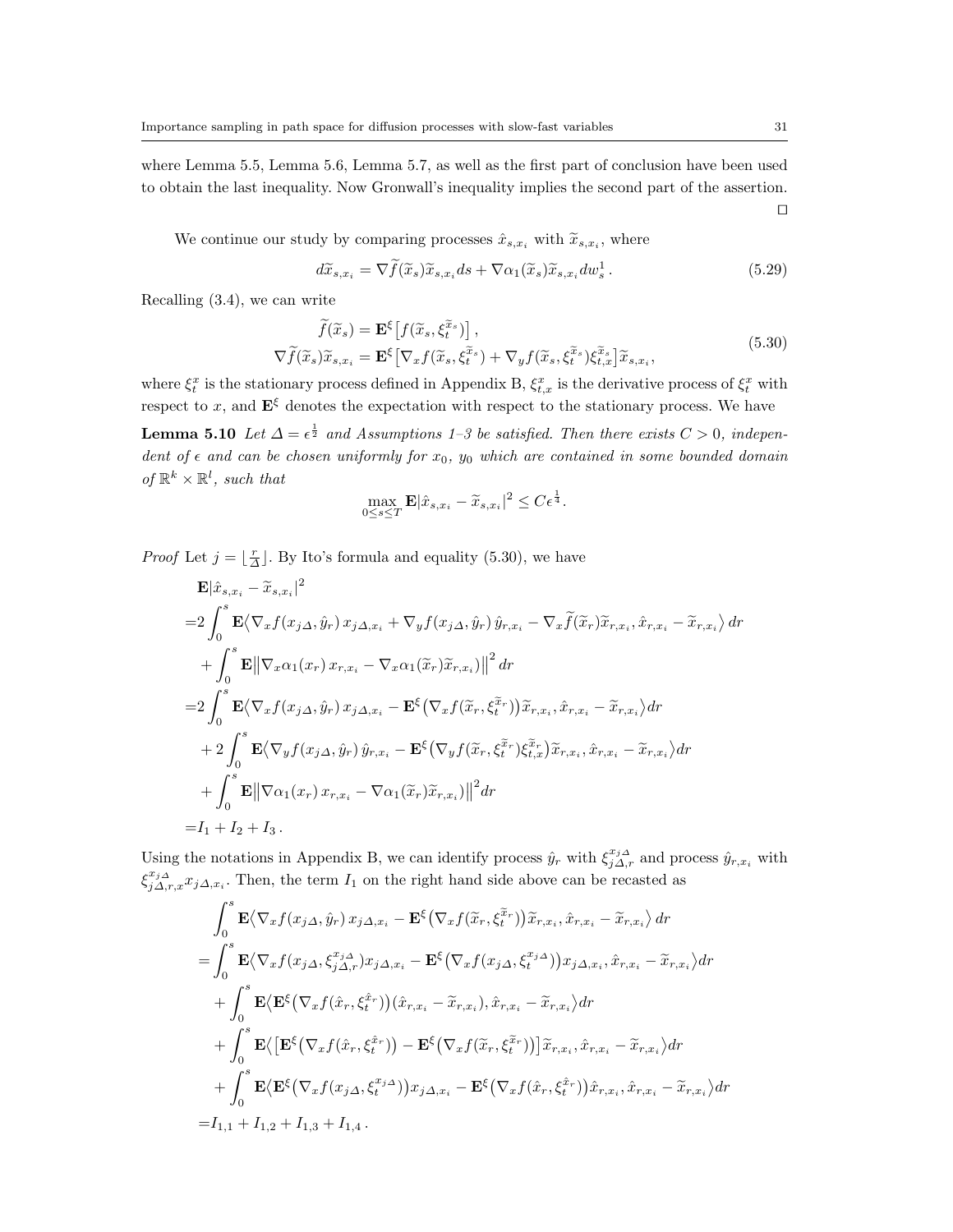where Lemma 5.5, Lemma 5.6, Lemma 5.7, as well as the first part of conclusion have been used to obtain the last inequality. Now Gronwall's inequality implies the second part of the assertion. □

We continue our study by comparing processes $\hat{x}_{s,x_i}$ with $\widetilde{x}_{s,x_i}$, where

$$d\widetilde{x}_{s,x_i} = \nabla \widetilde{f}(\widetilde{x}_s)\widetilde{x}_{s,x_i} ds + \nabla \alpha_1(\widetilde{x}_s)\widetilde{x}_{s,x_i} dw_s^1 . \tag{5.29}$$

Recalling (3.4), we can write

$$\begin{aligned} \widetilde{f}(\widetilde{x}_s) &= \mathbf{E}^{\xi}\big[f(\widetilde{x}_s, \xi_t^{\widetilde{x}_s})\big] , \\ \nabla \widetilde{f}(\widetilde{x}_s)\widetilde{x}_{s,x_i} &= \mathbf{E}^{\xi}\big[\nabla_x f(\widetilde{x}_s, \xi_t^{\widetilde{x}_s}) + \nabla_y f(\widetilde{x}_s, \xi_t^{\widetilde{x}_s})\xi_{t,x}^{\widetilde{x}_s}\big]\widetilde{x}_{s,x_i} , \end{aligned} \tag{5.30}$$

where $\xi_t^x$ is the stationary process defined in Appendix B, $\xi_{t,x}^x$ is the derivative process of $\xi_t^x$ with respect to $x$, and $\mathbf{E}^{\xi}$ denotes the expectation with respect to the stationary process. We have

**Lemma 5.10** *Let $\Delta = \epsilon^{\frac{1}{2}}$ and Assumptions 1–3 be satisfied. Then there exists $C > 0$, independent of $\epsilon$ and can be chosen uniformly for $x_0$, $y_0$ which are contained in some bounded domain of $\mathbb{R}^k \times \mathbb{R}^l$, such that*

$$\max_{0 \le s \le T} \mathbf{E}|\hat{x}_{s,x_i} - \widetilde{x}_{s,x_i}|^2 \le C\epsilon^{\frac{1}{4}} .$$

*Proof* Let $j = \lfloor \frac{r}{\Delta} \rfloor$. By Ito's formula and equality (5.30), we have

$$\begin{aligned}
&\mathbf{E}|\hat{x}_{s,x_i} - \widetilde{x}_{s,x_i}|^2 \\
=&2\int_0^s \mathbf{E}\big\langle \nabla_x f(x_{j\Delta}, \hat{y}_r)\, x_{j\Delta,x_i} + \nabla_y f(x_{j\Delta}, \hat{y}_r)\, \hat{y}_{r,x_i} - \nabla_x \widetilde{f}(\widetilde{x}_r)\widetilde{x}_{r,x_i}, \hat{x}_{r,x_i} - \widetilde{x}_{r,x_i}\big\rangle\, dr \\
&+ \int_0^s \mathbf{E}\big\|\nabla_x \alpha_1(x_r)\, x_{r,x_i} - \nabla_x \alpha_1(\widetilde{x}_r)\widetilde{x}_{r,x_i})\big\|^2\, dr \\
=&2\int_0^s \mathbf{E}\big\langle \nabla_x f(x_{j\Delta}, \hat{y}_r)\, x_{j\Delta,x_i} - \mathbf{E}^{\xi}\big(\nabla_x f(\widetilde{x}_r, \xi_t^{\widetilde{x}_r})\big)\widetilde{x}_{r,x_i}, \hat{x}_{r,x_i} - \widetilde{x}_{r,x_i}\big\rangle dr \\
&+ 2\int_0^s \mathbf{E}\big\langle \nabla_y f(x_{j\Delta}, \hat{y}_r)\, \hat{y}_{r,x_i} - \mathbf{E}^{\xi}\big(\nabla_y f(\widetilde{x}_r, \xi_t^{\widetilde{x}_r})\xi_{t,x}^{\widetilde{x}_r}\big)\widetilde{x}_{r,x_i}, \hat{x}_{r,x_i} - \widetilde{x}_{r,x_i}\big\rangle dr \\
&+ \int_0^s \mathbf{E}\big\|\nabla \alpha_1(x_r)\, x_{r,x_i} - \nabla \alpha_1(\widetilde{x}_r)\widetilde{x}_{r,x_i})\big\|^2 dr \\
=&I_1 + I_2 + I_3 .
\end{aligned}$$

Using the notations in Appendix B, we can identify process $\hat{y}_r$ with $\xi_{j\Delta,r}^{x_{j\Delta}}$ and process $\hat{y}_{r,x_i}$ with $\xi_{j\Delta,r,x}^{x_{j\Delta}} x_{j\Delta,x_i}$. Then, the term $I_1$ on the right hand side above can be recasted as

$$\begin{aligned}
&\int_0^s \mathbf{E}\big\langle \nabla_x f(x_{j\Delta}, \hat{y}_r)\, x_{j\Delta,x_i} - \mathbf{E}^{\xi}\big(\nabla_x f(\widetilde{x}_r, \xi_t^{\widetilde{x}_r})\big)\widetilde{x}_{r,x_i}, \hat{x}_{r,x_i} - \widetilde{x}_{r,x_i}\big\rangle\, dr \\
=&\int_0^s \mathbf{E}\big\langle \nabla_x f(x_{j\Delta}, \xi_{j\Delta,r}^{x_{j\Delta}}) x_{j\Delta,x_i} - \mathbf{E}^{\xi}\big(\nabla_x f(x_{j\Delta}, \xi_t^{x_{j\Delta}})\big) x_{j\Delta,x_i}, \hat{x}_{r,x_i} - \widetilde{x}_{r,x_i}\big\rangle dr \\
&+ \int_0^s \mathbf{E}\big\langle \mathbf{E}^{\xi}\big(\nabla_x f(\hat{x}_r, \xi_t^{\hat{x}_r})\big)(\hat{x}_{r,x_i} - \widetilde{x}_{r,x_i}), \hat{x}_{r,x_i} - \widetilde{x}_{r,x_i}\big\rangle dr \\
&+ \int_0^s \mathbf{E}\big\langle \big[\mathbf{E}^{\xi}\big(\nabla_x f(\hat{x}_r, \xi_t^{\hat{x}_r})\big) - \mathbf{E}^{\xi}\big(\nabla_x f(\widetilde{x}_r, \xi_t^{\widetilde{x}_r})\big)\big]\widetilde{x}_{r,x_i}, \hat{x}_{r,x_i} - \widetilde{x}_{r,x_i}\big\rangle dr \\
&+ \int_0^s \mathbf{E}\big\langle \mathbf{E}^{\xi}\big(\nabla_x f(x_{j\Delta}, \xi_t^{x_{j\Delta}})\big) x_{j\Delta,x_i} - \mathbf{E}^{\xi}\big(\nabla_x f(\hat{x}_r, \xi_t^{\hat{x}_r})\big)\hat{x}_{r,x_i}, \hat{x}_{r,x_i} - \widetilde{x}_{r,x_i}\big\rangle dr \\
=&I_{1,1} + I_{1,2} + I_{1,3} + I_{1,4} .
\end{aligned}$$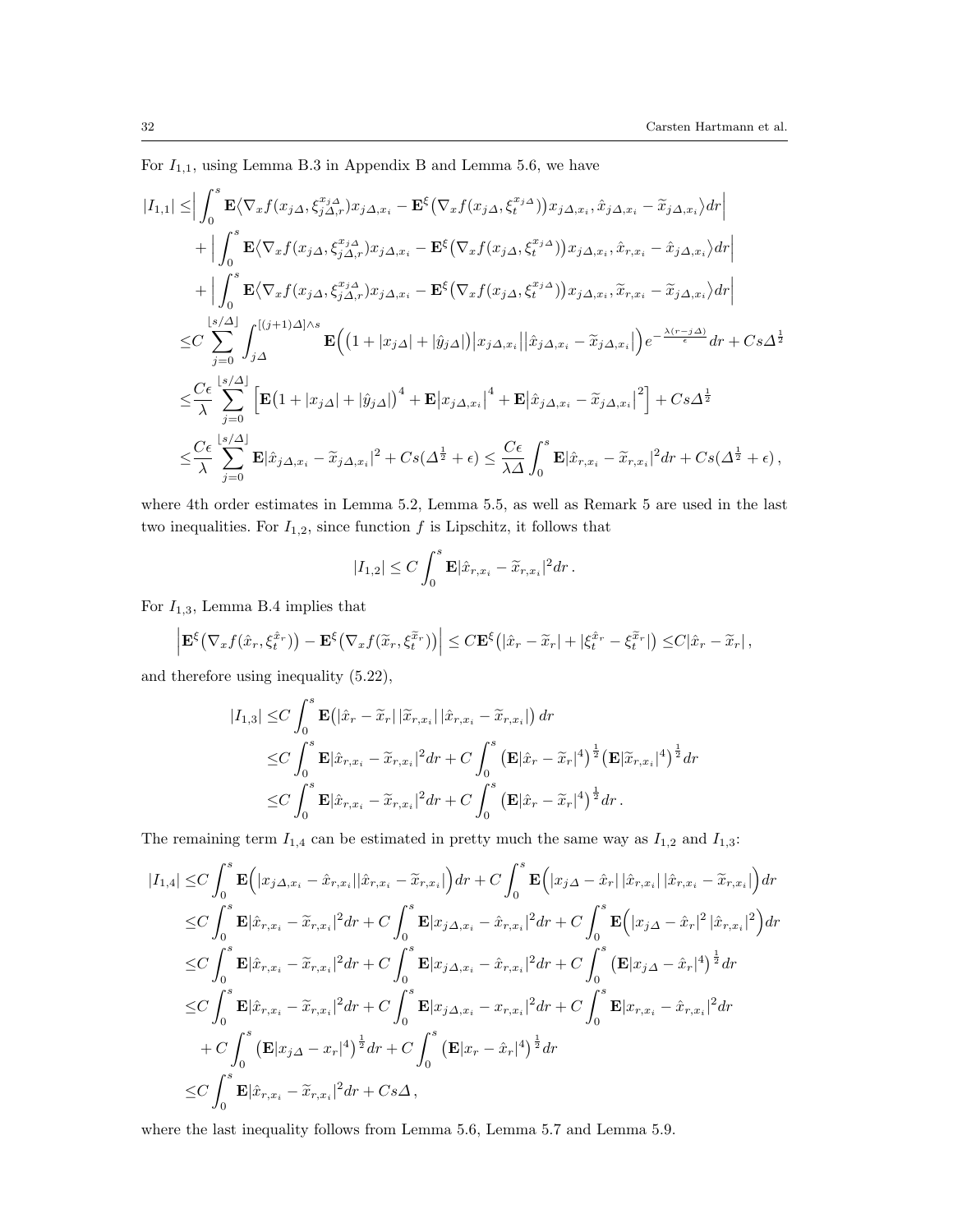For $I_{1,1}$, using Lemma B.3 in Appendix B and Lemma 5.6, we have

$$
\begin{aligned}
|I_{1,1}| \leq & \Big| \int_0^s \mathbf{E}\big\langle \nabla_x f(x_{j\Delta}, \xi_{j\Delta,r}^{x_{j\Delta}}) x_{j\Delta,x_i} - \mathbf{E}^\xi\big(\nabla_x f(x_{j\Delta}, \xi_t^{x_{j\Delta}})\big) x_{j\Delta,x_i}, \hat{x}_{j\Delta,x_i} - \widetilde{x}_{j\Delta,x_i} \big\rangle dr \Big| \\
& + \Big| \int_0^s \mathbf{E}\big\langle \nabla_x f(x_{j\Delta}, \xi_{j\Delta,r}^{x_{j\Delta}}) x_{j\Delta,x_i} - \mathbf{E}^\xi\big(\nabla_x f(x_{j\Delta}, \xi_t^{x_{j\Delta}})\big) x_{j\Delta,x_i}, \hat{x}_{r,x_i} - \hat{x}_{j\Delta,x_i} \big\rangle dr \Big| \\
& + \Big| \int_0^s \mathbf{E}\big\langle \nabla_x f(x_{j\Delta}, \xi_{j\Delta,r}^{x_{j\Delta}}) x_{j\Delta,x_i} - \mathbf{E}^\xi\big(\nabla_x f(x_{j\Delta}, \xi_t^{x_{j\Delta}})\big) x_{j\Delta,x_i}, \widetilde{x}_{r,x_i} - \widetilde{x}_{j\Delta,x_i} \big\rangle dr \Big| \\
\leq & C \sum_{j=0}^{\lfloor s/\Delta \rfloor} \int_{j\Delta}^{[(j+1)\Delta]\wedge s} \mathbf{E}\Big( \big(1 + |x_{j\Delta}| + |\hat{y}_{j\Delta}|\big) \big|x_{j\Delta,x_i}\big| \big|\hat{x}_{j\Delta,x_i} - \widetilde{x}_{j\Delta,x_i}\big| \Big) e^{-\frac{\lambda(r-j\Delta)}{\epsilon}} dr + Cs\Delta^{\frac{1}{2}} \\
\leq & \frac{C\epsilon}{\lambda} \sum_{j=0}^{\lfloor s/\Delta \rfloor} \Big[ \mathbf{E}\big(1 + |x_{j\Delta}| + |\hat{y}_{j\Delta}|\big)^4 + \mathbf{E}\big|x_{j\Delta,x_i}\big|^4 + \mathbf{E}\big|\hat{x}_{j\Delta,x_i} - \widetilde{x}_{j\Delta,x_i}\big|^2 \Big] + Cs\Delta^{\frac{1}{2}} \\
\leq & \frac{C\epsilon}{\lambda} \sum_{j=0}^{\lfloor s/\Delta \rfloor} \mathbf{E}|\hat{x}_{j\Delta,x_i} - \widetilde{x}_{j\Delta,x_i}|^2 + Cs(\Delta^{\frac{1}{2}} + \epsilon) \leq \frac{C\epsilon}{\lambda\Delta} \int_0^s \mathbf{E}|\hat{x}_{r,x_i} - \widetilde{x}_{r,x_i}|^2 dr + Cs(\Delta^{\frac{1}{2}} + \epsilon)\,,
\end{aligned}
$$

where 4th order estimates in Lemma 5.2, Lemma 5.5, as well as Remark 5 are used in the last two inequalities. For $I_{1,2}$, since function $f$ is Lipschitz, it follows that

$$
|I_{1,2}| \leq C \int_0^s \mathbf{E}|\hat{x}_{r,x_i} - \widetilde{x}_{r,x_i}|^2 dr\,.
$$

For $I_{1,3}$, Lemma B.4 implies that

$$
\Big| \mathbf{E}^\xi\big(\nabla_x f(\hat{x}_r, \xi_t^{\hat{x}_r})\big) - \mathbf{E}^\xi\big(\nabla_x f(\widetilde{x}_r, \xi_t^{\widetilde{x}_r})\big) \Big| \leq C\mathbf{E}^\xi\big(|\hat{x}_r - \widetilde{x}_r| + |\xi_t^{\hat{x}_r} - \xi_t^{\widetilde{x}_r}|\big) \leq C|\hat{x}_r - \widetilde{x}_r|\,,
$$

and therefore using inequality (5.22),

$$
\begin{aligned}
|I_{1,3}| \leq & C \int_0^s \mathbf{E}\big(|\hat{x}_r - \widetilde{x}_r|\, |\widetilde{x}_{r,x_i}|\, |\hat{x}_{r,x_i} - \widetilde{x}_{r,x_i}|\big)\, dr \\
\leq & C \int_0^s \mathbf{E}|\hat{x}_{r,x_i} - \widetilde{x}_{r,x_i}|^2 dr + C \int_0^s \big(\mathbf{E}|\hat{x}_r - \widetilde{x}_r|^4\big)^{\frac{1}{2}} \big(\mathbf{E}|\widetilde{x}_{r,x_i}|^4\big)^{\frac{1}{2}} dr \\
\leq & C \int_0^s \mathbf{E}|\hat{x}_{r,x_i} - \widetilde{x}_{r,x_i}|^2 dr + C \int_0^s \big(\mathbf{E}|\hat{x}_r - \widetilde{x}_r|^4\big)^{\frac{1}{2}} dr\,.
\end{aligned}
$$

The remaining term $I_{1,4}$ can be estimated in pretty much the same way as $I_{1,2}$ and $I_{1,3}$:

$$
\begin{aligned}
|I_{1,4}| \leq & C \int_0^s \mathbf{E}\Big( |x_{j\Delta,x_i} - \hat{x}_{r,x_i}| |\hat{x}_{r,x_i} - \widetilde{x}_{r,x_i}| \Big) dr + C \int_0^s \mathbf{E}\Big( |x_{j\Delta} - \hat{x}_r|\, |\hat{x}_{r,x_i}|\, |\hat{x}_{r,x_i} - \widetilde{x}_{r,x_i}| \Big) dr \\
\leq & C \int_0^s \mathbf{E}|\hat{x}_{r,x_i} - \widetilde{x}_{r,x_i}|^2 dr + C \int_0^s \mathbf{E}|x_{j\Delta,x_i} - \hat{x}_{r,x_i}|^2 dr + C \int_0^s \mathbf{E}\Big( |x_{j\Delta} - \hat{x}_r|^2\, |\hat{x}_{r,x_i}|^2 \Big) dr \\
\leq & C \int_0^s \mathbf{E}|\hat{x}_{r,x_i} - \widetilde{x}_{r,x_i}|^2 dr + C \int_0^s \mathbf{E}|x_{j\Delta,x_i} - \hat{x}_{r,x_i}|^2 dr + C \int_0^s \big(\mathbf{E}|x_{j\Delta} - \hat{x}_r|^4\big)^{\frac{1}{2}} dr \\
\leq & C \int_0^s \mathbf{E}|\hat{x}_{r,x_i} - \widetilde{x}_{r,x_i}|^2 dr + C \int_0^s \mathbf{E}|x_{j\Delta,x_i} - x_{r,x_i}|^2 dr + C \int_0^s \mathbf{E}|x_{r,x_i} - \hat{x}_{r,x_i}|^2 dr \\
& + C \int_0^s \big(\mathbf{E}|x_{j\Delta} - x_r|^4\big)^{\frac{1}{2}} dr + C \int_0^s \big(\mathbf{E}|x_r - \hat{x}_r|^4\big)^{\frac{1}{2}} dr \\
\leq & C \int_0^s \mathbf{E}|\hat{x}_{r,x_i} - \widetilde{x}_{r,x_i}|^2 dr + Cs\Delta\,,
\end{aligned}
$$

where the last inequality follows from Lemma 5.6, Lemma 5.7 and Lemma 5.9.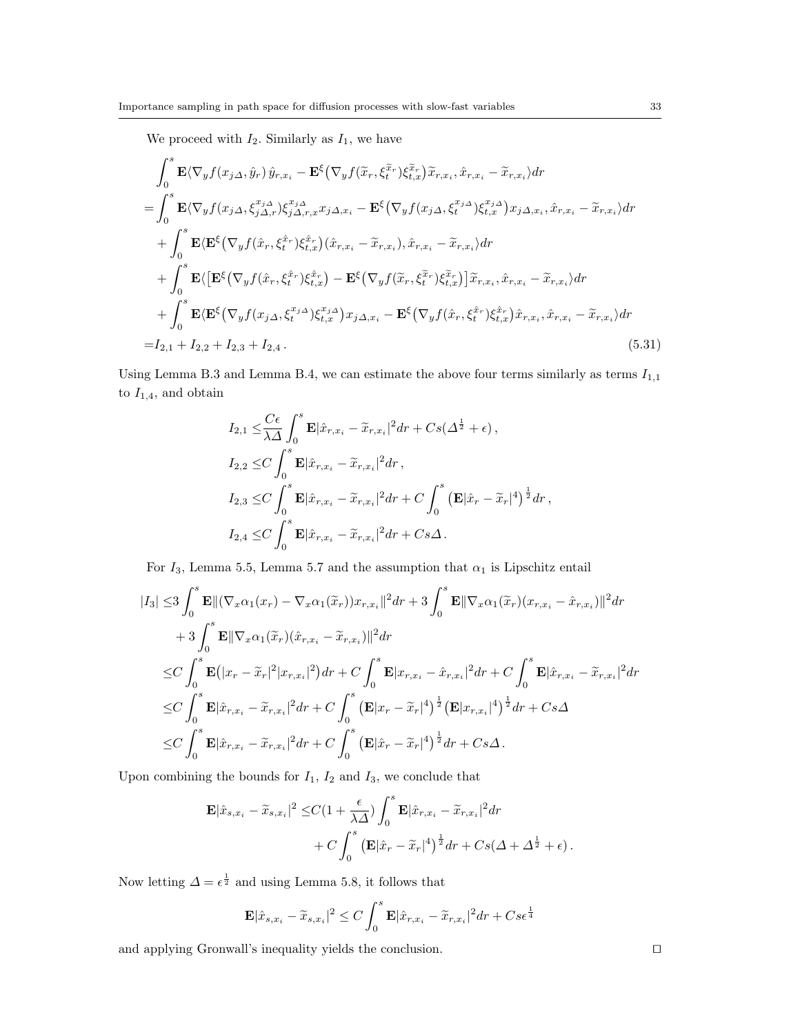We proceed with $I_2$. Similarly as $I_1$, we have

$$
\begin{aligned}
&\int_0^s \mathbf{E}\langle \nabla_y f(x_{j\Delta}, \hat{y}_r)\, \hat{y}_{r,x_i} - \mathbf{E}^\xi\big(\nabla_y f(\widetilde{x}_r, \xi_t^{\widetilde{x}_r})\xi_{t,x}^{\widetilde{x}_r}\big)\widetilde{x}_{r,x_i}, \hat{x}_{r,x_i} - \widetilde{x}_{r,x_i}\rangle dr \\
=&\int_0^s \mathbf{E}\langle \nabla_y f(x_{j\Delta}, \xi_{j\Delta,r}^{x_{j\Delta}})\xi_{j\Delta,r,x}^{x_{j\Delta}} x_{j\Delta,x_i} - \mathbf{E}^\xi\big(\nabla_y f(x_{j\Delta}, \xi_t^{x_{j\Delta}})\xi_{t,x}^{x_{j\Delta}}\big) x_{j\Delta,x_i}, \hat{x}_{r,x_i} - \widetilde{x}_{r,x_i}\rangle dr \\
&+ \int_0^s \mathbf{E}\langle \mathbf{E}^\xi\big(\nabla_y f(\hat{x}_r, \xi_t^{\hat{x}_r})\xi_{t,x}^{\hat{x}_r}\big)(\hat{x}_{r,x_i} - \widetilde{x}_{r,x_i}), \hat{x}_{r,x_i} - \widetilde{x}_{r,x_i}\rangle dr \\
&+ \int_0^s \mathbf{E}\langle \big[\mathbf{E}^\xi\big(\nabla_y f(\hat{x}_r, \xi_t^{\hat{x}_r})\xi_{t,x}^{\hat{x}_r}\big) - \mathbf{E}^\xi\big(\nabla_y f(\widetilde{x}_r, \xi_t^{\widetilde{x}_r})\xi_{t,x}^{\widetilde{x}_r}\big)\big]\widetilde{x}_{r,x_i}, \hat{x}_{r,x_i} - \widetilde{x}_{r,x_i}\rangle dr \\
&+ \int_0^s \mathbf{E}\langle \mathbf{E}^\xi\big(\nabla_y f(x_{j\Delta}, \xi_t^{x_{j\Delta}})\xi_{t,x}^{x_{j\Delta}}\big) x_{j\Delta,x_i} - \mathbf{E}^\xi\big(\nabla_y f(\hat{x}_r, \xi_t^{\hat{x}_r})\xi_{t,x}^{\hat{x}_r}\big)\hat{x}_{r,x_i}, \hat{x}_{r,x_i} - \widetilde{x}_{r,x_i}\rangle dr \\
=& I_{2,1} + I_{2,2} + I_{2,3} + I_{2,4}\,.
\end{aligned}
\tag{5.31}
$$

Using Lemma B.3 and Lemma B.4, we can estimate the above four terms similarly as terms $I_{1,1}$ to $I_{1,4}$, and obtain

$$
\begin{aligned}
I_{2,1} \le& \frac{C\epsilon}{\lambda\Delta}\int_0^s \mathbf{E}|\hat{x}_{r,x_i} - \widetilde{x}_{r,x_i}|^2 dr + Cs(\Delta^{\frac{1}{2}} + \epsilon)\,, \\
I_{2,2} \le& C\int_0^s \mathbf{E}|\hat{x}_{r,x_i} - \widetilde{x}_{r,x_i}|^2 dr\,, \\
I_{2,3} \le& C\int_0^s \mathbf{E}|\hat{x}_{r,x_i} - \widetilde{x}_{r,x_i}|^2 dr + C\int_0^s \big(\mathbf{E}|\hat{x}_r - \widetilde{x}_r|^4\big)^{\frac{1}{2}} dr\,, \\
I_{2,4} \le& C\int_0^s \mathbf{E}|\hat{x}_{r,x_i} - \widetilde{x}_{r,x_i}|^2 dr + Cs\Delta\,.
\end{aligned}
$$

For $I_3$, Lemma 5.5, Lemma 5.7 and the assumption that $\alpha_1$ is Lipschitz entail

$$
\begin{aligned}
|I_3| \le& 3\int_0^s \mathbf{E}\|(\nabla_x\alpha_1(x_r) - \nabla_x\alpha_1(\widetilde{x}_r))x_{r,x_i}\|^2 dr + 3\int_0^s \mathbf{E}\|\nabla_x\alpha_1(\widetilde{x}_r)(x_{r,x_i} - \hat{x}_{r,x_i})\|^2 dr \\
&+ 3\int_0^s \mathbf{E}\|\nabla_x\alpha_1(\widetilde{x}_r)(\hat{x}_{r,x_i} - \widetilde{x}_{r,x_i})\|^2 dr \\
\le& C\int_0^s \mathbf{E}\big(|x_r - \widetilde{x}_r|^2|x_{r,x_i}|^2\big) dr + C\int_0^s \mathbf{E}|x_{r,x_i} - \hat{x}_{r,x_i}|^2 dr + C\int_0^s \mathbf{E}|\hat{x}_{r,x_i} - \widetilde{x}_{r,x_i}|^2 dr \\
\le& C\int_0^s \mathbf{E}|\hat{x}_{r,x_i} - \widetilde{x}_{r,x_i}|^2 dr + C\int_0^s \big(\mathbf{E}|x_r - \widetilde{x}_r|^4\big)^{\frac{1}{2}}\big(\mathbf{E}|x_{r,x_i}|^4\big)^{\frac{1}{2}} dr + Cs\Delta \\
\le& C\int_0^s \mathbf{E}|\hat{x}_{r,x_i} - \widetilde{x}_{r,x_i}|^2 dr + C\int_0^s \big(\mathbf{E}|\hat{x}_r - \widetilde{x}_r|^4\big)^{\frac{1}{2}} dr + Cs\Delta\,.
\end{aligned}
$$

Upon combining the bounds for $I_1$, $I_2$ and $I_3$, we conclude that

$$
\begin{aligned}
\mathbf{E}|\hat{x}_{s,x_i} - \widetilde{x}_{s,x_i}|^2 \le& C(1 + \frac{\epsilon}{\lambda\Delta})\int_0^s \mathbf{E}|\hat{x}_{r,x_i} - \widetilde{x}_{r,x_i}|^2 dr \\
&+ C\int_0^s \big(\mathbf{E}|\hat{x}_r - \widetilde{x}_r|^4\big)^{\frac{1}{2}} dr + Cs(\Delta + \Delta^{\frac{1}{2}} + \epsilon)\,.
\end{aligned}
$$

Now letting $\Delta = \epsilon^{\frac{1}{2}}$ and using Lemma 5.8, it follows that

$$
\mathbf{E}|\hat{x}_{s,x_i} - \widetilde{x}_{s,x_i}|^2 \le C\int_0^s \mathbf{E}|\hat{x}_{r,x_i} - \widetilde{x}_{r,x_i}|^2 dr + Cs\epsilon^{\frac{1}{4}}
$$

and applying Gronwall's inequality yields the conclusion. $\square$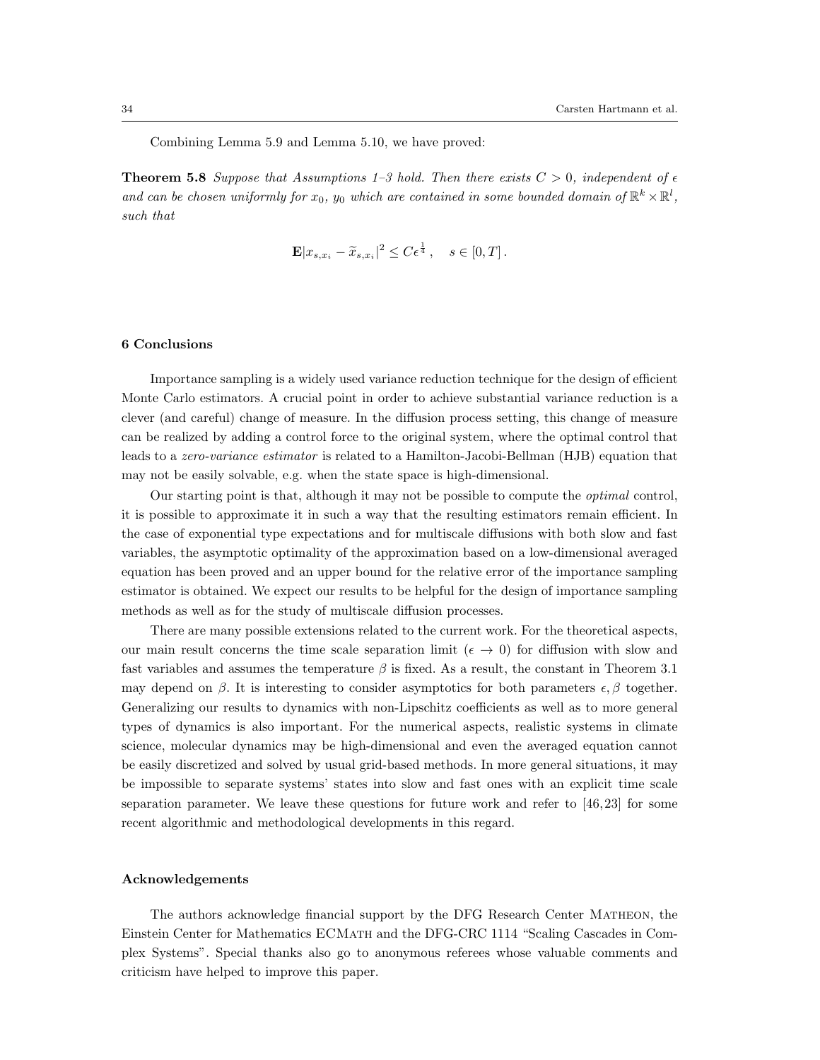Combining Lemma 5.9 and Lemma 5.10, we have proved:

**Theorem 5.8** *Suppose that Assumptions 1–3 hold. Then there exists $C > 0$, independent of $\epsilon$ and can be chosen uniformly for $x_0$, $y_0$ which are contained in some bounded domain of $\mathbb{R}^k \times \mathbb{R}^l$, such that*

$$\mathbf{E}|x_{s,x_i} - \widetilde{x}_{s,x_i}|^2 \leq C\epsilon^{\frac{1}{4}}\,, \quad s \in [0,T]\,.$$

## 6 Conclusions

Importance sampling is a widely used variance reduction technique for the design of efficient Monte Carlo estimators. A crucial point in order to achieve substantial variance reduction is a clever (and careful) change of measure. In the diffusion process setting, this change of measure can be realized by adding a control force to the original system, where the optimal control that leads to a *zero-variance estimator* is related to a Hamilton-Jacobi-Bellman (HJB) equation that may not be easily solvable, e.g. when the state space is high-dimensional.

Our starting point is that, although it may not be possible to compute the *optimal* control, it is possible to approximate it in such a way that the resulting estimators remain efficient. In the case of exponential type expectations and for multiscale diffusions with both slow and fast variables, the asymptotic optimality of the approximation based on a low-dimensional averaged equation has been proved and an upper bound for the relative error of the importance sampling estimator is obtained. We expect our results to be helpful for the design of importance sampling methods as well as for the study of multiscale diffusion processes.

There are many possible extensions related to the current work. For the theoretical aspects, our main result concerns the time scale separation limit ($\epsilon \to 0$) for diffusion with slow and fast variables and assumes the temperature $\beta$ is fixed. As a result, the constant in Theorem 3.1 may depend on $\beta$. It is interesting to consider asymptotics for both parameters $\epsilon, \beta$ together. Generalizing our results to dynamics with non-Lipschitz coefficients as well as to more general types of dynamics is also important. For the numerical aspects, realistic systems in climate science, molecular dynamics may be high-dimensional and even the averaged equation cannot be easily discretized and solved by usual grid-based methods. In more general situations, it may be impossible to separate systems' states into slow and fast ones with an explicit time scale separation parameter. We leave these questions for future work and refer to [46,23] for some recent algorithmic and methodological developments in this regard.

### Acknowledgements

The authors acknowledge financial support by the DFG Research Center Matheon, the Einstein Center for Mathematics ECMath and the DFG-CRC 1114 "Scaling Cascades in Complex Systems". Special thanks also go to anonymous referees whose valuable comments and criticism have helped to improve this paper.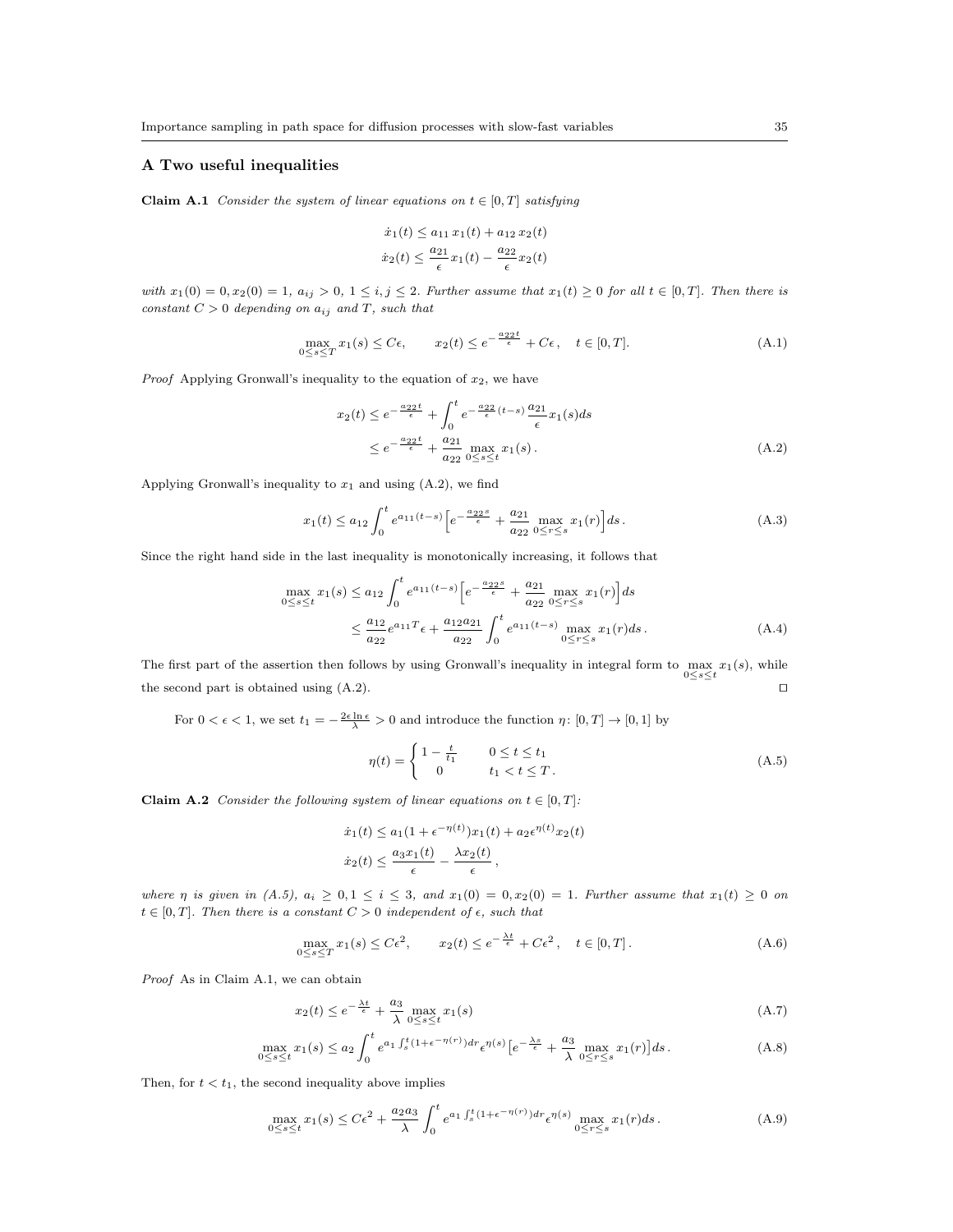## A Two useful inequalities

**Claim A.1** *Consider the system of linear equations on $t \in [0,T]$ satisfying*

$$\dot{x}_1(t) \le a_{11}\, x_1(t) + a_{12}\, x_2(t)$$
$$\dot{x}_2(t) \le \frac{a_{21}}{\epsilon} x_1(t) - \frac{a_{22}}{\epsilon} x_2(t)$$

*with $x_1(0) = 0, x_2(0) = 1$, $a_{ij} > 0$, $1 \le i,j \le 2$. Further assume that $x_1(t) \ge 0$ for all $t \in [0,T]$. Then there is constant $C > 0$ depending on $a_{ij}$ and $T$, such that*

$$\max_{0\le s\le T} x_1(s) \le C\epsilon, \qquad x_2(t) \le e^{-\frac{a_{22}t}{\epsilon}} + C\epsilon, \quad t \in [0,T]. \tag{A.1}$$

*Proof* Applying Gronwall's inequality to the equation of $x_2$, we have

$$\begin{aligned} x_2(t) &\le e^{-\frac{a_{22}t}{\epsilon}} + \int_0^t e^{-\frac{a_{22}}{\epsilon}(t-s)} \frac{a_{21}}{\epsilon} x_1(s) ds \\ &\le e^{-\frac{a_{22}t}{\epsilon}} + \frac{a_{21}}{a_{22}} \max_{0\le s\le t} x_1(s)\,. \end{aligned} \tag{A.2}$$

Applying Gronwall's inequality to $x_1$ and using (A.2), we find

$$x_1(t) \le a_{12} \int_0^t e^{a_{11}(t-s)} \Big[ e^{-\frac{a_{22}s}{\epsilon}} + \frac{a_{21}}{a_{22}} \max_{0\le r\le s} x_1(r) \Big] ds\,. \tag{A.3}$$

Since the right hand side in the last inequality is monotonically increasing, it follows that

$$\begin{aligned} \max_{0\le s\le t} x_1(s) &\le a_{12} \int_0^t e^{a_{11}(t-s)} \Big[ e^{-\frac{a_{22}s}{\epsilon}} + \frac{a_{21}}{a_{22}} \max_{0\le r\le s} x_1(r) \Big] ds \\ &\le \frac{a_{12}}{a_{22}} e^{a_{11}T} \epsilon + \frac{a_{12}a_{21}}{a_{22}} \int_0^t e^{a_{11}(t-s)} \max_{0\le r\le s} x_1(r) ds\,. \end{aligned} \tag{A.4}$$

The first part of the assertion then follows by using Gronwall's inequality in integral form to $\max\limits_{0\le s\le t} x_1(s)$, while the second part is obtained using (A.2). $\square$

For $0 < \epsilon < 1$, we set $t_1 = -\frac{2\epsilon \ln \epsilon}{\lambda} > 0$ and introduce the function $\eta \colon [0,T] \to [0,1]$ by

$$\eta(t) = \begin{cases} 1 - \frac{t}{t_1} & 0 \le t \le t_1 \\ 0 & t_1 < t \le T\,. \end{cases} \tag{A.5}$$

**Claim A.2** *Consider the following system of linear equations on $t \in [0,T]$:*

$$\dot{x}_1(t) \le a_1(1 + \epsilon^{-\eta(t)}) x_1(t) + a_2 \epsilon^{\eta(t)} x_2(t)$$
$$\dot{x}_2(t) \le \frac{a_3 x_1(t)}{\epsilon} - \frac{\lambda x_2(t)}{\epsilon}\,,$$

*where $\eta$ is given in (A.5), $a_i \ge 0, 1 \le i \le 3$, and $x_1(0) = 0, x_2(0) = 1$. Further assume that $x_1(t) \ge 0$ on $t \in [0,T]$. Then there is a constant $C > 0$ independent of $\epsilon$, such that*

$$\max_{0\le s\le T} x_1(s) \le C\epsilon^2, \qquad x_2(t) \le e^{-\frac{\lambda t}{\epsilon}} + C\epsilon^2\,, \quad t \in [0,T]\,. \tag{A.6}$$

*Proof* As in Claim A.1, we can obtain

$$x_2(t) \le e^{-\frac{\lambda t}{\epsilon}} + \frac{a_3}{\lambda} \max_{0\le s\le t} x_1(s) \tag{A.7}$$

$$\max_{0\le s\le t} x_1(s) \le a_2 \int_0^t e^{a_1 \int_s^t (1+\epsilon^{-\eta(r)}) dr} \epsilon^{\eta(s)} \big[ e^{-\frac{\lambda s}{\epsilon}} + \frac{a_3}{\lambda} \max_{0\le r\le s} x_1(r) \big] ds\,. \tag{A.8}$$

Then, for $t < t_1$, the second inequality above implies

$$\max_{0\le s\le t} x_1(s) \le C\epsilon^2 + \frac{a_2 a_3}{\lambda} \int_0^t e^{a_1 \int_s^t (1+\epsilon^{-\eta(r)}) dr} \epsilon^{\eta(s)} \max_{0\le r\le s} x_1(r) ds\,. \tag{A.9}$$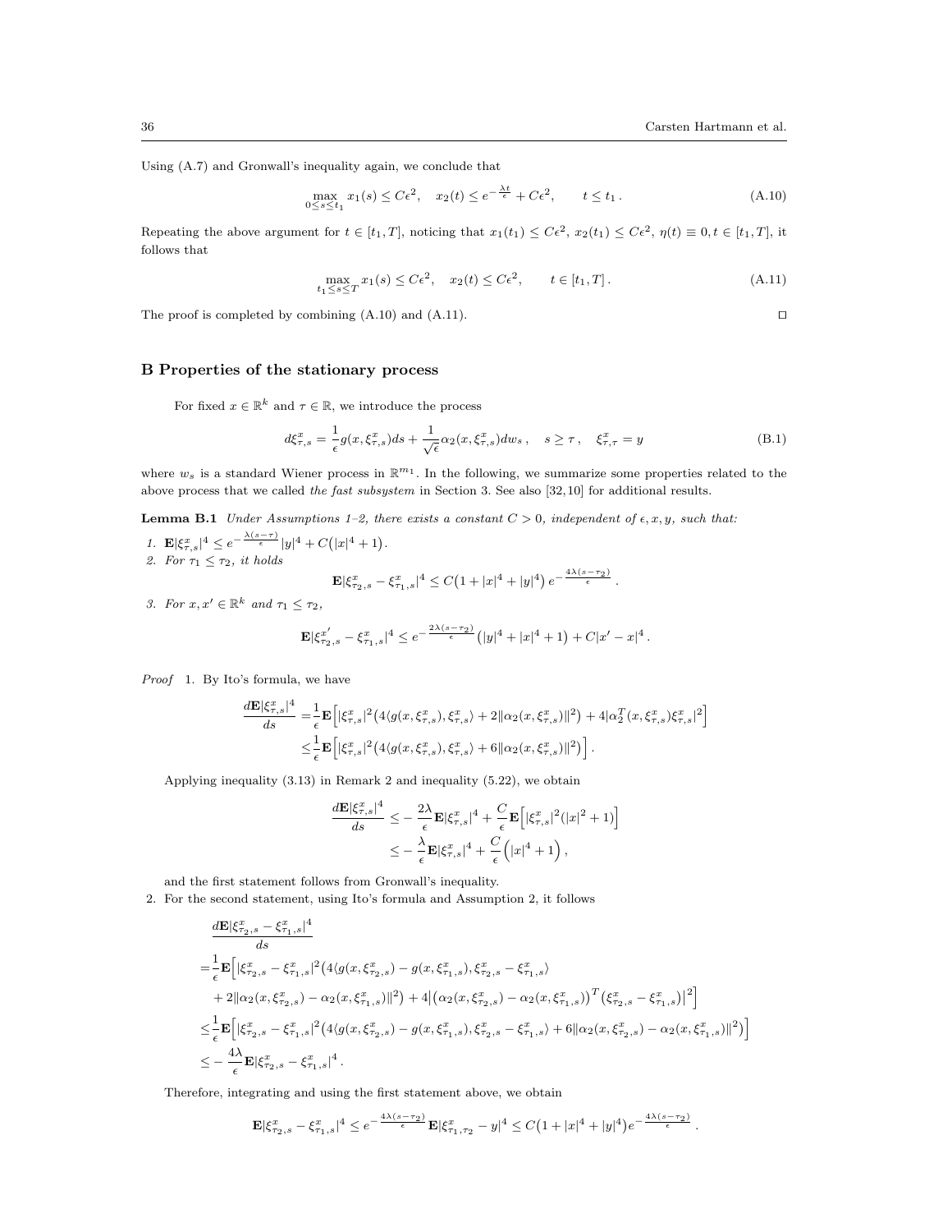Using (A.7) and Gronwall's inequality again, we conclude that

$$\max_{0\le s\le t_1} x_1(s) \le C\epsilon^2, \quad x_2(t) \le e^{-\frac{\lambda t}{\epsilon}} + C\epsilon^2, \qquad t \le t_1 . \tag{A.10}$$

Repeating the above argument for $t \in [t_1, T]$, noticing that $x_1(t_1) \le C\epsilon^2$, $x_2(t_1) \le C\epsilon^2$, $\eta(t) \equiv 0, t \in [t_1, T]$, it follows that

$$\max_{t_1\le s\le T} x_1(s) \le C\epsilon^2, \quad x_2(t) \le C\epsilon^2, \qquad t \in [t_1, T] . \tag{A.11}$$

The proof is completed by combining (A.10) and (A.11). ◻

## B Properties of the stationary process

For fixed $x \in \mathbb{R}^k$ and $\tau \in \mathbb{R}$, we introduce the process

$$d\xi^x_{\tau,s} = \frac{1}{\epsilon} g(x, \xi^x_{\tau,s}) ds + \frac{1}{\sqrt{\epsilon}} \alpha_2(x, \xi^x_{\tau,s}) dw_s , \quad s \ge \tau , \quad \xi^x_{\tau,\tau} = y \tag{B.1}$$

where $w_s$ is a standard Wiener process in $\mathbb{R}^{m_1}$. In the following, we summarize some properties related to the above process that we called *the fast subsystem* in Section 3. See also [32,10] for additional results.

**Lemma B.1** *Under Assumptions 1–2, there exists a constant $C > 0$, independent of $\epsilon, x, y$, such that:*

1. $\mathbf{E}|\xi^x_{\tau,s}|^4 \le e^{-\frac{\lambda(s-\tau)}{\epsilon}} |y|^4 + C\big(|x|^4 + 1\big)$.
2. *For $\tau_1 \le \tau_2$, it holds*
$$\mathbf{E}|\xi^x_{\tau_2,s} - \xi^x_{\tau_1,s}|^4 \le C\big(1 + |x|^4 + |y|^4\big)\, e^{-\frac{4\lambda(s-\tau_2)}{\epsilon}} .$$
3. *For $x, x' \in \mathbb{R}^k$ and $\tau_1 \le \tau_2$,*
$$\mathbf{E}|\xi^{x'}_{\tau_2,s} - \xi^x_{\tau_1,s}|^4 \le e^{-\frac{2\lambda(s-\tau_2)}{\epsilon}} \big(|y|^4 + |x|^4 + 1\big) + C|x' - x|^4 .$$

*Proof* 1. By Ito's formula, we have

$$\begin{aligned}
\frac{d\mathbf{E}|\xi^x_{\tau,s}|^4}{ds} =& \frac{1}{\epsilon}\mathbf{E}\Big[|\xi^x_{\tau,s}|^2\big(4\langle g(x,\xi^x_{\tau,s}), \xi^x_{\tau,s}\rangle + 2\|\alpha_2(x,\xi^x_{\tau,s})\|^2\big) + 4|\alpha_2^T(x,\xi^x_{\tau,s})\xi^x_{\tau,s}|^2\Big] \\
\le& \frac{1}{\epsilon}\mathbf{E}\Big[|\xi^x_{\tau,s}|^2\big(4\langle g(x,\xi^x_{\tau,s}), \xi^x_{\tau,s}\rangle + 6\|\alpha_2(x,\xi^x_{\tau,s})\|^2\big)\Big] .
\end{aligned}$$

Applying inequality (3.13) in Remark 2 and inequality (5.22), we obtain

$$\begin{aligned}
\frac{d\mathbf{E}|\xi^x_{\tau,s}|^4}{ds} \le& -\frac{2\lambda}{\epsilon}\mathbf{E}|\xi^x_{\tau,s}|^4 + \frac{C}{\epsilon}\mathbf{E}\Big[|\xi^x_{\tau,s}|^2(|x|^2+1)\Big] \\
\le& -\frac{\lambda}{\epsilon}\mathbf{E}|\xi^x_{\tau,s}|^4 + \frac{C}{\epsilon}\Big(|x|^4 + 1\Big) ,
\end{aligned}$$

and the first statement follows from Gronwall's inequality.

2. For the second statement, using Ito's formula and Assumption 2, it follows

$$\begin{aligned}
&\frac{d\mathbf{E}|\xi^x_{\tau_2,s} - \xi^x_{\tau_1,s}|^4}{ds} \\
=& \frac{1}{\epsilon}\mathbf{E}\Big[|\xi^x_{\tau_2,s} - \xi^x_{\tau_1,s}|^2\big(4\langle g(x,\xi^x_{\tau_2,s}) - g(x,\xi^x_{\tau_1,s}), \xi^x_{\tau_2,s} - \xi^x_{\tau_1,s}\rangle \\
&+ 2\|\alpha_2(x,\xi^x_{\tau_2,s}) - \alpha_2(x,\xi^x_{\tau_1,s})\|^2\big) + 4\big|\big(\alpha_2(x,\xi^x_{\tau_2,s}) - \alpha_2(x,\xi^x_{\tau_1,s})\big)^T\big(\xi^x_{\tau_2,s} - \xi^x_{\tau_1,s}\big)\big|^2\Big] \\
\le& \frac{1}{\epsilon}\mathbf{E}\Big[|\xi^x_{\tau_2,s} - \xi^x_{\tau_1,s}|^2\big(4\langle g(x,\xi^x_{\tau_2,s}) - g(x,\xi^x_{\tau_1,s}), \xi^x_{\tau_2,s} - \xi^x_{\tau_1,s}\rangle + 6\|\alpha_2(x,\xi^x_{\tau_2,s}) - \alpha_2(x,\xi^x_{\tau_1,s})\|^2\big)\Big] \\
\le& -\frac{4\lambda}{\epsilon}\mathbf{E}|\xi^x_{\tau_2,s} - \xi^x_{\tau_1,s}|^4 .
\end{aligned}$$

Therefore, integrating and using the first statement above, we obtain

$$\mathbf{E}|\xi^x_{\tau_2,s} - \xi^x_{\tau_1,s}|^4 \le e^{-\frac{4\lambda(s-\tau_2)}{\epsilon}}\,\mathbf{E}|\xi^x_{\tau_1,\tau_2} - y|^4 \le C\big(1 + |x|^4 + |y|^4\big)e^{-\frac{4\lambda(s-\tau_2)}{\epsilon}} .$$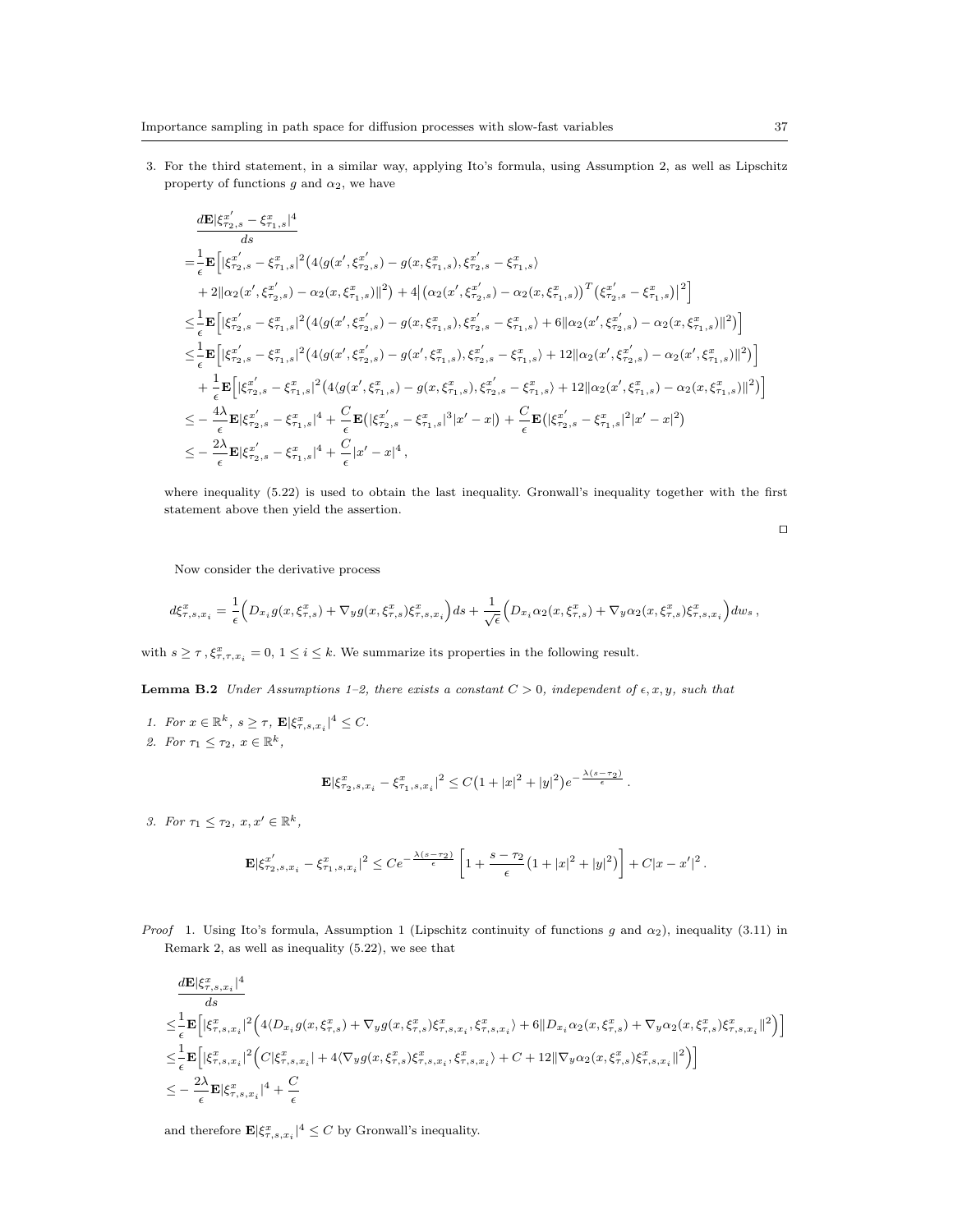3. For the third statement, in a similar way, applying Ito's formula, using Assumption 2, as well as Lipschitz property of functions $g$ and $\alpha_2$, we have

$$
\begin{aligned}
&\frac{d\mathbf{E}|\xi^{x'}_{\tau_2,s} - \xi^{x}_{\tau_1,s}|^4}{ds} \\
=&\frac{1}{\epsilon}\mathbf{E}\Big[|\xi^{x'}_{\tau_2,s} - \xi^{x}_{\tau_1,s}|^2\big(4\langle g(x',\xi^{x'}_{\tau_2,s}) - g(x,\xi^{x}_{\tau_1,s}), \xi^{x'}_{\tau_2,s} - \xi^{x}_{\tau_1,s}\rangle \\
&+ 2\|\alpha_2(x',\xi^{x'}_{\tau_2,s}) - \alpha_2(x,\xi^{x}_{\tau_1,s})\|^2\big) + 4\big|\big(\alpha_2(x',\xi^{x'}_{\tau_2,s}) - \alpha_2(x,\xi^{x}_{\tau_1,s})\big)^T\big(\xi^{x'}_{\tau_2,s} - \xi^{x}_{\tau_1,s}\big)\big|^2\Big] \\
\le&\frac{1}{\epsilon}\mathbf{E}\Big[|\xi^{x'}_{\tau_2,s} - \xi^{x}_{\tau_1,s}|^2\big(4\langle g(x',\xi^{x'}_{\tau_2,s}) - g(x,\xi^{x}_{\tau_1,s}), \xi^{x'}_{\tau_2,s} - \xi^{x}_{\tau_1,s}\rangle + 6\|\alpha_2(x',\xi^{x'}_{\tau_2,s}) - \alpha_2(x,\xi^{x}_{\tau_1,s})\|^2\big)\Big] \\
\le&\frac{1}{\epsilon}\mathbf{E}\Big[|\xi^{x'}_{\tau_2,s} - \xi^{x}_{\tau_1,s}|^2\big(4\langle g(x',\xi^{x'}_{\tau_2,s}) - g(x',\xi^{x}_{\tau_1,s}), \xi^{x'}_{\tau_2,s} - \xi^{x}_{\tau_1,s}\rangle + 12\|\alpha_2(x',\xi^{x'}_{\tau_2,s}) - \alpha_2(x',\xi^{x}_{\tau_1,s})\|^2\big)\Big] \\
&+ \frac{1}{\epsilon}\mathbf{E}\Big[|\xi^{x'}_{\tau_2,s} - \xi^{x}_{\tau_1,s}|^2\big(4\langle g(x',\xi^{x}_{\tau_1,s}) - g(x,\xi^{x}_{\tau_1,s}), \xi^{x'}_{\tau_2,s} - \xi^{x}_{\tau_1,s}\rangle + 12\|\alpha_2(x',\xi^{x}_{\tau_1,s}) - \alpha_2(x,\xi^{x}_{\tau_1,s})\|^2\big)\Big] \\
\le& -\frac{4\lambda}{\epsilon}\mathbf{E}|\xi^{x'}_{\tau_2,s} - \xi^{x}_{\tau_1,s}|^4 + \frac{C}{\epsilon}\mathbf{E}\big(|\xi^{x'}_{\tau_2,s} - \xi^{x}_{\tau_1,s}|^3|x'-x|\big) + \frac{C}{\epsilon}\mathbf{E}\big(|\xi^{x'}_{\tau_2,s} - \xi^{x}_{\tau_1,s}|^2|x'-x|^2\big) \\
\le& -\frac{2\lambda}{\epsilon}\mathbf{E}|\xi^{x'}_{\tau_2,s} - \xi^{x}_{\tau_1,s}|^4 + \frac{C}{\epsilon}|x'-x|^4\,,
\end{aligned}
$$

where inequality (5.22) is used to obtain the last inequality. Gronwall's inequality together with the first statement above then yield the assertion.

□

Now consider the derivative process

$$
d\xi^{x}_{\tau,s,x_i} = \frac{1}{\epsilon}\Big(D_{x_i}g(x,\xi^{x}_{\tau,s}) + \nabla_y g(x,\xi^{x}_{\tau,s})\xi^{x}_{\tau,s,x_i}\Big)ds + \frac{1}{\sqrt{\epsilon}}\Big(D_{x_i}\alpha_2(x,\xi^{x}_{\tau,s}) + \nabla_y\alpha_2(x,\xi^{x}_{\tau,s})\xi^{x}_{\tau,s,x_i}\Big)dw_s\,,
$$

with $s \ge \tau\,, \xi^{x}_{\tau,\tau,x_i} = 0$, $1 \le i \le k$. We summarize its properties in the following result.

**Lemma B.2** *Under Assumptions 1–2, there exists a constant $C > 0$, independent of $\epsilon, x, y$, such that*

1. *For $x \in \mathbb{R}^k$, $s \ge \tau$, $\mathbf{E}|\xi^{x}_{\tau,s,x_i}|^4 \le C$.*
2. *For $\tau_1 \le \tau_2$, $x \in \mathbb{R}^k$,*

$$
\mathbf{E}|\xi^{x}_{\tau_2,s,x_i} - \xi^{x}_{\tau_1,s,x_i}|^2 \le C\big(1+|x|^2+|y|^2\big)e^{-\frac{\lambda(s-\tau_2)}{\epsilon}}\,.
$$

3. *For $\tau_1 \le \tau_2$, $x, x' \in \mathbb{R}^k$,*

$$
\mathbf{E}|\xi^{x'}_{\tau_2,s,x_i} - \xi^{x}_{\tau_1,s,x_i}|^2 \le Ce^{-\frac{\lambda(s-\tau_2)}{\epsilon}}\left[1 + \frac{s-\tau_2}{\epsilon}\big(1+|x|^2+|y|^2\big)\right] + C|x-x'|^2\,.
$$

*Proof* 1. Using Ito's formula, Assumption 1 (Lipschitz continuity of functions $g$ and $\alpha_2$), inequality (3.11) in Remark 2, as well as inequality (5.22), we see that

$$
\begin{aligned}
&\frac{d\mathbf{E}|\xi^{x}_{\tau,s,x_i}|^4}{ds} \\
\le&\frac{1}{\epsilon}\mathbf{E}\Big[|\xi^{x}_{\tau,s,x_i}|^2\Big(4\langle D_{x_i}g(x,\xi^{x}_{\tau,s}) + \nabla_y g(x,\xi^{x}_{\tau,s})\xi^{x}_{\tau,s,x_i}, \xi^{x}_{\tau,s,x_i}\rangle + 6\|D_{x_i}\alpha_2(x,\xi^{x}_{\tau,s}) + \nabla_y\alpha_2(x,\xi^{x}_{\tau,s})\xi^{x}_{\tau,s,x_i}\|^2\Big)\Big] \\
\le&\frac{1}{\epsilon}\mathbf{E}\Big[|\xi^{x}_{\tau,s,x_i}|^2\Big(C|\xi^{x}_{\tau,s,x_i}| + 4\langle\nabla_y g(x,\xi^{x}_{\tau,s})\xi^{x}_{\tau,s,x_i}, \xi^{x}_{\tau,s,x_i}\rangle + C + 12\|\nabla_y\alpha_2(x,\xi^{x}_{\tau,s})\xi^{x}_{\tau,s,x_i}\|^2\Big)\Big] \\
\le& -\frac{2\lambda}{\epsilon}\mathbf{E}|\xi^{x}_{\tau,s,x_i}|^4 + \frac{C}{\epsilon}
\end{aligned}
$$

and therefore $\mathbf{E}|\xi^{x}_{\tau,s,x_i}|^4 \le C$ by Gronwall's inequality.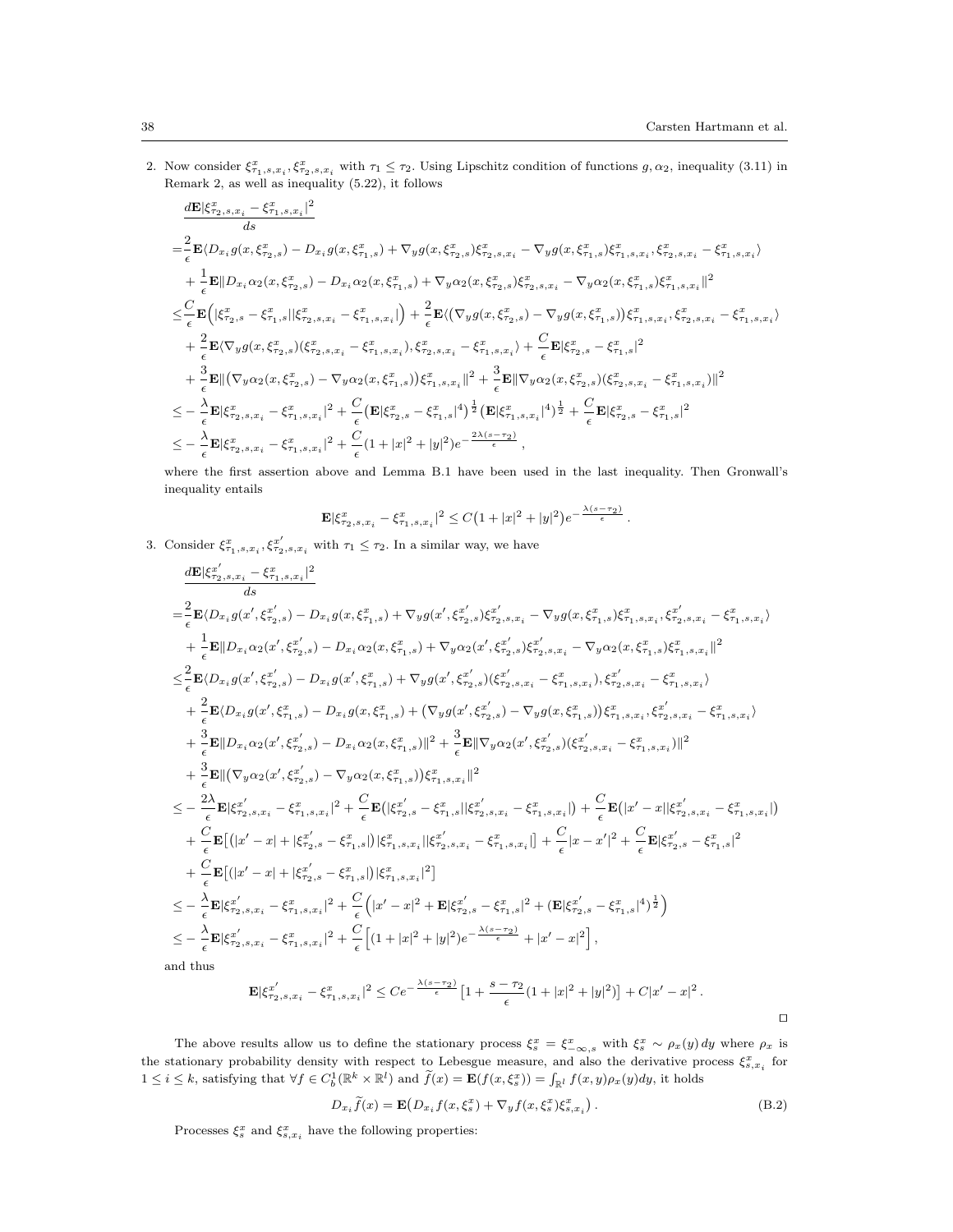2. Now consider $\xi^x_{\tau_1,s,x_i}, \xi^x_{\tau_2,s,x_i}$ with $\tau_1 \le \tau_2$. Using Lipschitz condition of functions $g, \alpha_2$, inequality (3.11) in Remark 2, as well as inequality (5.22), it follows

$$
\begin{aligned}
&\frac{d\mathbf{E}|\xi^x_{\tau_2,s,x_i} - \xi^x_{\tau_1,s,x_i}|^2}{ds} \\
=&\frac{2}{\epsilon}\mathbf{E}\langle D_{x_i} g(x,\xi^x_{\tau_2,s}) - D_{x_i} g(x,\xi^x_{\tau_1,s}) + \nabla_y g(x,\xi^x_{\tau_2,s})\xi^x_{\tau_2,s,x_i} - \nabla_y g(x,\xi^x_{\tau_1,s})\xi^x_{\tau_1,s,x_i}, \xi^x_{\tau_2,s,x_i} - \xi^x_{\tau_1,s,x_i}\rangle \\
&+ \frac{1}{\epsilon}\mathbf{E}\|D_{x_i}\alpha_2(x,\xi^x_{\tau_2,s}) - D_{x_i}\alpha_2(x,\xi^x_{\tau_1,s}) + \nabla_y\alpha_2(x,\xi^x_{\tau_2,s})\xi^x_{\tau_2,s,x_i} - \nabla_y\alpha_2(x,\xi^x_{\tau_1,s})\xi^x_{\tau_1,s,x_i}\|^2 \\
\le&\frac{C}{\epsilon}\mathbf{E}\Big(|\xi^x_{\tau_2,s} - \xi^x_{\tau_1,s}||\xi^x_{\tau_2,s,x_i} - \xi^x_{\tau_1,s,x_i}|\Big) + \frac{2}{\epsilon}\mathbf{E}\langle\big(\nabla_y g(x,\xi^x_{\tau_2,s}) - \nabla_y g(x,\xi^x_{\tau_1,s})\big)\xi^x_{\tau_1,s,x_i}, \xi^x_{\tau_2,s,x_i} - \xi^x_{\tau_1,s,x_i}\rangle \\
&+ \frac{2}{\epsilon}\mathbf{E}\langle\nabla_y g(x,\xi^x_{\tau_2,s})(\xi^x_{\tau_2,s,x_i} - \xi^x_{\tau_1,s,x_i}), \xi^x_{\tau_2,s,x_i} - \xi^x_{\tau_1,s,x_i}\rangle + \frac{C}{\epsilon}\mathbf{E}|\xi^x_{\tau_2,s} - \xi^x_{\tau_1,s}|^2 \\
&+ \frac{3}{\epsilon}\mathbf{E}\|\big(\nabla_y\alpha_2(x,\xi^x_{\tau_2,s}) - \nabla_y\alpha_2(x,\xi^x_{\tau_1,s})\big)\xi^x_{\tau_1,s,x_i}\|^2 + \frac{3}{\epsilon}\mathbf{E}\|\nabla_y\alpha_2(x,\xi^x_{\tau_2,s})(\xi^x_{\tau_2,s,x_i} - \xi^x_{\tau_1,s,x_i})\|^2 \\
\le& -\frac{\lambda}{\epsilon}\mathbf{E}|\xi^x_{\tau_2,s,x_i} - \xi^x_{\tau_1,s,x_i}|^2 + \frac{C}{\epsilon}\big(\mathbf{E}|\xi^x_{\tau_2,s} - \xi^x_{\tau_1,s}|^4\big)^{\frac{1}{2}}\big(\mathbf{E}|\xi^x_{\tau_1,s,x_i}|^4\big)^{\frac{1}{2}} + \frac{C}{\epsilon}\mathbf{E}|\xi^x_{\tau_2,s} - \xi^x_{\tau_1,s}|^2 \\
\le& -\frac{\lambda}{\epsilon}\mathbf{E}|\xi^x_{\tau_2,s,x_i} - \xi^x_{\tau_1,s,x_i}|^2 + \frac{C}{\epsilon}(1 + |x|^2 + |y|^2)e^{-\frac{2\lambda(s-\tau_2)}{\epsilon}}\,,
\end{aligned}
$$

where the first assertion above and Lemma B.1 have been used in the last inequality. Then Gronwall's inequality entails

$$
\mathbf{E}|\xi^x_{\tau_2,s,x_i} - \xi^x_{\tau_1,s,x_i}|^2 \le C\big(1 + |x|^2 + |y|^2\big)e^{-\frac{\lambda(s-\tau_2)}{\epsilon}}\,.
$$

3. Consider $\xi^x_{\tau_1,s,x_i}, \xi^{x'}_{\tau_2,s,x_i}$ with $\tau_1 \le \tau_2$. In a similar way, we have

$$
\begin{aligned}
&\frac{d\mathbf{E}|\xi^{x'}_{\tau_2,s,x_i} - \xi^x_{\tau_1,s,x_i}|^2}{ds} \\
=&\frac{2}{\epsilon}\mathbf{E}\langle D_{x_i} g(x',\xi^{x'}_{\tau_2,s}) - D_{x_i} g(x,\xi^x_{\tau_1,s}) + \nabla_y g(x',\xi^{x'}_{\tau_2,s})\xi^{x'}_{\tau_2,s,x_i} - \nabla_y g(x,\xi^x_{\tau_1,s})\xi^x_{\tau_1,s,x_i}, \xi^{x'}_{\tau_2,s,x_i} - \xi^x_{\tau_1,s,x_i}\rangle \\
&+ \frac{1}{\epsilon}\mathbf{E}\|D_{x_i}\alpha_2(x',\xi^{x'}_{\tau_2,s}) - D_{x_i}\alpha_2(x,\xi^x_{\tau_1,s}) + \nabla_y\alpha_2(x',\xi^{x'}_{\tau_2,s})\xi^{x'}_{\tau_2,s,x_i} - \nabla_y\alpha_2(x,\xi^x_{\tau_1,s})\xi^x_{\tau_1,s,x_i}\|^2 \\
\le&\frac{2}{\epsilon}\mathbf{E}\langle D_{x_i} g(x',\xi^{x'}_{\tau_2,s}) - D_{x_i} g(x',\xi^x_{\tau_1,s}) + \nabla_y g(x',\xi^{x'}_{\tau_2,s})(\xi^{x'}_{\tau_2,s,x_i} - \xi^x_{\tau_1,s,x_i}), \xi^{x'}_{\tau_2,s,x_i} - \xi^x_{\tau_1,s,x_i}\rangle \\
&+ \frac{2}{\epsilon}\mathbf{E}\langle D_{x_i} g(x',\xi^x_{\tau_1,s}) - D_{x_i} g(x,\xi^x_{\tau_1,s}) + \big(\nabla_y g(x',\xi^{x'}_{\tau_2,s}) - \nabla_y g(x,\xi^x_{\tau_1,s})\big)\xi^x_{\tau_1,s,x_i}, \xi^{x'}_{\tau_2,s,x_i} - \xi^x_{\tau_1,s,x_i}\rangle \\
&+ \frac{3}{\epsilon}\mathbf{E}\|D_{x_i}\alpha_2(x',\xi^{x'}_{\tau_2,s}) - D_{x_i}\alpha_2(x,\xi^x_{\tau_1,s})\|^2 + \frac{3}{\epsilon}\mathbf{E}\|\nabla_y\alpha_2(x',\xi^{x'}_{\tau_2,s})(\xi^{x'}_{\tau_2,s,x_i} - \xi^x_{\tau_1,s,x_i})\|^2 \\
&+ \frac{3}{\epsilon}\mathbf{E}\|\big(\nabla_y\alpha_2(x',\xi^{x'}_{\tau_2,s}) - \nabla_y\alpha_2(x,\xi^x_{\tau_1,s})\big)\xi^x_{\tau_1,s,x_i}\|^2 \\
\le& -\frac{2\lambda}{\epsilon}\mathbf{E}|\xi^{x'}_{\tau_2,s,x_i} - \xi^x_{\tau_1,s,x_i}|^2 + \frac{C}{\epsilon}\mathbf{E}\big(|\xi^{x'}_{\tau_2,s} - \xi^x_{\tau_1,s}||\xi^{x'}_{\tau_2,s,x_i} - \xi^x_{\tau_1,s,x_i}|\big) + \frac{C}{\epsilon}\mathbf{E}\big(|x' - x||\xi^{x'}_{\tau_2,s,x_i} - \xi^x_{\tau_1,s,x_i}|\big) \\
&+ \frac{C}{\epsilon}\mathbf{E}\big[\big(|x' - x| + |\xi^{x'}_{\tau_2,s} - \xi^x_{\tau_1,s}|\big)|\xi^x_{\tau_1,s,x_i}||\xi^{x'}_{\tau_2,s,x_i} - \xi^x_{\tau_1,s,x_i}|\big] + \frac{C}{\epsilon}|x - x'|^2 + \frac{C}{\epsilon}\mathbf{E}|\xi^{x'}_{\tau_2,s} - \xi^x_{\tau_1,s}|^2 \\
&+ \frac{C}{\epsilon}\mathbf{E}\big[\big(|x' - x| + |\xi^{x'}_{\tau_2,s} - \xi^x_{\tau_1,s}|\big)|\xi^x_{\tau_1,s,x_i}|^2\big] \\
\le& -\frac{\lambda}{\epsilon}\mathbf{E}|\xi^{x'}_{\tau_2,s,x_i} - \xi^x_{\tau_1,s,x_i}|^2 + \frac{C}{\epsilon}\Big(|x' - x|^2 + \mathbf{E}|\xi^{x'}_{\tau_2,s} - \xi^x_{\tau_1,s}|^2 + (\mathbf{E}|\xi^{x'}_{\tau_2,s} - \xi^x_{\tau_1,s}|^4)^{\frac{1}{2}}\Big) \\
\le& -\frac{\lambda}{\epsilon}\mathbf{E}|\xi^{x'}_{\tau_2,s,x_i} - \xi^x_{\tau_1,s,x_i}|^2 + \frac{C}{\epsilon}\Big[(1 + |x|^2 + |y|^2)e^{-\frac{\lambda(s-\tau_2)}{\epsilon}} + |x' - x|^2\Big]\,,
\end{aligned}
$$

and thus

$$
\mathbf{E}|\xi^{x'}_{\tau_2,s,x_i} - \xi^x_{\tau_1,s,x_i}|^2 \le Ce^{-\frac{\lambda(s-\tau_2)}{\epsilon}}\big[1 + \frac{s - \tau_2}{\epsilon}(1 + |x|^2 + |y|^2)\big] + C|x' - x|^2\,.
$$

□

The above results allow us to define the stationary process $\xi^x_s = \xi^x_{-\infty,s}$ with $\xi^x_s \sim \rho_x(y)\,dy$ where $\rho_x$ is the stationary probability density with respect to Lebesgue measure, and also the derivative process $\xi^x_{s,x_i}$ for $1 \le i \le k$, satisfying that $\forall f \in C^1_b(\mathbb{R}^k \times \mathbb{R}^l)$ and $\widetilde{f}(x) = \mathbf{E}(f(x,\xi^x_s)) = \int_{\mathbb{R}^l} f(x,y)\rho_x(y)dy$, it holds

$$
D_{x_i}\widetilde{f}(x) = \mathbf{E}\big(D_{x_i} f(x,\xi^x_s) + \nabla_y f(x,\xi^x_s)\xi^x_{s,x_i}\big)\,. \tag{B.2}
$$

Processes $\xi^x_s$ and $\xi^x_{s,x_i}$ have the following properties: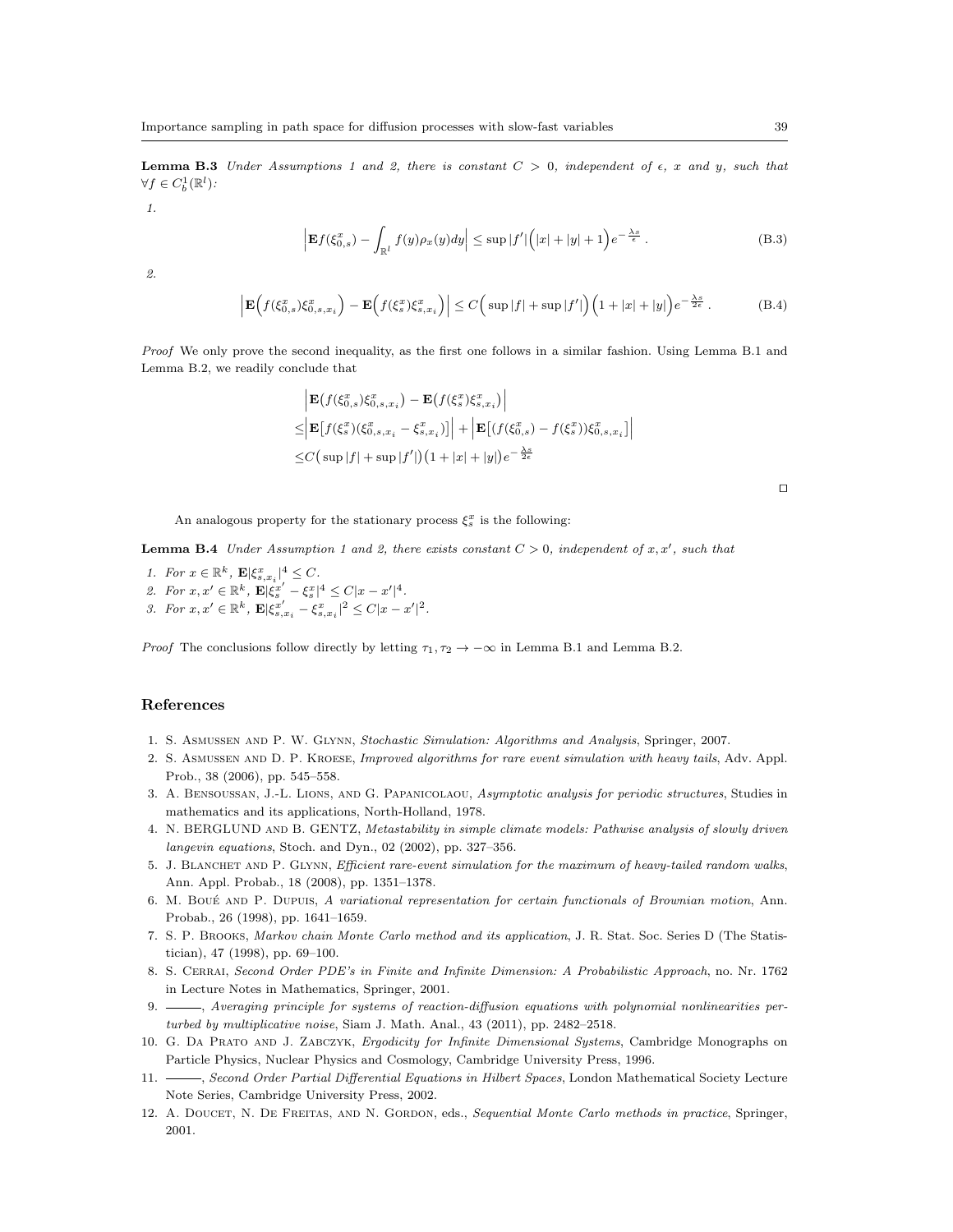**Lemma B.3** *Under Assumptions 1 and 2, there is constant $C > 0$, independent of $\epsilon$, $x$ and $y$, such that $\forall f \in C_b^1(\mathbb{R}^l)$:*

*1.*

$$\left|\mathbf{E}f(\xi_{0,s}^x) - \int_{\mathbb{R}^l} f(y)\rho_x(y)dy\right| \leq \sup|f'|\Big(|x| + |y| + 1\Big)e^{-\frac{\lambda s}{\epsilon}}\,. \tag{B.3}$$

*2.*

$$\left|\mathbf{E}\Big(f(\xi_{0,s}^x)\xi_{0,s,x_i}^x\Big) - \mathbf{E}\Big(f(\xi_s^x)\xi_{s,x_i}^x\Big)\right| \leq C\Big(\sup|f| + \sup|f'|\Big)\Big(1 + |x| + |y|\Big)e^{-\frac{\lambda s}{2\epsilon}}\,. \tag{B.4}$$

*Proof* We only prove the second inequality, as the first one follows in a similar fashion. Using Lemma B.1 and Lemma B.2, we readily conclude that

$$\begin{aligned}
&\left|\mathbf{E}\big(f(\xi_{0,s}^x)\xi_{0,s,x_i}^x\big) - \mathbf{E}\big(f(\xi_s^x)\xi_{s,x_i}^x\big)\right| \\
\leq&\left|\mathbf{E}\big[f(\xi_s^x)(\xi_{0,s,x_i}^x - \xi_{s,x_i}^x)\big]\right| + \left|\mathbf{E}\big[(f(\xi_{0,s}^x) - f(\xi_s^x))\xi_{0,s,x_i}^x\big]\right| \\
\leq&C\big(\sup|f| + \sup|f'|\big)\big(1 + |x| + |y|\big)e^{-\frac{\lambda s}{2\epsilon}}
\end{aligned}$$

□

An analogous property for the stationary process $\xi_s^x$ is the following:

**Lemma B.4** *Under Assumption 1 and 2, there exists constant $C > 0$, independent of $x, x'$, such that*

1. *For $x \in \mathbb{R}^k$, $\mathbf{E}|\xi_{s,x_i}^x|^4 \leq C$.*
2. *For $x, x' \in \mathbb{R}^k$, $\mathbf{E}|\xi_s^{x'} - \xi_s^x|^4 \leq C|x - x'|^4$.*
3. *For $x, x' \in \mathbb{R}^k$, $\mathbf{E}|\xi_{s,x_i}^{x'} - \xi_{s,x_i}^x|^2 \leq C|x - x'|^2$.*

*Proof* The conclusions follow directly by letting $\tau_1, \tau_2 \to -\infty$ in Lemma B.1 and Lemma B.2.

## References

1. S. Asmussen and P. W. Glynn, *Stochastic Simulation: Algorithms and Analysis*, Springer, 2007.
2. S. Asmussen and D. P. Kroese, *Improved algorithms for rare event simulation with heavy tails*, Adv. Appl. Prob., 38 (2006), pp. 545–558.
3. A. Bensoussan, J.-L. Lions, and G. Papanicolaou, *Asymptotic analysis for periodic structures*, Studies in mathematics and its applications, North-Holland, 1978.
4. N. BERGLUND and B. GENTZ, *Metastability in simple climate models: Pathwise analysis of slowly driven langevin equations*, Stoch. and Dyn., 02 (2002), pp. 327–356.
5. J. Blanchet and P. Glynn, *Efficient rare-event simulation for the maximum of heavy-tailed random walks*, Ann. Appl. Probab., 18 (2008), pp. 1351–1378.
6. M. Boué and P. Dupuis, *A variational representation for certain functionals of Brownian motion*, Ann. Probab., 26 (1998), pp. 1641–1659.
7. S. P. Brooks, *Markov chain Monte Carlo method and its application*, J. R. Stat. Soc. Series D (The Statistician), 47 (1998), pp. 69–100.
8. S. Cerrai, *Second Order PDE's in Finite and Infinite Dimension: A Probabilistic Approach*, no. Nr. 1762 in Lecture Notes in Mathematics, Springer, 2001.
9. ———, *Averaging principle for systems of reaction-diffusion equations with polynomial nonlinearities perturbed by multiplicative noise*, Siam J. Math. Anal., 43 (2011), pp. 2482–2518.
10. G. Da Prato and J. Zabczyk, *Ergodicity for Infinite Dimensional Systems*, Cambridge Monographs on Particle Physics, Nuclear Physics and Cosmology, Cambridge University Press, 1996.
11. ———, *Second Order Partial Differential Equations in Hilbert Spaces*, London Mathematical Society Lecture Note Series, Cambridge University Press, 2002.
12. A. Doucet, N. De Freitas, and N. Gordon, eds., *Sequential Monte Carlo methods in practice*, Springer, 2001.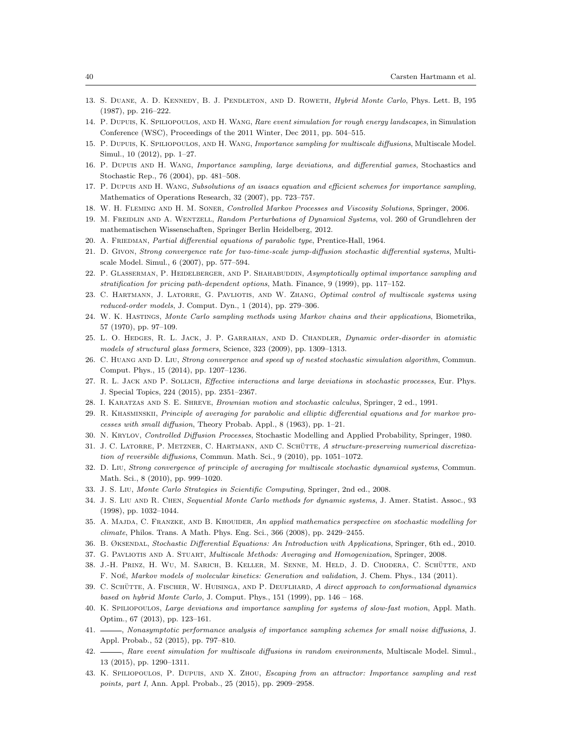13. S. Duane, A. D. Kennedy, B. J. Pendleton, and D. Roweth, *Hybrid Monte Carlo*, Phys. Lett. B, 195 (1987), pp. 216–222.
14. P. Dupuis, K. Spiliopoulos, and H. Wang, *Rare event simulation for rough energy landscapes*, in Simulation Conference (WSC), Proceedings of the 2011 Winter, Dec 2011, pp. 504–515.
15. P. Dupuis, K. Spiliopoulos, and H. Wang, *Importance sampling for multiscale diffusions*, Multiscale Model. Simul., 10 (2012), pp. 1–27.
16. P. Dupuis and H. Wang, *Importance sampling, large deviations, and differential games*, Stochastics and Stochastic Rep., 76 (2004), pp. 481–508.
17. P. Dupuis and H. Wang, *Subsolutions of an isaacs equation and efficient schemes for importance sampling*, Mathematics of Operations Research, 32 (2007), pp. 723–757.
18. W. H. Fleming and H. M. Soner, *Controlled Markov Processes and Viscosity Solutions*, Springer, 2006.
19. M. Freidlin and A. Wentzell, *Random Perturbations of Dynamical Systems*, vol. 260 of Grundlehren der mathematischen Wissenschaften, Springer Berlin Heidelberg, 2012.
20. A. Friedman, *Partial differential equations of parabolic type*, Prentice-Hall, 1964.
21. D. Givon, *Strong convergence rate for two-time-scale jump-diffusion stochastic differential systems*, Multiscale Model. Simul., 6 (2007), pp. 577–594.
22. P. Glasserman, P. Heidelberger, and P. Shahabuddin, *Asymptotically optimal importance sampling and stratification for pricing path-dependent options*, Math. Finance, 9 (1999), pp. 117–152.
23. C. Hartmann, J. Latorre, G. Pavliotis, and W. Zhang, *Optimal control of multiscale systems using reduced-order models*, J. Comput. Dyn., 1 (2014), pp. 279–306.
24. W. K. Hastings, *Monte Carlo sampling methods using Markov chains and their applications*, Biometrika, 57 (1970), pp. 97–109.
25. L. O. Hedges, R. L. Jack, J. P. Garrahan, and D. Chandler, *Dynamic order-disorder in atomistic models of structural glass formers*, Science, 323 (2009), pp. 1309–1313.
26. C. Huang and D. Liu, *Strong convergence and speed up of nested stochastic simulation algorithm*, Commun. Comput. Phys., 15 (2014), pp. 1207–1236.
27. R. L. Jack and P. Sollich, *Effective interactions and large deviations in stochastic processes*, Eur. Phys. J. Special Topics, 224 (2015), pp. 2351–2367.
28. I. Karatzas and S. E. Shreve, *Brownian motion and stochastic calculus*, Springer, 2 ed., 1991.
29. R. Khasminskii, *Principle of averaging for parabolic and elliptic differential equations and for markov processes with small diffusion*, Theory Probab. Appl., 8 (1963), pp. 1–21.
30. N. Krylov, *Controlled Diffusion Processes*, Stochastic Modelling and Applied Probability, Springer, 1980.
31. J. C. Latorre, P. Metzner, C. Hartmann, and C. Schütte, *A structure-preserving numerical discretization of reversible diffusions*, Commun. Math. Sci., 9 (2010), pp. 1051–1072.
32. D. Liu, *Strong convergence of principle of averaging for multiscale stochastic dynamical systems*, Commun. Math. Sci., 8 (2010), pp. 999–1020.
33. J. S. Liu, *Monte Carlo Strategies in Scientific Computing*, Springer, 2nd ed., 2008.
34. J. S. Liu and R. Chen, *Sequential Monte Carlo methods for dynamic systems*, J. Amer. Statist. Assoc., 93 (1998), pp. 1032–1044.
35. A. Majda, C. Franzke, and B. Khouider, *An applied mathematics perspective on stochastic modelling for climate*, Philos. Trans. A Math. Phys. Eng. Sci., 366 (2008), pp. 2429–2455.
36. B. Øksendal, *Stochastic Differential Equations: An Introduction with Applications*, Springer, 6th ed., 2010.
37. G. Pavliotis and A. Stuart, *Multiscale Methods: Averaging and Homogenization*, Springer, 2008.
38. J.-H. Prinz, H. Wu, M. Sarich, B. Keller, M. Senne, M. Held, J. D. Chodera, C. Schütte, and F. Noé, *Markov models of molecular kinetics: Generation and validation*, J. Chem. Phys., 134 (2011).
39. C. Schütte, A. Fischer, W. Huisinga, and P. Deuflhard, *A direct approach to conformational dynamics based on hybrid Monte Carlo*, J. Comput. Phys., 151 (1999), pp. 146 – 168.
40. K. Spiliopoulos, *Large deviations and importance sampling for systems of slow-fast motion*, Appl. Math. Optim., 67 (2013), pp. 123–161.
41. ———, *Nonasymptotic performance analysis of importance sampling schemes for small noise diffusions*, J. Appl. Probab., 52 (2015), pp. 797–810.
42. ———, *Rare event simulation for multiscale diffusions in random environments*, Multiscale Model. Simul., 13 (2015), pp. 1290–1311.
43. K. Spiliopoulos, P. Dupuis, and X. Zhou, *Escaping from an attractor: Importance sampling and rest points, part I*, Ann. Appl. Probab., 25 (2015), pp. 2909–2958.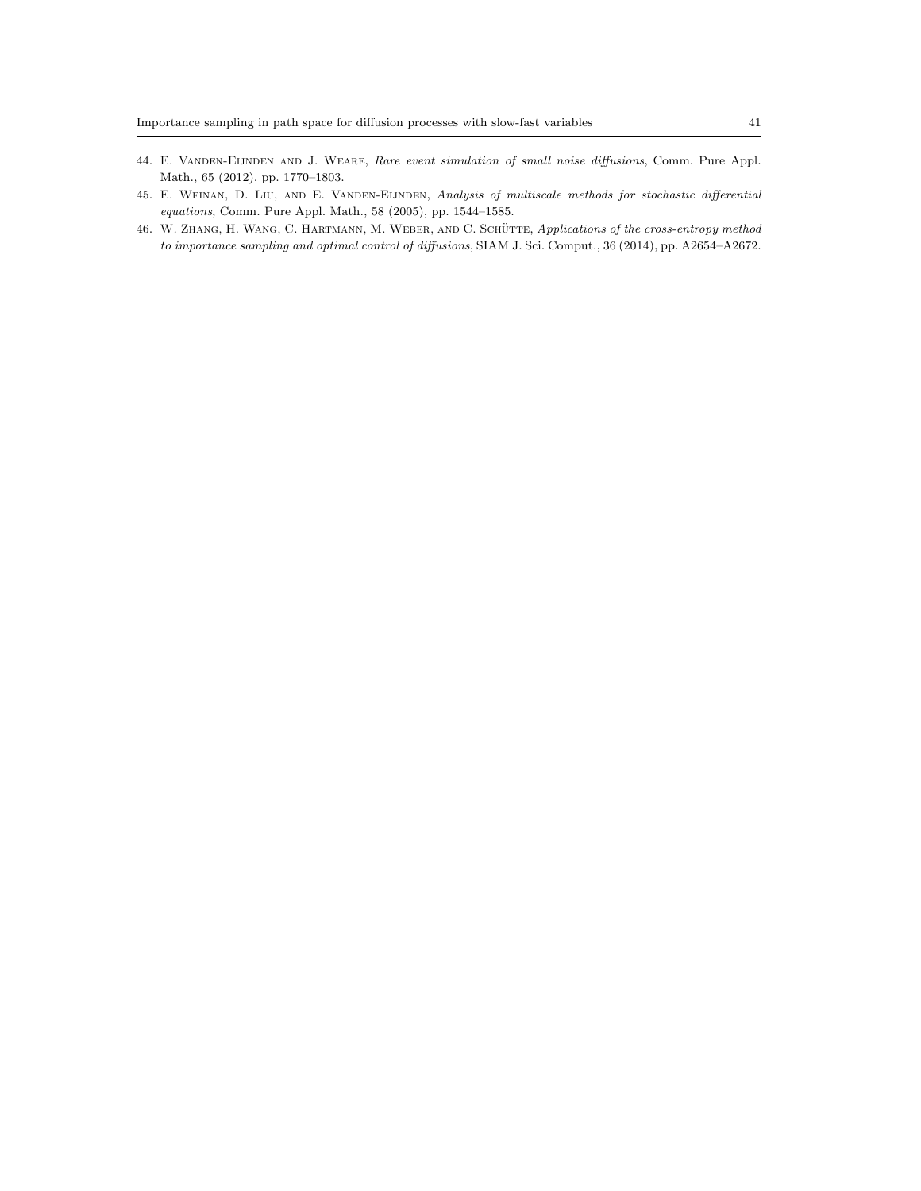44. E. Vanden-Eijnden and J. Weare, *Rare event simulation of small noise diffusions*, Comm. Pure Appl. Math., 65 (2012), pp. 1770–1803.
45. E. Weinan, D. Liu, and E. Vanden-Eijnden, *Analysis of multiscale methods for stochastic differential equations*, Comm. Pure Appl. Math., 58 (2005), pp. 1544–1585.
46. W. Zhang, H. Wang, C. Hartmann, M. Weber, and C. Schütte, *Applications of the cross-entropy method to importance sampling and optimal control of diffusions*, SIAM J. Sci. Comput., 36 (2014), pp. A2654–A2672.